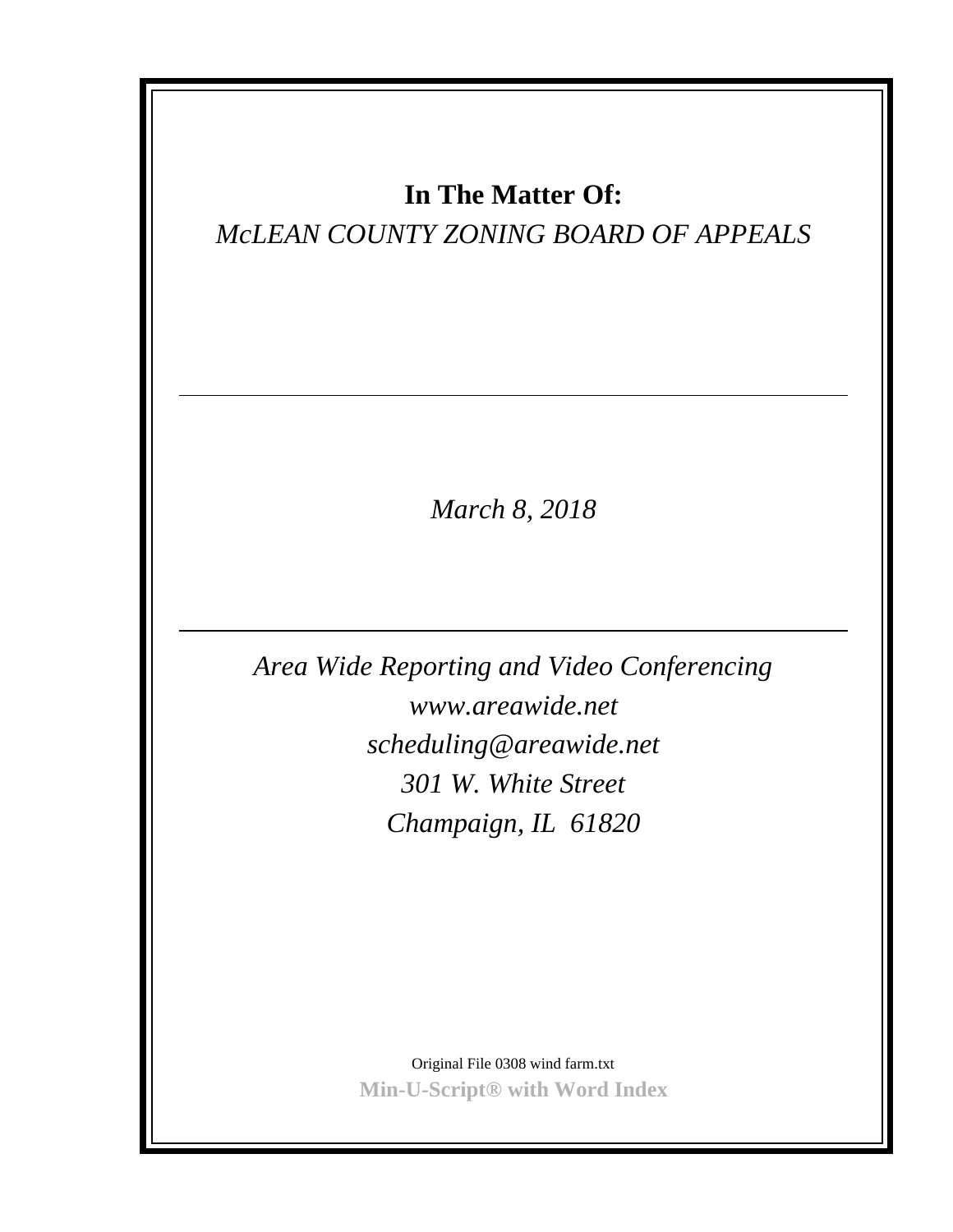**In The Matter Of:**

*McLEAN COUNTY ZONING BOARD OF APPEALS*

---

*March 8, 2018*

---

*Area Wide Reporting and Video Conferencing*
*www.areawide.net*
*scheduling@areawide.net*
*301 W. White Street*
*Champaign, IL 61820*

Original File 0308 wind farm.txt

**Min-U-Script® with Word Index**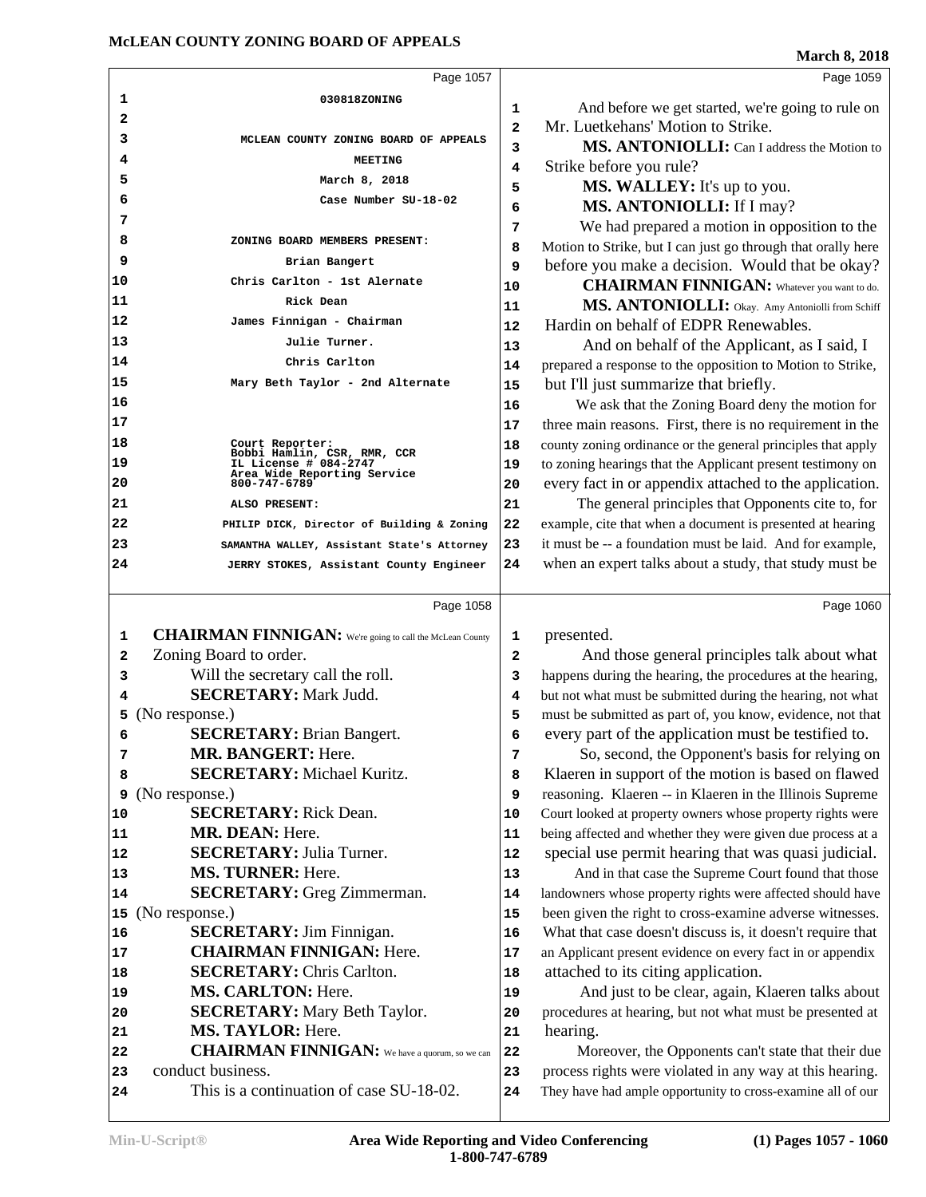030818ZONING

MCLEAN COUNTY ZONING BOARD OF APPEALS
MEETING
March 8, 2018
Case Number SU-18-02

ZONING BOARD MEMBERS PRESENT:
Brian Bangert
Chris Carlton - 1st Alernate
Rick Dean
James Finnigan - Chairman
Julie Turner.
Chris Carlton
Mary Beth Taylor - 2nd Alternate

Court Reporter:
Bobbi Hamlin, CSR, RMR, CCR
IL License # 084-2747
Area Wide Reporting Service
800-747-6789

ALSO PRESENT:
PHILIP DICK, Director of Building & Zoning
SAMANTHA WALLEY, Assistant State's Attorney
JERRY STOKES, Assistant County Engineer

**CHAIRMAN FINNIGAN:** We're going to call the McLean County Zoning Board to order.

Will the secretary call the roll.

**SECRETARY:** Mark Judd.

(No response.)

**SECRETARY:** Brian Bangert.

**MR. BANGERT:** Here.

**SECRETARY:** Michael Kuritz.

(No response.)

**SECRETARY:** Rick Dean.

**MR. DEAN:** Here.

**SECRETARY:** Julia Turner.

**MS. TURNER:** Here.

**SECRETARY:** Greg Zimmerman.

(No response.)

**SECRETARY:** Jim Finnigan.

**CHAIRMAN FINNIGAN:** Here.

**SECRETARY:** Chris Carlton.

**MS. CARLTON:** Here.

**SECRETARY:** Mary Beth Taylor.

**MS. TAYLOR:** Here.

**CHAIRMAN FINNIGAN:** We have a quorum, so we can conduct business.

This is a continuation of case SU-18-02.

And before we get started, we're going to rule on Mr. Luetkehans' Motion to Strike.

**MS. ANTONIOLLI:** Can I address the Motion to Strike before you rule?

**MS. WALLEY:** It's up to you.

**MS. ANTONIOLLI:** If I may?

We had prepared a motion in opposition to the Motion to Strike, but I can just go through that orally here before you make a decision. Would that be okay?

**CHAIRMAN FINNIGAN:** Whatever you want to do.

**MS. ANTONIOLLI:** Okay. Amy Antoniolli from Schiff Hardin on behalf of EDPR Renewables.

And on behalf of the Applicant, as I said, I prepared a response to the opposition to Motion to Strike, but I'll just summarize that briefly.

We ask that the Zoning Board deny the motion for three main reasons. First, there is no requirement in the county zoning ordinance or the general principles that apply to zoning hearings that the Applicant present testimony on every fact in or appendix attached to the application.

The general principles that Opponents cite to, for example, cite that when a document is presented at hearing it must be -- a foundation must be laid. And for example, when an expert talks about a study, that study must be presented.

And those general principles talk about what happens during the hearing, the procedures at the hearing, but not what must be submitted during the hearing, not what must be submitted as part of, you know, evidence, not that every part of the application must be testified to.

So, second, the Opponent's basis for relying on Klaeren in support of the motion is based on flawed reasoning. Klaeren -- in Klaeren in the Illinois Supreme Court looked at property owners whose property rights were being affected and whether they were given due process at a special use permit hearing that was quasi judicial.

And in that case the Supreme Court found that those landowners whose property rights were affected should have been given the right to cross-examine adverse witnesses. What that case doesn't discuss is, it doesn't require that an Applicant present evidence on every fact in or appendix attached to its citing application.

And just to be clear, again, Klaeren talks about procedures at hearing, but not what must be presented at hearing.

Moreover, the Opponents can't state that their due process rights were violated in any way at this hearing. They have had ample opportunity to cross-examine all of our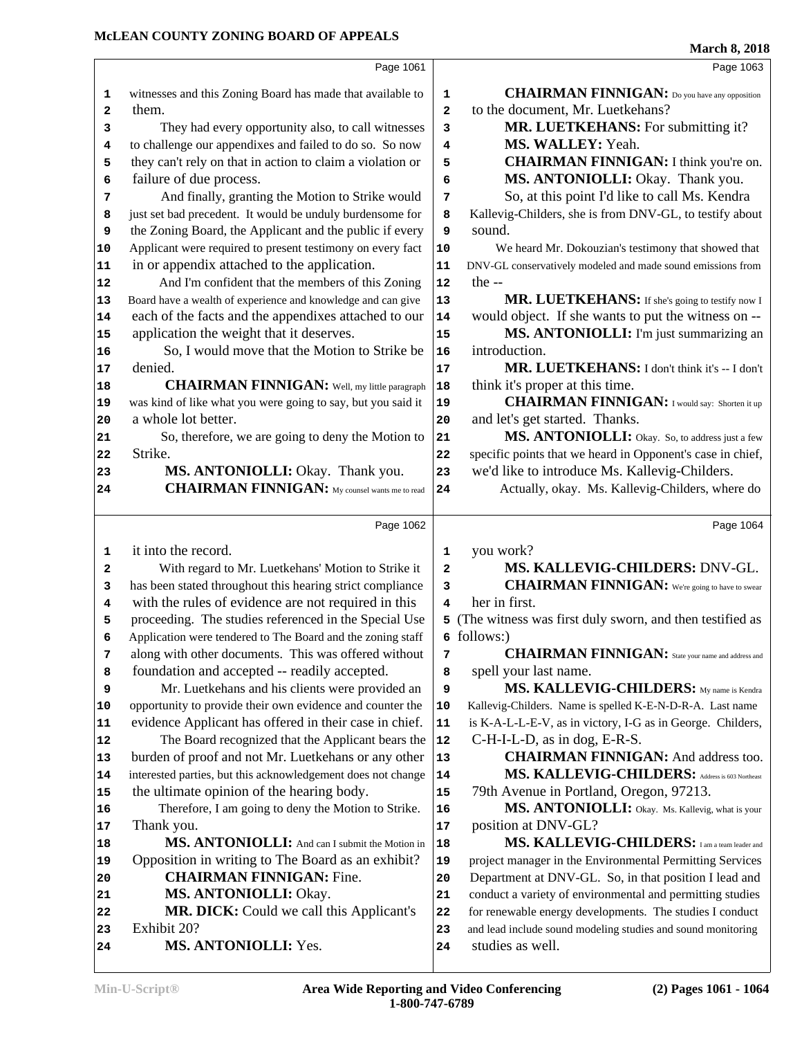Page 1061

witnesses and this Zoning Board has made that available to them.

They had every opportunity also, to call witnesses to challenge our appendixes and failed to do so. So now they can't rely on that in action to claim a violation or failure of due process.

And finally, granting the Motion to Strike would just set bad precedent. It would be unduly burdensome for the Zoning Board, the Applicant and the public if every Applicant were required to present testimony on every fact in or appendix attached to the application.

And I'm confident that the members of this Zoning Board have a wealth of experience and knowledge and can give each of the facts and the appendixes attached to our application the weight that it deserves.

So, I would move that the Motion to Strike be denied.

**CHAIRMAN FINNIGAN:** Well, my little paragraph was kind of like what you were going to say, but you said it a whole lot better.

So, therefore, we are going to deny the Motion to Strike.

**MS. ANTONIOLLI:** Okay. Thank you.

**CHAIRMAN FINNIGAN:** My counsel wants me to read

Page 1062

it into the record.

With regard to Mr. Luetkehans' Motion to Strike it has been stated throughout this hearing strict compliance with the rules of evidence are not required in this proceeding. The studies referenced in the Special Use Application were tendered to The Board and the zoning staff along with other documents. This was offered without foundation and accepted -- readily accepted.

Mr. Luetkehans and his clients were provided an opportunity to provide their own evidence and counter the evidence Applicant has offered in their case in chief.

The Board recognized that the Applicant bears the burden of proof and not Mr. Luetkehans or any other interested parties, but this acknowledgement does not change the ultimate opinion of the hearing body.

Therefore, I am going to deny the Motion to Strike. Thank you.

**MS. ANTONIOLLI:** And can I submit the Motion in Opposition in writing to The Board as an exhibit?

**CHAIRMAN FINNIGAN:** Fine.

**MS. ANTONIOLLI:** Okay.

**MR. DICK:** Could we call this Applicant's Exhibit 20?

**MS. ANTONIOLLI:** Yes.

Page 1063

**CHAIRMAN FINNIGAN:** Do you have any opposition to the document, Mr. Luetkehans?

**MR. LUETKEHANS:** For submitting it?

**MS. WALLEY:** Yeah.

**CHAIRMAN FINNIGAN:** I think you're on.

**MS. ANTONIOLLI:** Okay. Thank you.

So, at this point I'd like to call Ms. Kendra Kallevig-Childers, she is from DNV-GL, to testify about sound.

We heard Mr. Dokouzian's testimony that showed that DNV-GL conservatively modeled and made sound emissions from the --

**MR. LUETKEHANS:** If she's going to testify now I would object. If she wants to put the witness on --

**MS. ANTONIOLLI:** I'm just summarizing an introduction.

**MR. LUETKEHANS:** I don't think it's -- I don't think it's proper at this time.

**CHAIRMAN FINNIGAN:** I would say: Shorten it up and let's get started. Thanks.

**MS. ANTONIOLLI:** Okay. So, to address just a few specific points that we heard in Opponent's case in chief, we'd like to introduce Ms. Kallevig-Childers.

Actually, okay. Ms. Kallevig-Childers, where do

Page 1064

you work?

**MS. KALLEVIG-CHILDERS:** DNV-GL.

**CHAIRMAN FINNIGAN:** We're going to have to swear her in first.

(The witness was first duly sworn, and then testified as follows:)

**CHAIRMAN FINNIGAN:** State your name and address and spell your last name.

**MS. KALLEVIG-CHILDERS:** My name is Kendra Kallevig-Childers. Name is spelled K-E-N-D-R-A. Last name is K-A-L-L-E-V, as in victory, I-G as in George. Childers, C-H-I-L-D, as in dog, E-R-S.

**CHAIRMAN FINNIGAN:** And address too.

**MS. KALLEVIG-CHILDERS:** Address is 603 Northeast 79th Avenue in Portland, Oregon, 97213.

**MS. ANTONIOLLI:** Okay. Ms. Kallevig, what is your position at DNV-GL?

**MS. KALLEVIG-CHILDERS:** I am a team leader and project manager in the Environmental Permitting Services Department at DNV-GL. So, in that position I lead and conduct a variety of environmental and permitting studies for renewable energy developments. The studies I conduct and lead include sound modeling studies and sound monitoring studies as well.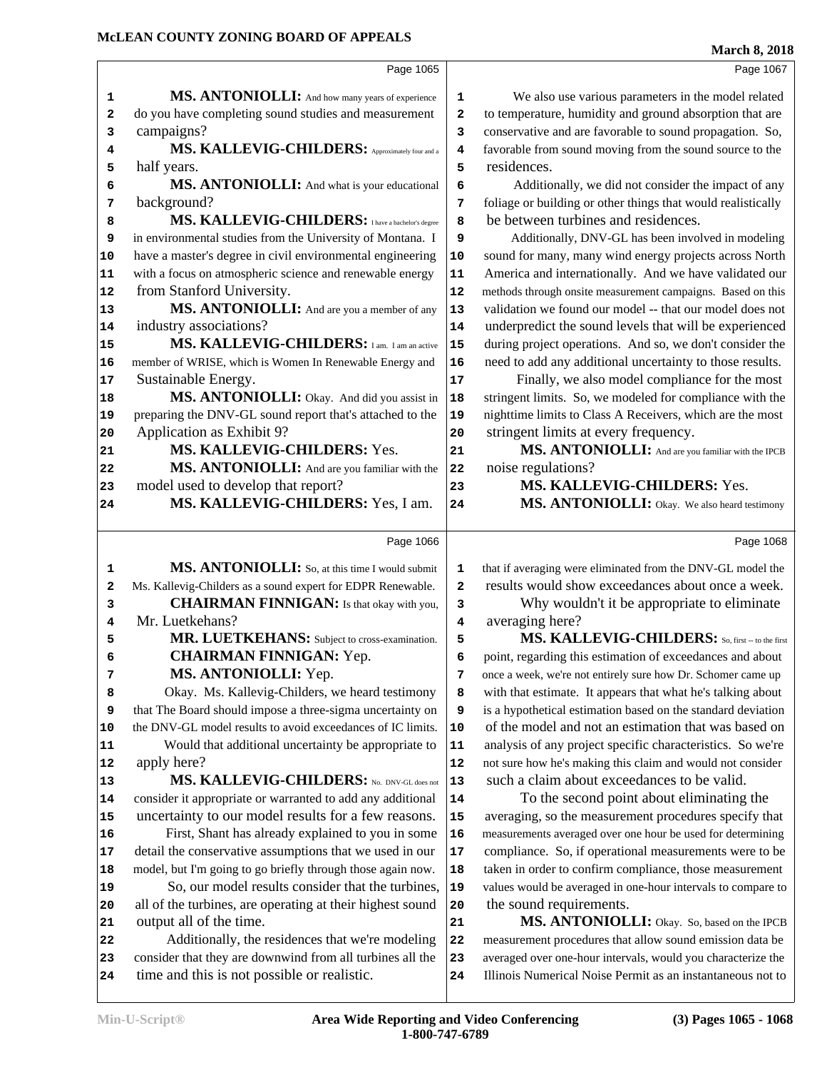**MS. ANTONIOLLI:** And how many years of experience do you have completing sound studies and measurement campaigns?

**MS. KALLEVIG-CHILDERS:** Approximately four and a half years.

**MS. ANTONIOLLI:** And what is your educational background?

**MS. KALLEVIG-CHILDERS:** I have a bachelor's degree in environmental studies from the University of Montana. I have a master's degree in civil environmental engineering with a focus on atmospheric science and renewable energy from Stanford University.

**MS. ANTONIOLLI:** And are you a member of any industry associations?

**MS. KALLEVIG-CHILDERS:** I am. I am an active member of WRISE, which is Women In Renewable Energy and Sustainable Energy.

**MS. ANTONIOLLI:** Okay. And did you assist in preparing the DNV-GL sound report that's attached to the Application as Exhibit 9?

**MS. KALLEVIG-CHILDERS:** Yes.

**MS. ANTONIOLLI:** And are you familiar with the model used to develop that report?

**MS. KALLEVIG-CHILDERS:** Yes, I am.

**MS. ANTONIOLLI:** So, at this time I would submit Ms. Kallevig-Childers as a sound expert for EDPR Renewable.

**CHAIRMAN FINNIGAN:** Is that okay with you, Mr. Luetkehans?

**MR. LUETKEHANS:** Subject to cross-examination.

**CHAIRMAN FINNIGAN:** Yep.

**MS. ANTONIOLLI:** Yep.

Okay. Ms. Kallevig-Childers, we heard testimony that The Board should impose a three-sigma uncertainty on the DNV-GL model results to avoid exceedances of IC limits. Would that additional uncertainty be appropriate to apply here?

**MS. KALLEVIG-CHILDERS:** No. DNV-GL does not consider it appropriate or warranted to add any additional uncertainty to our model results for a few reasons.

First, Shant has already explained to you in some detail the conservative assumptions that we used in our model, but I'm going to go briefly through those again now.

So, our model results consider that the turbines, all of the turbines, are operating at their highest sound output all of the time.

Additionally, the residences that we're modeling consider that they are downwind from all turbines all the time and this is not possible or realistic.

We also use various parameters in the model related to temperature, humidity and ground absorption that are conservative and are favorable to sound propagation. So, favorable from sound moving from the sound source to the residences.

Additionally, we did not consider the impact of any foliage or building or other things that would realistically be between turbines and residences.

Additionally, DNV-GL has been involved in modeling sound for many, many wind energy projects across North America and internationally. And we have validated our methods through onsite measurement campaigns. Based on this validation we found our model -- that our model does not underpredict the sound levels that will be experienced during project operations. And so, we don't consider the need to add any additional uncertainty to those results.

Finally, we also model compliance for the most stringent limits. So, we modeled for compliance with the nighttime limits to Class A Receivers, which are the most stringent limits at every frequency.

**MS. ANTONIOLLI:** And are you familiar with the IPCB noise regulations?

**MS. KALLEVIG-CHILDERS:** Yes.

**MS. ANTONIOLLI:** Okay. We also heard testimony that if averaging were eliminated from the DNV-GL model the results would show exceedances about once a week.

Why wouldn't it be appropriate to eliminate averaging here?

**MS. KALLEVIG-CHILDERS:** So, first -- to the first point, regarding this estimation of exceedances and about once a week, we're not entirely sure how Dr. Schomer came up with that estimate. It appears that what he's talking about is a hypothetical estimation based on the standard deviation of the model and not an estimation that was based on analysis of any project specific characteristics. So we're not sure how he's making this claim and would not consider such a claim about exceedances to be valid.

To the second point about eliminating the averaging, so the measurement procedures specify that measurements averaged over one hour be used for determining compliance. So, if operational measurements were to be taken in order to confirm compliance, those measurement values would be averaged in one-hour intervals to compare to the sound requirements.

**MS. ANTONIOLLI:** Okay. So, based on the IPCB measurement procedures that allow sound emission data be averaged over one-hour intervals, would you characterize the Illinois Numerical Noise Permit as an instantaneous not to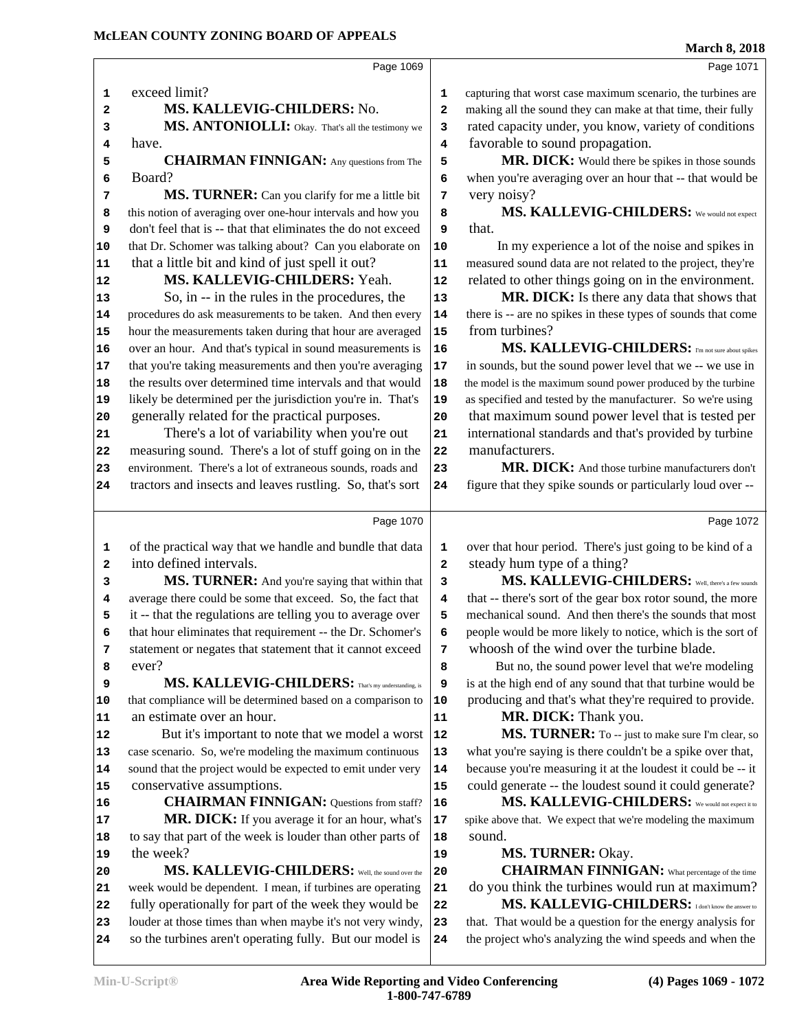exceed limit?

**MS. KALLEVIG-CHILDERS:** No.

**MS. ANTONIOLLI:** Okay. That's all the testimony we have.

**CHAIRMAN FINNIGAN:** Any questions from The Board?

**MS. TURNER:** Can you clarify for me a little bit this notion of averaging over one-hour intervals and how you don't feel that is -- that that eliminates the do not exceed that Dr. Schomer was talking about? Can you elaborate on that a little bit and kind of just spell it out?

**MS. KALLEVIG-CHILDERS:** Yeah.

So, in -- in the rules in the procedures, the procedures do ask measurements to be taken. And then every hour the measurements taken during that hour are averaged over an hour. And that's typical in sound measurements is that you're taking measurements and then you're averaging the results over determined time intervals and that would likely be determined per the jurisdiction you're in. That's generally related for the practical purposes.

There's a lot of variability when you're out measuring sound. There's a lot of stuff going on in the environment. There's a lot of extraneous sounds, roads and tractors and insects and leaves rustling. So, that's sort of the practical way that we handle and bundle that data into defined intervals.

**MS. TURNER:** And you're saying that within that average there could be some that exceed. So, the fact that it -- that the regulations are telling you to average over that hour eliminates that requirement -- the Dr. Schomer's statement or negates that statement that it cannot exceed ever?

**MS. KALLEVIG-CHILDERS:** That's my understanding, is that compliance will be determined based on a comparison to an estimate over an hour.

But it's important to note that we model a worst case scenario. So, we're modeling the maximum continuous sound that the project would be expected to emit under very conservative assumptions.

**CHAIRMAN FINNIGAN:** Questions from staff?

**MR. DICK:** If you average it for an hour, what's to say that part of the week is louder than other parts of the week?

**MS. KALLEVIG-CHILDERS:** Well, the sound over the week would be dependent. I mean, if turbines are operating fully operationally for part of the week they would be louder at those times than when maybe it's not very windy, so the turbines aren't operating fully. But our model is capturing that worst case maximum scenario, the turbines are making all the sound they can make at that time, their fully rated capacity under, you know, variety of conditions favorable to sound propagation.

**MR. DICK:** Would there be spikes in those sounds when you're averaging over an hour that -- that would be very noisy?

**MS. KALLEVIG-CHILDERS:** We would not expect that.

In my experience a lot of the noise and spikes in measured sound data are not related to the project, they're related to other things going on in the environment.

**MR. DICK:** Is there any data that shows that there is -- are no spikes in these types of sounds that come from turbines?

**MS. KALLEVIG-CHILDERS:** I'm not sure about spikes in sounds, but the sound power level that we -- we use in the model is the maximum sound power produced by the turbine as specified and tested by the manufacturer. So we're using that maximum sound power level that is tested per international standards and that's provided by turbine manufacturers.

**MR. DICK:** And those turbine manufacturers don't figure that they spike sounds or particularly loud over -- over that hour period. There's just going to be kind of a steady hum type of a thing?

**MS. KALLEVIG-CHILDERS:** Well, there's a few sounds that -- there's sort of the gear box rotor sound, the more mechanical sound. And then there's the sounds that most people would be more likely to notice, which is the sort of whoosh of the wind over the turbine blade.

But no, the sound power level that we're modeling is at the high end of any sound that that turbine would be producing and that's what they're required to provide.

**MR. DICK:** Thank you.

**MS. TURNER:** To -- just to make sure I'm clear, so what you're saying is there couldn't be a spike over that, because you're measuring it at the loudest it could be -- it could generate -- the loudest sound it could generate?

**MS. KALLEVIG-CHILDERS:** We would not expect it to spike above that. We expect that we're modeling the maximum sound.

**MS. TURNER:** Okay.

**CHAIRMAN FINNIGAN:** What percentage of the time do you think the turbines would run at maximum?

**MS. KALLEVIG-CHILDERS:** I don't know the answer to that. That would be a question for the energy analysis for the project who's analyzing the wind speeds and when the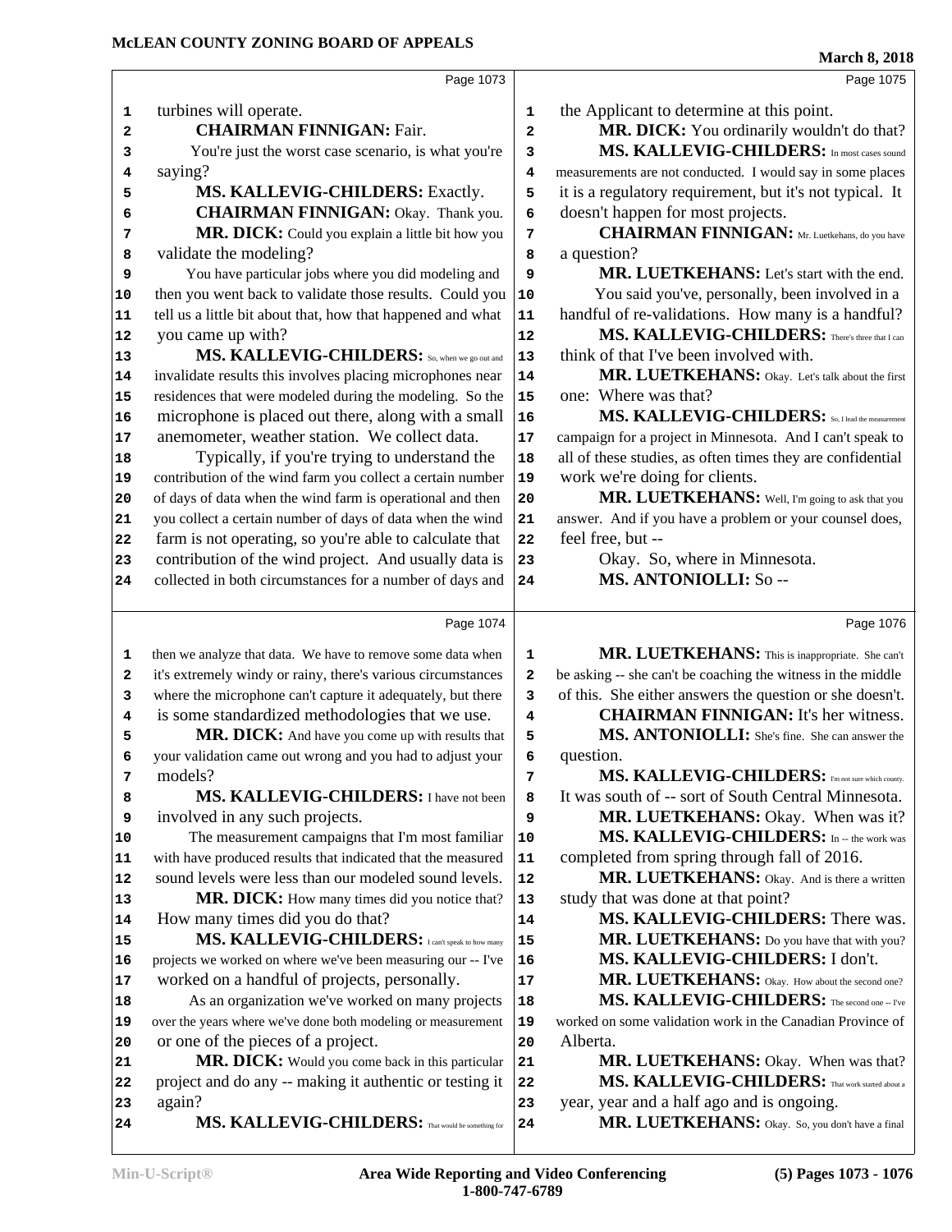Page 1073

turbines will operate.

**CHAIRMAN FINNIGAN:** Fair.

You're just the worst case scenario, is what you're saying?

**MS. KALLEVIG-CHILDERS:** Exactly.

**CHAIRMAN FINNIGAN:** Okay. Thank you.

**MR. DICK:** Could you explain a little bit how you validate the modeling?

You have particular jobs where you did modeling and then you went back to validate those results. Could you tell us a little bit about that, how that happened and what you came up with?

**MS. KALLEVIG-CHILDERS:** So, when we go out and invalidate results this involves placing microphones near residences that were modeled during the modeling. So the microphone is placed out there, along with a small anemometer, weather station. We collect data.

Typically, if you're trying to understand the contribution of the wind farm you collect a certain number of days of data when the wind farm is operational and then you collect a certain number of days of data when the wind farm is not operating, so you're able to calculate that contribution of the wind project. And usually data is collected in both circumstances for a number of days and

Page 1074

then we analyze that data. We have to remove some data when it's extremely windy or rainy, there's various circumstances where the microphone can't capture it adequately, but there is some standardized methodologies that we use.

**MR. DICK:** And have you come up with results that your validation came out wrong and you had to adjust your models?

**MS. KALLEVIG-CHILDERS:** I have not been involved in any such projects.

The measurement campaigns that I'm most familiar with have produced results that indicated that the measured sound levels were less than our modeled sound levels.

**MR. DICK:** How many times did you notice that? How many times did you do that?

**MS. KALLEVIG-CHILDERS:** I can't speak to how many projects we worked on where we've been measuring our -- I've worked on a handful of projects, personally.

As an organization we've worked on many projects over the years where we've done both modeling or measurement or one of the pieces of a project.

**MR. DICK:** Would you come back in this particular project and do any -- making it authentic or testing it again?

**MS. KALLEVIG-CHILDERS:** That would be something for

Page 1075

the Applicant to determine at this point.

**MR. DICK:** You ordinarily wouldn't do that?

**MS. KALLEVIG-CHILDERS:** In most cases sound measurements are not conducted. I would say in some places it is a regulatory requirement, but it's not typical. It doesn't happen for most projects.

**CHAIRMAN FINNIGAN:** Mr. Luetkehans, do you have a question?

**MR. LUETKEHANS:** Let's start with the end.

You said you've, personally, been involved in a handful of re-validations. How many is a handful?

**MS. KALLEVIG-CHILDERS:** There's three that I can think of that I've been involved with.

**MR. LUETKEHANS:** Okay. Let's talk about the first one: Where was that?

**MS. KALLEVIG-CHILDERS:** So, I lead the measurement campaign for a project in Minnesota. And I can't speak to all of these studies, as often times they are confidential work we're doing for clients.

**MR. LUETKEHANS:** Well, I'm going to ask that you answer. And if you have a problem or your counsel does, feel free, but --

Okay. So, where in Minnesota.

**MS. ANTONIOLLI:** So --

Page 1076

**MR. LUETKEHANS:** This is inappropriate. She can't be asking -- she can't be coaching the witness in the middle of this. She either answers the question or she doesn't.

**CHAIRMAN FINNIGAN:** It's her witness.

**MS. ANTONIOLLI:** She's fine. She can answer the question.

**MS. KALLEVIG-CHILDERS:** I'm not sure which county. It was south of -- sort of South Central Minnesota.

**MR. LUETKEHANS:** Okay. When was it?

**MS. KALLEVIG-CHILDERS:** In -- the work was completed from spring through fall of 2016.

**MR. LUETKEHANS:** Okay. And is there a written study that was done at that point?

**MS. KALLEVIG-CHILDERS:** There was.

**MR. LUETKEHANS:** Do you have that with you?

**MS. KALLEVIG-CHILDERS:** I don't.

**MR. LUETKEHANS:** Okay. How about the second one?

**MS. KALLEVIG-CHILDERS:** The second one -- I've worked on some validation work in the Canadian Province of Alberta.

**MR. LUETKEHANS:** Okay. When was that?

**MS. KALLEVIG-CHILDERS:** That work started about a year, year and a half ago and is ongoing.

**MR. LUETKEHANS:** Okay. So, you don't have a final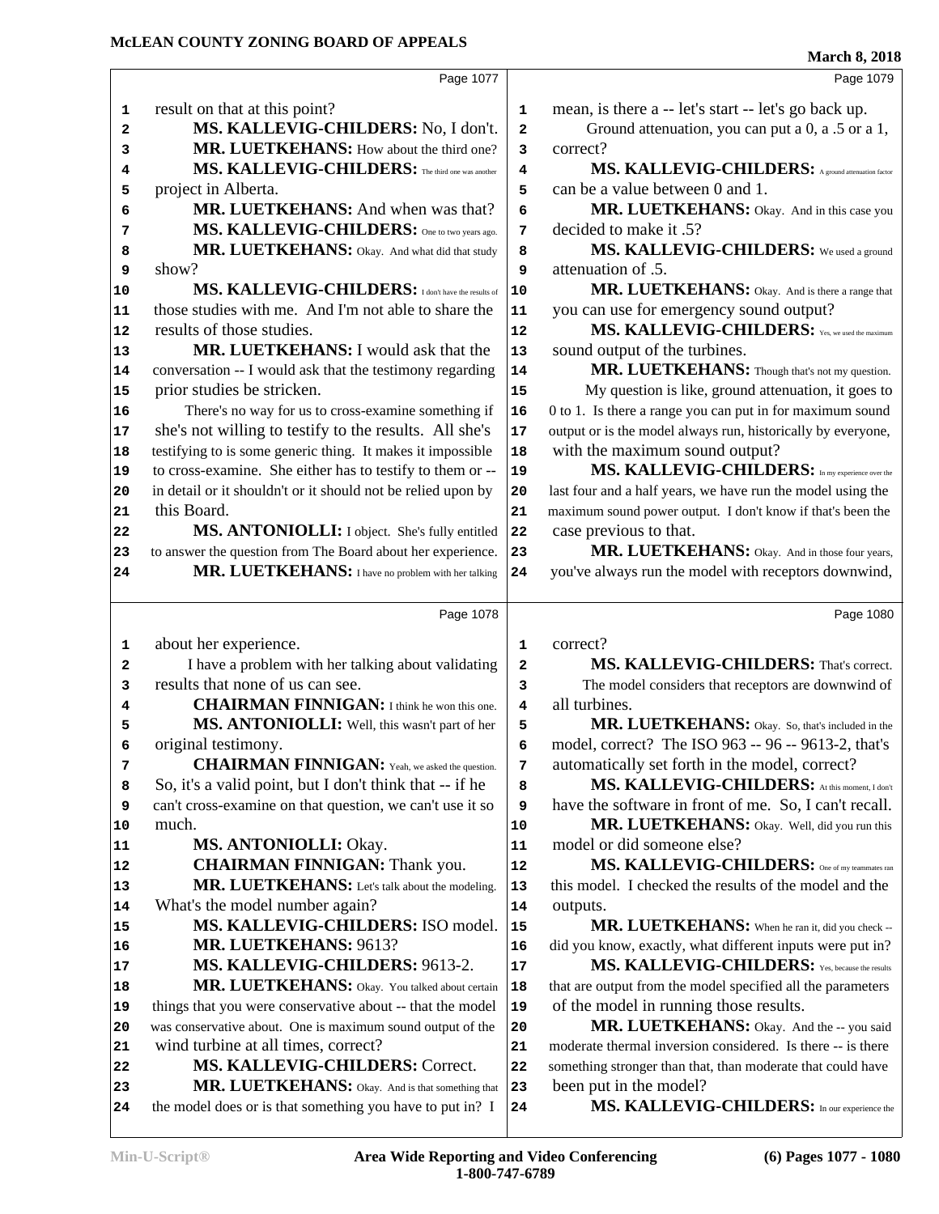Page 1077

result on that at this point?

**MS. KALLEVIG-CHILDERS:** No, I don't.

**MR. LUETKEHANS:** How about the third one?

**MS. KALLEVIG-CHILDERS:** The third one was another project in Alberta.

**MR. LUETKEHANS:** And when was that?

**MS. KALLEVIG-CHILDERS:** One to two years ago.

**MR. LUETKEHANS:** Okay. And what did that study show?

**MS. KALLEVIG-CHILDERS:** I don't have the results of those studies with me. And I'm not able to share the results of those studies.

**MR. LUETKEHANS:** I would ask that the conversation -- I would ask that the testimony regarding prior studies be stricken.

There's no way for us to cross-examine something if she's not willing to testify to the results. All she's testifying to is some generic thing. It makes it impossible to cross-examine. She either has to testify to them or -- in detail or it shouldn't or it should not be relied upon by this Board.

**MS. ANTONIOLLI:** I object. She's fully entitled to answer the question from The Board about her experience.

**MR. LUETKEHANS:** I have no problem with her talking

Page 1078

about her experience.

I have a problem with her talking about validating results that none of us can see.

**CHAIRMAN FINNIGAN:** I think he won this one.

**MS. ANTONIOLLI:** Well, this wasn't part of her original testimony.

**CHAIRMAN FINNIGAN:** Yeah, we asked the question. So, it's a valid point, but I don't think that -- if he can't cross-examine on that question, we can't use it so much.

**MS. ANTONIOLLI:** Okay.

**CHAIRMAN FINNIGAN:** Thank you.

**MR. LUETKEHANS:** Let's talk about the modeling. What's the model number again?

**MS. KALLEVIG-CHILDERS:** ISO model.

**MR. LUETKEHANS:** 9613?

**MS. KALLEVIG-CHILDERS:** 9613-2.

**MR. LUETKEHANS:** Okay. You talked about certain things that you were conservative about -- that the model was conservative about. One is maximum sound output of the wind turbine at all times, correct?

**MS. KALLEVIG-CHILDERS:** Correct.

**MR. LUETKEHANS:** Okay. And is that something that the model does or is that something you have to put in? I

Page 1079

mean, is there a -- let's start -- let's go back up.

Ground attenuation, you can put a 0, a .5 or a 1, correct?

**MS. KALLEVIG-CHILDERS:** A ground attenuation factor can be a value between 0 and 1.

**MR. LUETKEHANS:** Okay. And in this case you decided to make it .5?

**MS. KALLEVIG-CHILDERS:** We used a ground attenuation of .5.

**MR. LUETKEHANS:** Okay. And is there a range that you can use for emergency sound output?

**MS. KALLEVIG-CHILDERS:** Yes, we used the maximum sound output of the turbines.

**MR. LUETKEHANS:** Though that's not my question.

My question is like, ground attenuation, it goes to 0 to 1. Is there a range you can put in for maximum sound output or is the model always run, historically by everyone, with the maximum sound output?

**MS. KALLEVIG-CHILDERS:** In my experience over the last four and a half years, we have run the model using the maximum sound power output. I don't know if that's been the case previous to that.

**MR. LUETKEHANS:** Okay. And in those four years, you've always run the model with receptors downwind,

Page 1080

correct?

**MS. KALLEVIG-CHILDERS:** That's correct.

The model considers that receptors are downwind of all turbines.

**MR. LUETKEHANS:** Okay. So, that's included in the model, correct? The ISO 963 -- 96 -- 9613-2, that's automatically set forth in the model, correct?

**MS. KALLEVIG-CHILDERS:** At this moment, I don't have the software in front of me. So, I can't recall.

**MR. LUETKEHANS:** Okay. Well, did you run this model or did someone else?

**MS. KALLEVIG-CHILDERS:** One of my teammates ran this model. I checked the results of the model and the outputs.

**MR. LUETKEHANS:** When he ran it, did you check -- did you know, exactly, what different inputs were put in?

**MS. KALLEVIG-CHILDERS:** Yes, because the results that are output from the model specified all the parameters of the model in running those results.

**MR. LUETKEHANS:** Okay. And the -- you said moderate thermal inversion considered. Is there -- is there something stronger than that, than moderate that could have been put in the model?

**MS. KALLEVIG-CHILDERS:** In our experience the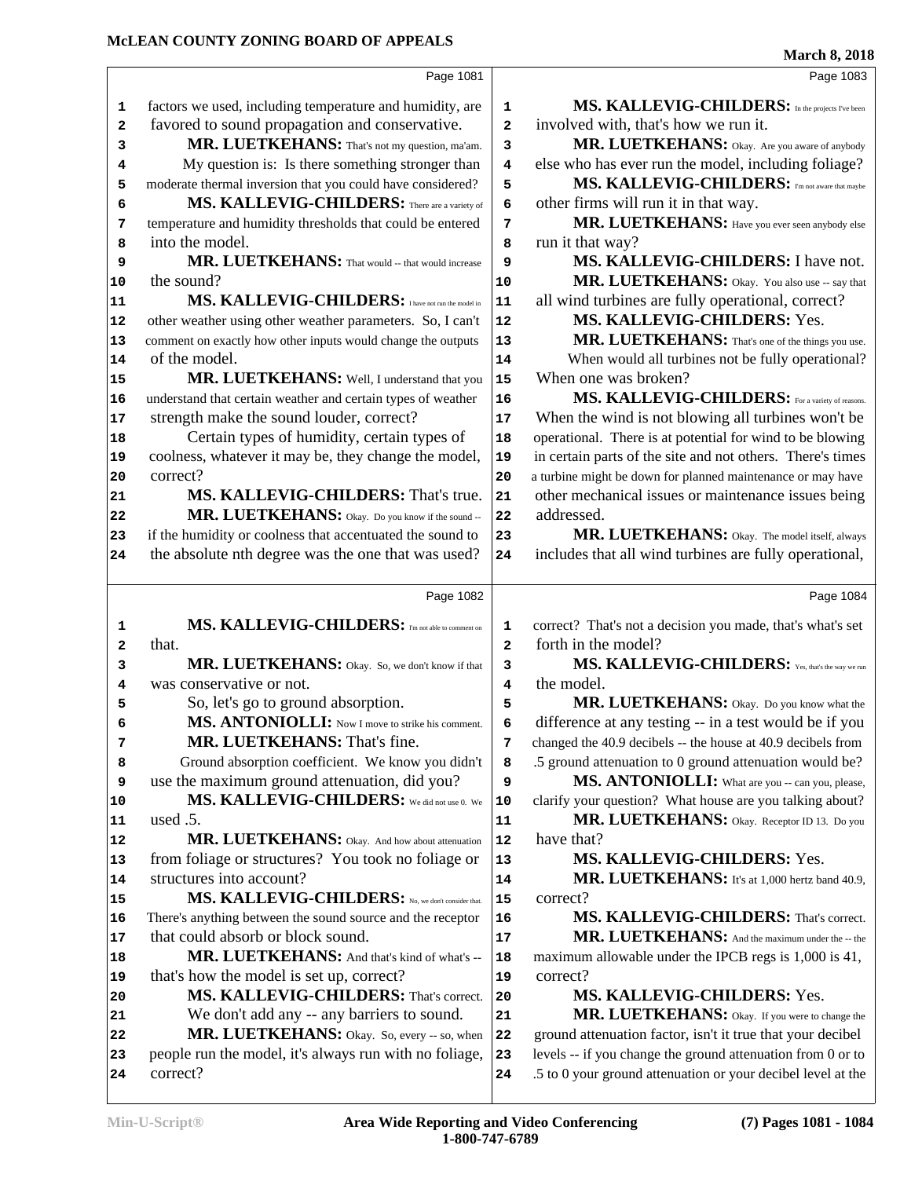Page 1081

factors we used, including temperature and humidity, are favored to sound propagation and conservative.

**MR. LUETKEHANS:** That's not my question, ma'am. My question is: Is there something stronger than moderate thermal inversion that you could have considered?

**MS. KALLEVIG-CHILDERS:** There are a variety of temperature and humidity thresholds that could be entered into the model.

**MR. LUETKEHANS:** That would -- that would increase the sound?

**MS. KALLEVIG-CHILDERS:** I have not run the model in other weather using other weather parameters. So, I can't comment on exactly how other inputs would change the outputs of the model.

**MR. LUETKEHANS:** Well, I understand that you understand that certain weather and certain types of weather strength make the sound louder, correct?

Certain types of humidity, certain types of coolness, whatever it may be, they change the model, correct?

**MS. KALLEVIG-CHILDERS:** That's true.

**MR. LUETKEHANS:** Okay. Do you know if the sound -- if the humidity or coolness that accentuated the sound to the absolute nth degree was the one that was used?

Page 1082

**MS. KALLEVIG-CHILDERS:** I'm not able to comment on that.

**MR. LUETKEHANS:** Okay. So, we don't know if that was conservative or not.

So, let's go to ground absorption.

**MS. ANTONIOLLI:** Now I move to strike his comment.

**MR. LUETKEHANS:** That's fine.

Ground absorption coefficient. We know you didn't use the maximum ground attenuation, did you?

**MS. KALLEVIG-CHILDERS:** We did not use 0. We used .5.

**MR. LUETKEHANS:** Okay. And how about attenuation from foliage or structures? You took no foliage or structures into account?

**MS. KALLEVIG-CHILDERS:** No, we don't consider that. There's anything between the sound source and the receptor that could absorb or block sound.

**MR. LUETKEHANS:** And that's kind of what's -- that's how the model is set up, correct?

**MS. KALLEVIG-CHILDERS:** That's correct. We don't add any -- any barriers to sound.

**MR. LUETKEHANS:** Okay. So, every -- so, when people run the model, it's always run with no foliage, correct?

Page 1083

**MS. KALLEVIG-CHILDERS:** In the projects I've been involved with, that's how we run it.

**MR. LUETKEHANS:** Okay. Are you aware of anybody else who has ever run the model, including foliage?

**MS. KALLEVIG-CHILDERS:** I'm not aware that maybe other firms will run it in that way.

**MR. LUETKEHANS:** Have you ever seen anybody else run it that way?

**MS. KALLEVIG-CHILDERS:** I have not.

**MR. LUETKEHANS:** Okay. You also use -- say that all wind turbines are fully operational, correct?

**MS. KALLEVIG-CHILDERS:** Yes.

**MR. LUETKEHANS:** That's one of the things you use. When would all turbines not be fully operational? When one was broken?

**MS. KALLEVIG-CHILDERS:** For a variety of reasons. When the wind is not blowing all turbines won't be operational. There is at potential for wind to be blowing in certain parts of the site and not others. There's times a turbine might be down for planned maintenance or may have other mechanical issues or maintenance issues being addressed.

**MR. LUETKEHANS:** Okay. The model itself, always includes that all wind turbines are fully operational,

Page 1084

correct? That's not a decision you made, that's what's set forth in the model?

**MS. KALLEVIG-CHILDERS:** Yes, that's the way we run the model.

**MR. LUETKEHANS:** Okay. Do you know what the difference at any testing -- in a test would be if you changed the 40.9 decibels -- the house at 40.9 decibels from .5 ground attenuation to 0 ground attenuation would be?

**MS. ANTONIOLLI:** What are you -- can you, please, clarify your question? What house are you talking about?

**MR. LUETKEHANS:** Okay. Receptor ID 13. Do you have that?

**MS. KALLEVIG-CHILDERS:** Yes.

**MR. LUETKEHANS:** It's at 1,000 hertz band 40.9, correct?

**MS. KALLEVIG-CHILDERS:** That's correct.

**MR. LUETKEHANS:** And the maximum under the -- the maximum allowable under the IPCB regs is 1,000 is 41, correct?

**MS. KALLEVIG-CHILDERS:** Yes.

**MR. LUETKEHANS:** Okay. If you were to change the ground attenuation factor, isn't it true that your decibel levels -- if you change the ground attenuation from 0 or to .5 to 0 your ground attenuation or your decibel level at the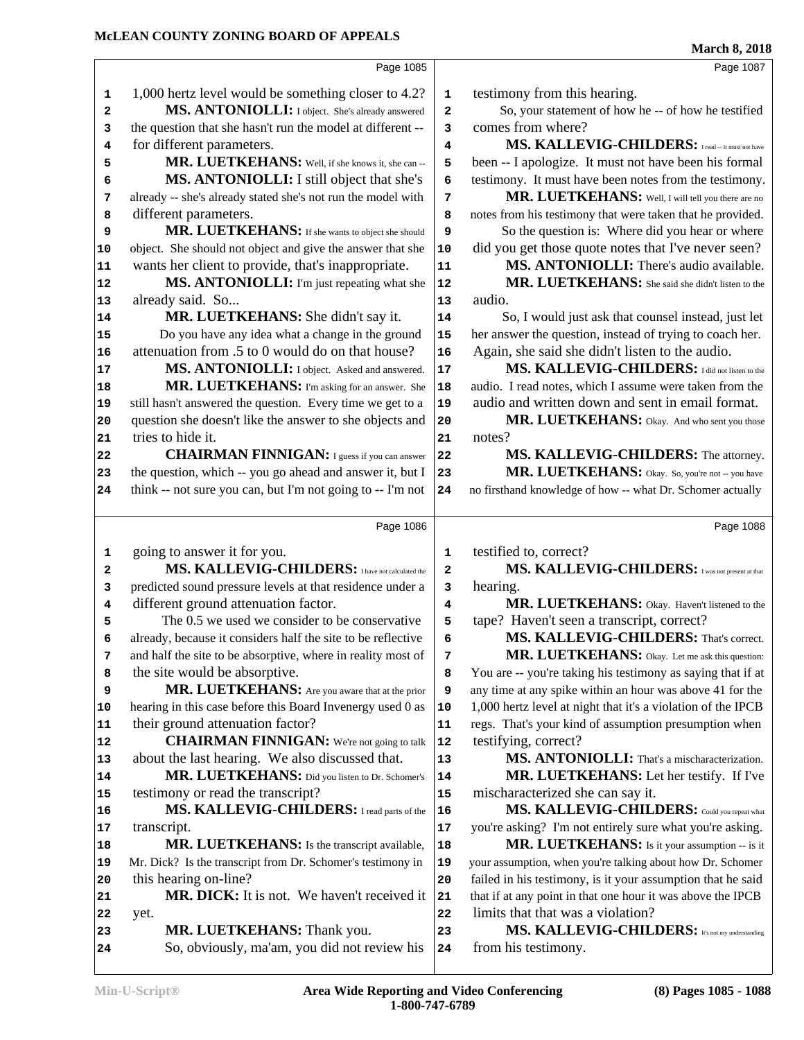Page 1085

1,000 hertz level would be something closer to 4.2?

**MS. ANTONIOLLI:** I object. She's already answered the question that she hasn't run the model at different -- for different parameters.

**MR. LUETKEHANS:** Well, if she knows it, she can --

**MS. ANTONIOLLI:** I still object that she's already -- she's already stated she's not run the model with different parameters.

**MR. LUETKEHANS:** If she wants to object she should object. She should not object and give the answer that she wants her client to provide, that's inappropriate.

**MS. ANTONIOLLI:** I'm just repeating what she already said. So...

**MR. LUETKEHANS:** She didn't say it.

Do you have any idea what a change in the ground attenuation from .5 to 0 would do on that house?

**MS. ANTONIOLLI:** I object. Asked and answered.

**MR. LUETKEHANS:** I'm asking for an answer. She still hasn't answered the question. Every time we get to a question she doesn't like the answer to she objects and tries to hide it.

**CHAIRMAN FINNIGAN:** I guess if you can answer the question, which -- you go ahead and answer it, but I think -- not sure you can, but I'm not going to -- I'm not

Page 1086

going to answer it for you.

**MS. KALLEVIG-CHILDERS:** I have not calculated the predicted sound pressure levels at that residence under a different ground attenuation factor.

The 0.5 we used we consider to be conservative already, because it considers half the site to be reflective and half the site to be absorptive, where in reality most of the site would be absorptive.

**MR. LUETKEHANS:** Are you aware that at the prior hearing in this case before this Board Invenergy used 0 as their ground attenuation factor?

**CHAIRMAN FINNIGAN:** We're not going to talk about the last hearing. We also discussed that.

**MR. LUETKEHANS:** Did you listen to Dr. Schomer's testimony or read the transcript?

**MS. KALLEVIG-CHILDERS:** I read parts of the transcript.

**MR. LUETKEHANS:** Is the transcript available, Mr. Dick? Is the transcript from Dr. Schomer's testimony in this hearing on-line?

**MR. DICK:** It is not. We haven't received it yet.

**MR. LUETKEHANS:** Thank you.

So, obviously, ma'am, you did not review his

Page 1087

testimony from this hearing.

So, your statement of how he -- of how he testified comes from where?

**MS. KALLEVIG-CHILDERS:** I read -- it must not have been -- I apologize. It must not have been his formal testimony. It must have been notes from the testimony.

**MR. LUETKEHANS:** Well, I will tell you there are no notes from his testimony that were taken that he provided.

So the question is: Where did you hear or where did you get those quote notes that I've never seen?

**MS. ANTONIOLLI:** There's audio available.

**MR. LUETKEHANS:** She said she didn't listen to the audio.

So, I would just ask that counsel instead, just let her answer the question, instead of trying to coach her. Again, she said she didn't listen to the audio.

**MS. KALLEVIG-CHILDERS:** I did not listen to the audio. I read notes, which I assume were taken from the audio and written down and sent in email format.

**MR. LUETKEHANS:** Okay. And who sent you those notes?

**MS. KALLEVIG-CHILDERS:** The attorney.

**MR. LUETKEHANS:** Okay. So, you're not -- you have no firsthand knowledge of how -- what Dr. Schomer actually

Page 1088

testified to, correct?

**MS. KALLEVIG-CHILDERS:** I was not present at that hearing.

**MR. LUETKEHANS:** Okay. Haven't listened to the tape? Haven't seen a transcript, correct?

**MS. KALLEVIG-CHILDERS:** That's correct.

**MR. LUETKEHANS:** Okay. Let me ask this question: You are -- you're taking his testimony as saying that if at any time at any spike within an hour was above 41 for the 1,000 hertz level at night that it's a violation of the IPCB regs. That's your kind of assumption presumption when testifying, correct?

**MS. ANTONIOLLI:** That's a mischaracterization.

**MR. LUETKEHANS:** Let her testify. If I've mischaracterized she can say it.

**MS. KALLEVIG-CHILDERS:** Could you repeat what you're asking? I'm not entirely sure what you're asking.

**MR. LUETKEHANS:** Is it your assumption -- is it your assumption, when you're talking about how Dr. Schomer failed in his testimony, is it your assumption that he said that if at any point in that one hour it was above the IPCB limits that that was a violation?

**MS. KALLEVIG-CHILDERS:** It's not my understanding from his testimony.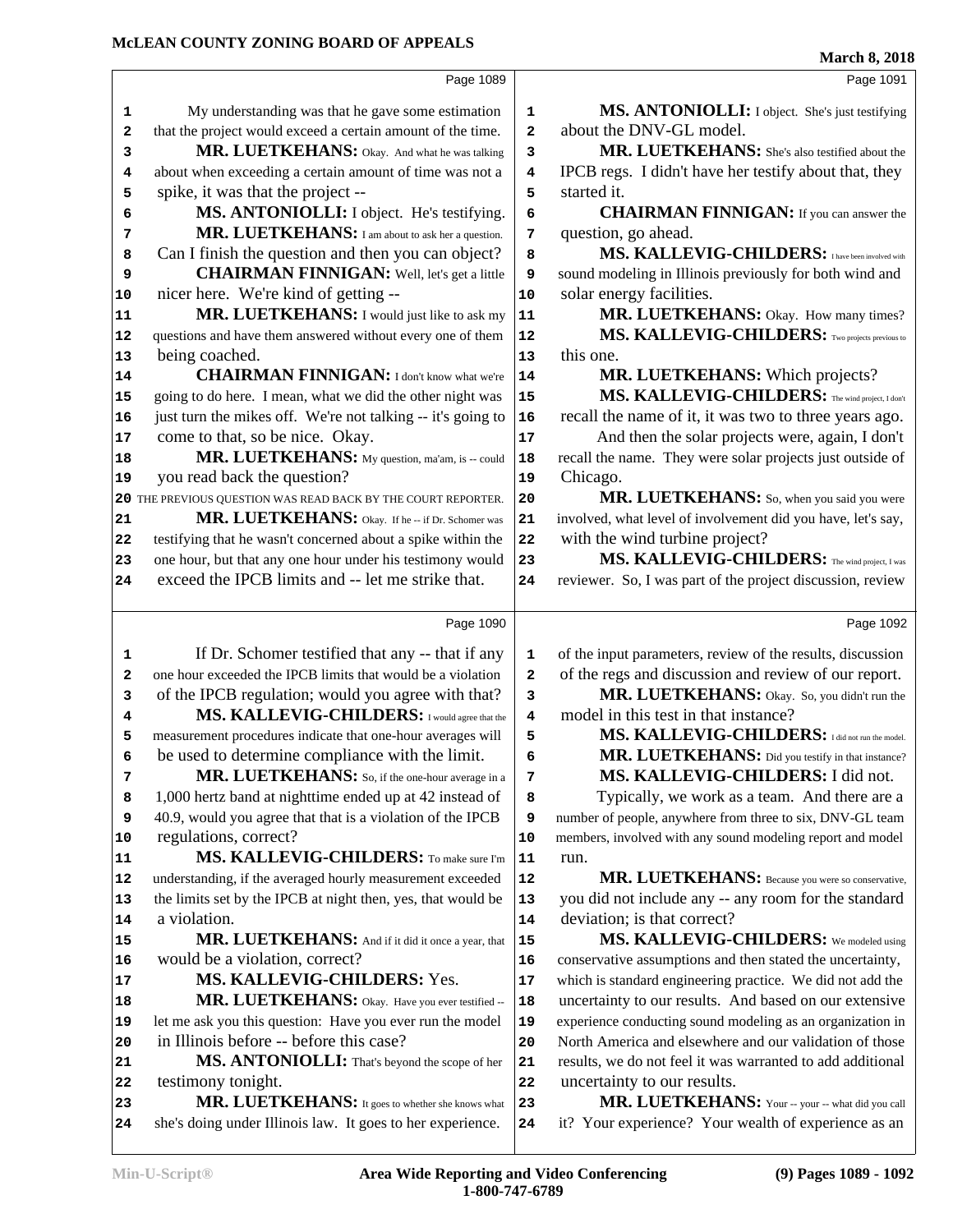Page 1089

My understanding was that he gave some estimation that the project would exceed a certain amount of the time.

**MR. LUETKEHANS:** Okay. And what he was talking about when exceeding a certain amount of time was not a spike, it was that the project --

**MS. ANTONIOLLI:** I object. He's testifying.

**MR. LUETKEHANS:** I am about to ask her a question. Can I finish the question and then you can object?

**CHAIRMAN FINNIGAN:** Well, let's get a little nicer here. We're kind of getting --

**MR. LUETKEHANS:** I would just like to ask my questions and have them answered without every one of them being coached.

**CHAIRMAN FINNIGAN:** I don't know what we're going to do here. I mean, what we did the other night was just turn the mikes off. We're not talking -- it's going to come to that, so be nice. Okay.

**MR. LUETKEHANS:** My question, ma'am, is -- could you read back the question?

THE PREVIOUS QUESTION WAS READ BACK BY THE COURT REPORTER.

**MR. LUETKEHANS:** Okay. If he -- if Dr. Schomer was testifying that he wasn't concerned about a spike within the one hour, but that any one hour under his testimony would exceed the IPCB limits and -- let me strike that.

Page 1090

If Dr. Schomer testified that any -- that if any one hour exceeded the IPCB limits that would be a violation of the IPCB regulation; would you agree with that?

**MS. KALLEVIG-CHILDERS:** I would agree that the measurement procedures indicate that one-hour averages will be used to determine compliance with the limit.

**MR. LUETKEHANS:** So, if the one-hour average in a 1,000 hertz band at nighttime ended up at 42 instead of 40.9, would you agree that that is a violation of the IPCB regulations, correct?

**MS. KALLEVIG-CHILDERS:** To make sure I'm understanding, if the averaged hourly measurement exceeded the limits set by the IPCB at night then, yes, that would be a violation.

**MR. LUETKEHANS:** And if it did it once a year, that would be a violation, correct?

**MS. KALLEVIG-CHILDERS:** Yes.

**MR. LUETKEHANS:** Okay. Have you ever testified -- let me ask you this question: Have you ever run the model in Illinois before -- before this case?

**MS. ANTONIOLLI:** That's beyond the scope of her testimony tonight.

**MR. LUETKEHANS:** It goes to whether she knows what she's doing under Illinois law. It goes to her experience.

Page 1091

**MS. ANTONIOLLI:** I object. She's just testifying about the DNV-GL model.

**MR. LUETKEHANS:** She's also testified about the IPCB regs. I didn't have her testify about that, they started it.

**CHAIRMAN FINNIGAN:** If you can answer the question, go ahead.

**MS. KALLEVIG-CHILDERS:** I have been involved with sound modeling in Illinois previously for both wind and solar energy facilities.

**MR. LUETKEHANS:** Okay. How many times?

**MS. KALLEVIG-CHILDERS:** Two projects previous to this one.

**MR. LUETKEHANS:** Which projects?

**MS. KALLEVIG-CHILDERS:** The wind project, I don't recall the name of it, it was two to three years ago.

And then the solar projects were, again, I don't recall the name. They were solar projects just outside of Chicago.

**MR. LUETKEHANS:** So, when you said you were involved, what level of involvement did you have, let's say, with the wind turbine project?

**MS. KALLEVIG-CHILDERS:** The wind project, I was reviewer. So, I was part of the project discussion, review

Page 1092

of the input parameters, review of the results, discussion of the regs and discussion and review of our report.

**MR. LUETKEHANS:** Okay. So, you didn't run the model in this test in that instance?

**MS. KALLEVIG-CHILDERS:** I did not run the model.

**MR. LUETKEHANS:** Did you testify in that instance?

**MS. KALLEVIG-CHILDERS:** I did not.

Typically, we work as a team. And there are a number of people, anywhere from three to six, DNV-GL team members, involved with any sound modeling report and model run.

**MR. LUETKEHANS:** Because you were so conservative, you did not include any -- any room for the standard deviation; is that correct?

**MS. KALLEVIG-CHILDERS:** We modeled using conservative assumptions and then stated the uncertainty, which is standard engineering practice. We did not add the uncertainty to our results. And based on our extensive experience conducting sound modeling as an organization in North America and elsewhere and our validation of those results, we do not feel it was warranted to add additional uncertainty to our results.

**MR. LUETKEHANS:** Your -- your -- what did you call it? Your experience? Your wealth of experience as an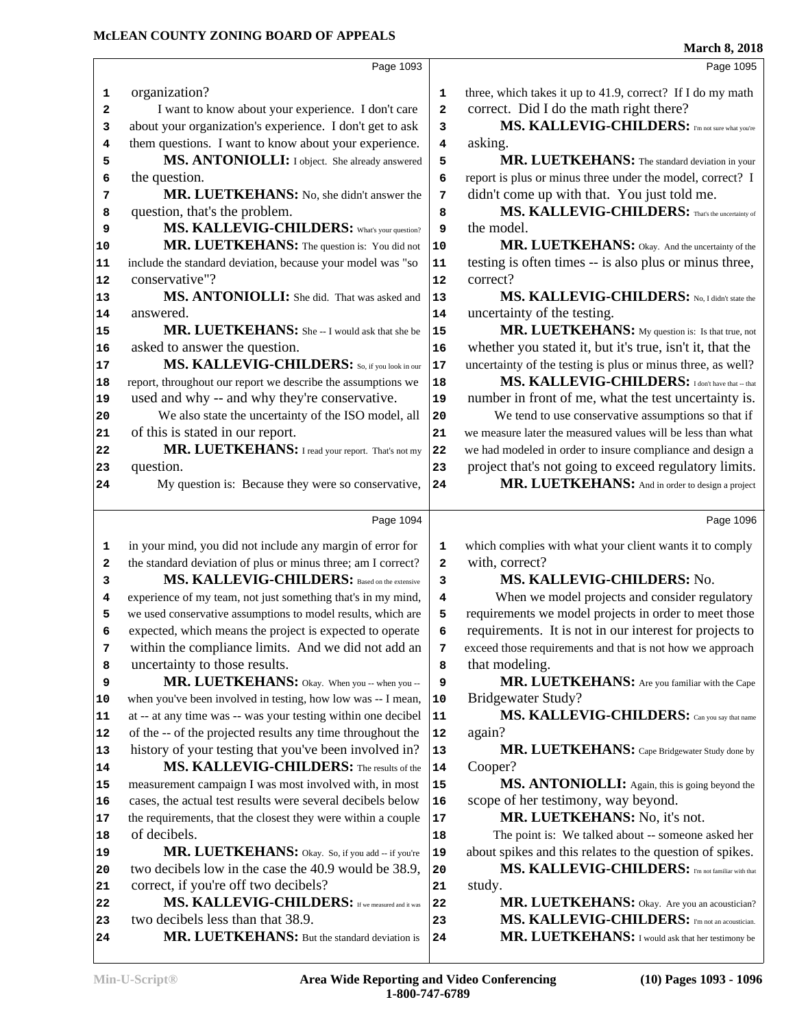Page 1093

organization?

I want to know about your experience. I don't care about your organization's experience. I don't get to ask them questions. I want to know about your experience.

**MS. ANTONIOLLI:** I object. She already answered the question.

**MR. LUETKEHANS:** No, she didn't answer the question, that's the problem.

**MS. KALLEVIG-CHILDERS:** What's your question?

**MR. LUETKEHANS:** The question is: You did not include the standard deviation, because your model was "so conservative"?

**MS. ANTONIOLLI:** She did. That was asked and answered.

**MR. LUETKEHANS:** She -- I would ask that she be asked to answer the question.

**MS. KALLEVIG-CHILDERS:** So, if you look in our report, throughout our report we describe the assumptions we used and why -- and why they're conservative.

We also state the uncertainty of the ISO model, all of this is stated in our report.

**MR. LUETKEHANS:** I read your report. That's not my question.

My question is: Because they were so conservative,

Page 1094

in your mind, you did not include any margin of error for the standard deviation of plus or minus three; am I correct?

**MS. KALLEVIG-CHILDERS:** Based on the extensive experience of my team, not just something that's in my mind, we used conservative assumptions to model results, which are expected, which means the project is expected to operate within the compliance limits. And we did not add an uncertainty to those results.

**MR. LUETKEHANS:** Okay. When you -- when you -- when you've been involved in testing, how low was -- I mean, at -- at any time was -- was your testing within one decibel of the -- of the projected results any time throughout the history of your testing that you've been involved in?

**MS. KALLEVIG-CHILDERS:** The results of the measurement campaign I was most involved with, in most cases, the actual test results were several decibels below the requirements, that the closest they were within a couple of decibels.

**MR. LUETKEHANS:** Okay. So, if you add -- if you're two decibels low in the case the 40.9 would be 38.9, correct, if you're off two decibels?

**MS. KALLEVIG-CHILDERS:** If we measured and it was two decibels less than that 38.9.

**MR. LUETKEHANS:** But the standard deviation is

Page 1095

three, which takes it up to 41.9, correct? If I do my math correct. Did I do the math right there?

**MS. KALLEVIG-CHILDERS:** I'm not sure what you're asking.

**MR. LUETKEHANS:** The standard deviation in your report is plus or minus three under the model, correct? I didn't come up with that. You just told me.

**MS. KALLEVIG-CHILDERS:** That's the uncertainty of the model.

**MR. LUETKEHANS:** Okay. And the uncertainty of the testing is often times -- is also plus or minus three, correct?

**MS. KALLEVIG-CHILDERS:** No, I didn't state the uncertainty of the testing.

**MR. LUETKEHANS:** My question is: Is that true, not whether you stated it, but it's true, isn't it, that the uncertainty of the testing is plus or minus three, as well?

**MS. KALLEVIG-CHILDERS:** I don't have that -- that number in front of me, what the test uncertainty is.

We tend to use conservative assumptions so that if we measure later the measured values will be less than what we had modeled in order to insure compliance and design a project that's not going to exceed regulatory limits.

**MR. LUETKEHANS:** And in order to design a project

Page 1096

which complies with what your client wants it to comply with, correct?

**MS. KALLEVIG-CHILDERS:** No.

When we model projects and consider regulatory requirements we model projects in order to meet those requirements. It is not in our interest for projects to exceed those requirements and that is not how we approach that modeling.

**MR. LUETKEHANS:** Are you familiar with the Cape Bridgewater Study?

**MS. KALLEVIG-CHILDERS:** Can you say that name again?

**MR. LUETKEHANS:** Cape Bridgewater Study done by Cooper?

**MS. ANTONIOLLI:** Again, this is going beyond the scope of her testimony, way beyond.

**MR. LUETKEHANS:** No, it's not.

The point is: We talked about -- someone asked her about spikes and this relates to the question of spikes.

**MS. KALLEVIG-CHILDERS:** I'm not familiar with that study.

**MR. LUETKEHANS:** Okay. Are you an acoustician?

**MS. KALLEVIG-CHILDERS:** I'm not an acoustician.

**MR. LUETKEHANS:** I would ask that her testimony be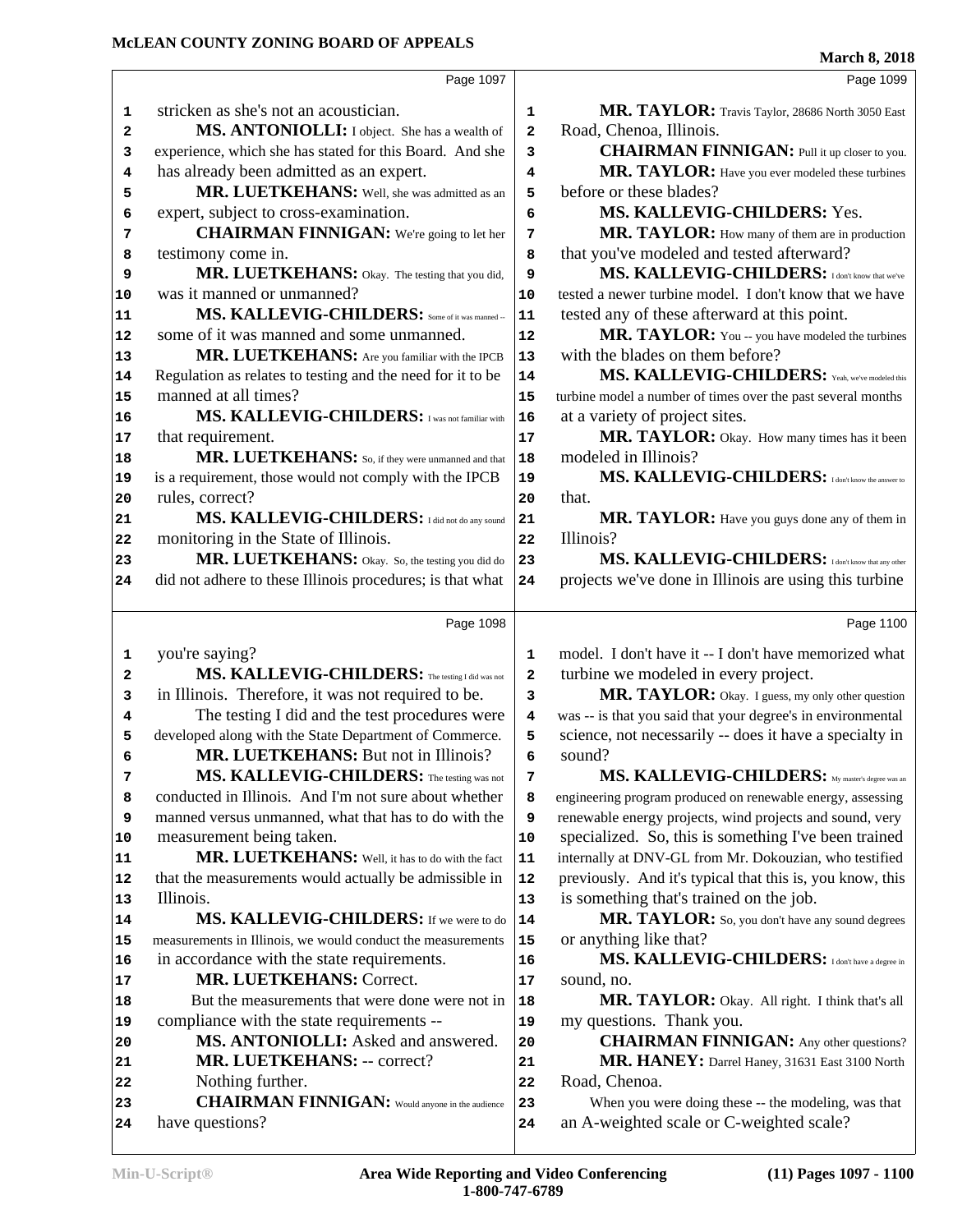stricken as she's not an acoustician.

**MS. ANTONIOLLI:** I object. She has a wealth of experience, which she has stated for this Board. And she has already been admitted as an expert.

**MR. LUETKEHANS:** Well, she was admitted as an expert, subject to cross-examination.

**CHAIRMAN FINNIGAN:** We're going to let her testimony come in.

**MR. LUETKEHANS:** Okay. The testing that you did, was it manned or unmanned?

**MS. KALLEVIG-CHILDERS:** Some of it was manned -- some of it was manned and some unmanned.

**MR. LUETKEHANS:** Are you familiar with the IPCB Regulation as relates to testing and the need for it to be manned at all times?

**MS. KALLEVIG-CHILDERS:** I was not familiar with that requirement.

**MR. LUETKEHANS:** So, if they were unmanned and that is a requirement, those would not comply with the IPCB rules, correct?

**MS. KALLEVIG-CHILDERS:** I did not do any sound monitoring in the State of Illinois.

**MR. LUETKEHANS:** Okay. So, the testing you did do did not adhere to these Illinois procedures; is that what you're saying?

**MS. KALLEVIG-CHILDERS:** The testing I did was not in Illinois. Therefore, it was not required to be.

The testing I did and the test procedures were developed along with the State Department of Commerce.

**MR. LUETKEHANS:** But not in Illinois?

**MS. KALLEVIG-CHILDERS:** The testing was not conducted in Illinois. And I'm not sure about whether manned versus unmanned, what that has to do with the measurement being taken.

**MR. LUETKEHANS:** Well, it has to do with the fact that the measurements would actually be admissible in Illinois.

**MS. KALLEVIG-CHILDERS:** If we were to do measurements in Illinois, we would conduct the measurements in accordance with the state requirements.

**MR. LUETKEHANS:** Correct.

But the measurements that were done were not in compliance with the state requirements --

**MS. ANTONIOLLI:** Asked and answered.

**MR. LUETKEHANS:** -- correct?

Nothing further.

**CHAIRMAN FINNIGAN:** Would anyone in the audience have questions?

**MR. TAYLOR:** Travis Taylor, 28686 North 3050 East Road, Chenoa, Illinois.

**CHAIRMAN FINNIGAN:** Pull it up closer to you.

**MR. TAYLOR:** Have you ever modeled these turbines before or these blades?

**MS. KALLEVIG-CHILDERS:** Yes.

**MR. TAYLOR:** How many of them are in production that you've modeled and tested afterward?

**MS. KALLEVIG-CHILDERS:** I don't know that we've tested a newer turbine model. I don't know that we have tested any of these afterward at this point.

**MR. TAYLOR:** You -- you have modeled the turbines with the blades on them before?

**MS. KALLEVIG-CHILDERS:** Yeah, we've modeled this turbine model a number of times over the past several months at a variety of project sites.

**MR. TAYLOR:** Okay. How many times has it been modeled in Illinois?

**MS. KALLEVIG-CHILDERS:** I don't know the answer to that.

**MR. TAYLOR:** Have you guys done any of them in Illinois?

**MS. KALLEVIG-CHILDERS:** I don't know that any other projects we've done in Illinois are using this turbine model. I don't have it -- I don't have memorized what turbine we modeled in every project.

**MR. TAYLOR:** Okay. I guess, my only other question was -- is that you said that your degree's in environmental science, not necessarily -- does it have a specialty in sound?

**MS. KALLEVIG-CHILDERS:** My master's degree was an engineering program produced on renewable energy, assessing renewable energy projects, wind projects and sound, very specialized. So, this is something I've been trained internally at DNV-GL from Mr. Dokouzian, who testified previously. And it's typical that this is, you know, this is something that's trained on the job.

**MR. TAYLOR:** So, you don't have any sound degrees or anything like that?

**MS. KALLEVIG-CHILDERS:** I don't have a degree in sound, no.

**MR. TAYLOR:** Okay. All right. I think that's all my questions. Thank you.

**CHAIRMAN FINNIGAN:** Any other questions?

**MR. HANEY:** Darrel Haney, 31631 East 3100 North Road, Chenoa.

When you were doing these -- the modeling, was that an A-weighted scale or C-weighted scale?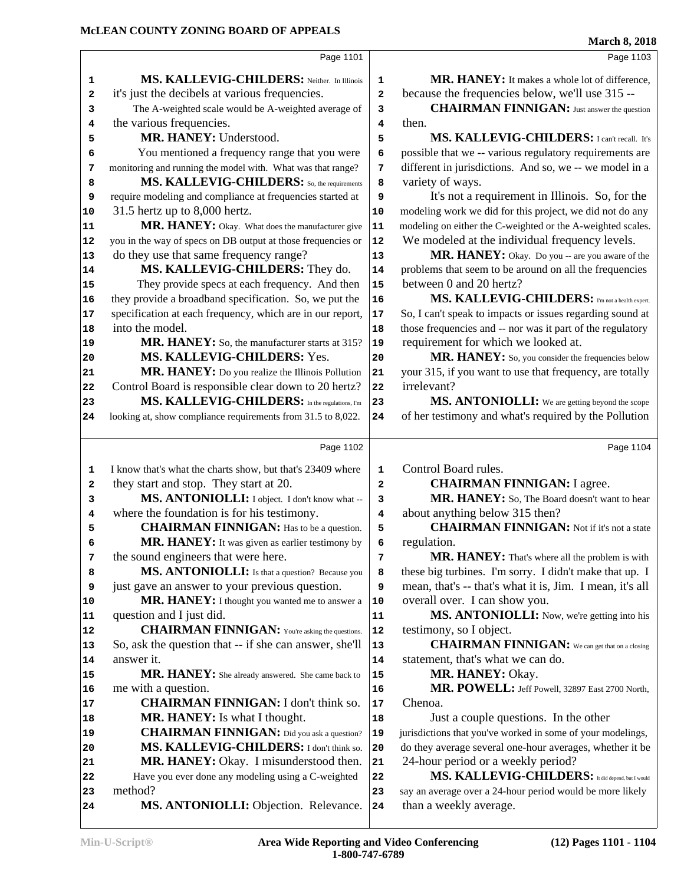Page 1101

**MS. KALLEVIG-CHILDERS:** Neither. In Illinois it's just the decibels at various frequencies. The A-weighted scale would be A-weighted average of the various frequencies.

**MR. HANEY:** Understood.

You mentioned a frequency range that you were monitoring and running the model with. What was that range?

**MS. KALLEVIG-CHILDERS:** So, the requirements require modeling and compliance at frequencies started at 31.5 hertz up to 8,000 hertz.

**MR. HANEY:** Okay. What does the manufacturer give you in the way of specs on DB output at those frequencies or do they use that same frequency range?

**MS. KALLEVIG-CHILDERS:** They do.

They provide specs at each frequency. And then they provide a broadband specification. So, we put the specification at each frequency, which are in our report, into the model.

**MR. HANEY:** So, the manufacturer starts at 315?

**MS. KALLEVIG-CHILDERS:** Yes.

**MR. HANEY:** Do you realize the Illinois Pollution Control Board is responsible clear down to 20 hertz?

**MS. KALLEVIG-CHILDERS:** In the regulations, I'm looking at, show compliance requirements from 31.5 to 8,022.

Page 1102

I know that's what the charts show, but that's 23409 where they start and stop. They start at 20.

**MS. ANTONIOLLI:** I object. I don't know what -- where the foundation is for his testimony.

**CHAIRMAN FINNIGAN:** Has to be a question.

**MR. HANEY:** It was given as earlier testimony by the sound engineers that were here.

**MS. ANTONIOLLI:** Is that a question? Because you just gave an answer to your previous question.

**MR. HANEY:** I thought you wanted me to answer a question and I just did.

**CHAIRMAN FINNIGAN:** You're asking the questions. So, ask the question that -- if she can answer, she'll answer it.

**MR. HANEY:** She already answered. She came back to me with a question.

**CHAIRMAN FINNIGAN:** I don't think so.

**MR. HANEY:** Is what I thought.

**CHAIRMAN FINNIGAN:** Did you ask a question?

**MS. KALLEVIG-CHILDERS:** I don't think so.

**MR. HANEY:** Okay. I misunderstood then.

Have you ever done any modeling using a C-weighted method?

**MS. ANTONIOLLI:** Objection. Relevance.

Page 1103

**MR. HANEY:** It makes a whole lot of difference, because the frequencies below, we'll use 315 --

**CHAIRMAN FINNIGAN:** Just answer the question then.

**MS. KALLEVIG-CHILDERS:** I can't recall. It's possible that we -- various regulatory requirements are different in jurisdictions. And so, we -- we model in a variety of ways.

It's not a requirement in Illinois. So, for the modeling work we did for this project, we did not do any modeling on either the C-weighted or the A-weighted scales. We modeled at the individual frequency levels.

**MR. HANEY:** Okay. Do you -- are you aware of the problems that seem to be around on all the frequencies between 0 and 20 hertz?

**MS. KALLEVIG-CHILDERS:** I'm not a health expert. So, I can't speak to impacts or issues regarding sound at those frequencies and -- nor was it part of the regulatory requirement for which we looked at.

**MR. HANEY:** So, you consider the frequencies below your 315, if you want to use that frequency, are totally irrelevant?

**MS. ANTONIOLLI:** We are getting beyond the scope of her testimony and what's required by the Pollution

Page 1104

Control Board rules.

**CHAIRMAN FINNIGAN:** I agree.

**MR. HANEY:** So, The Board doesn't want to hear about anything below 315 then?

**CHAIRMAN FINNIGAN:** Not if it's not a state regulation.

**MR. HANEY:** That's where all the problem is with these big turbines. I'm sorry. I didn't make that up. I mean, that's -- that's what it is, Jim. I mean, it's all overall over. I can show you.

**MS. ANTONIOLLI:** Now, we're getting into his testimony, so I object.

**CHAIRMAN FINNIGAN:** We can get that on a closing statement, that's what we can do.

**MR. HANEY:** Okay.

**MR. POWELL:** Jeff Powell, 32897 East 2700 North, Chenoa.

Just a couple questions. In the other jurisdictions that you've worked in some of your modelings, do they average several one-hour averages, whether it be 24-hour period or a weekly period?

**MS. KALLEVIG-CHILDERS:** It did depend, but I would say an average over a 24-hour period would be more likely than a weekly average.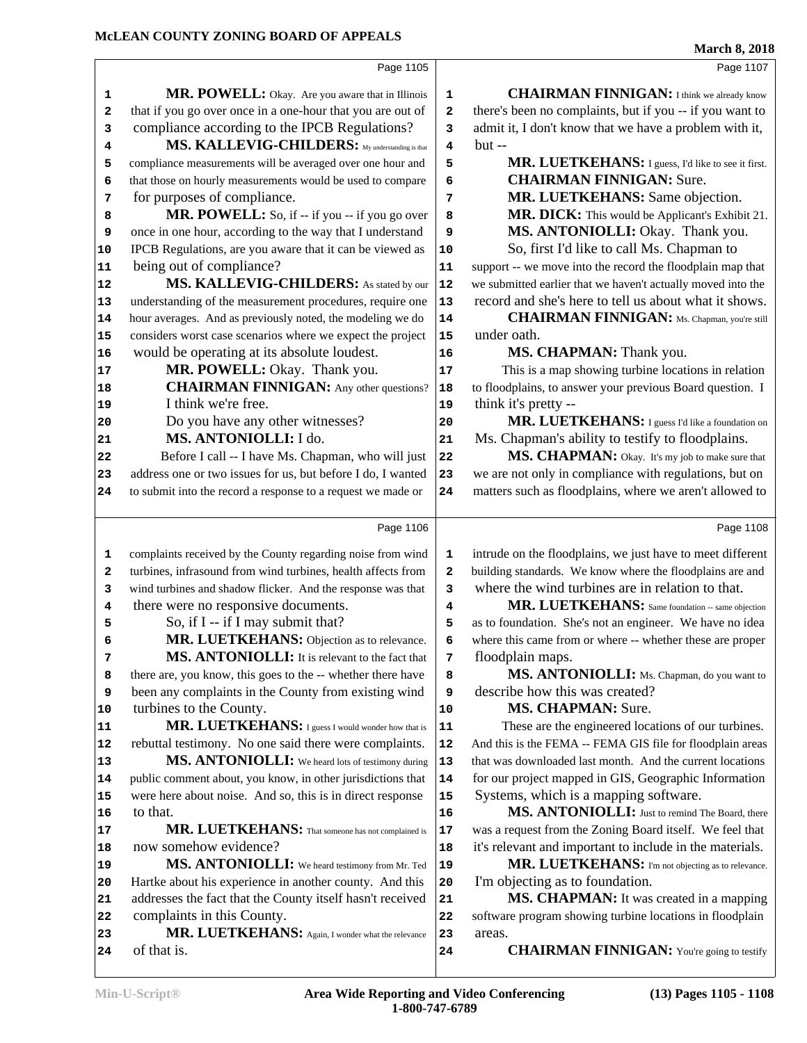Page 1105

1 **MR. POWELL:** Okay. Are you aware that in Illinois
2 that if you go over once in a one-hour that you are out of
3 compliance according to the IPCB Regulations?
4 **MS. KALLEVIG-CHILDERS:** My understanding is that
5 compliance measurements will be averaged over one hour and
6 that those on hourly measurements would be used to compare
7 for purposes of compliance.
8 **MR. POWELL:** So, if -- if you -- if you go over
9 once in one hour, according to the way that I understand
10 IPCB Regulations, are you aware that it can be viewed as
11 being out of compliance?
12 **MS. KALLEVIG-CHILDERS:** As stated by our
13 understanding of the measurement procedures, require one
14 hour averages. And as previously noted, the modeling we do
15 considers worst case scenarios where we expect the project
16 would be operating at its absolute loudest.
17 **MR. POWELL:** Okay. Thank you.
18 **CHAIRMAN FINNIGAN:** Any other questions?
19 I think we're free.
20 Do you have any other witnesses?
21 **MS. ANTONIOLLI:** I do.
22 Before I call -- I have Ms. Chapman, who will just
23 address one or two issues for us, but before I do, I wanted
24 to submit into the record a response to a request we made or

Page 1106

1 complaints received by the County regarding noise from wind
2 turbines, infrasound from wind turbines, health affects from
3 wind turbines and shadow flicker. And the response was that
4 there were no responsive documents.
5 So, if I -- if I may submit that?
6 **MR. LUETKEHANS:** Objection as to relevance.
7 **MS. ANTONIOLLI:** It is relevant to the fact that
8 there are, you know, this goes to the -- whether there have
9 been any complaints in the County from existing wind
10 turbines to the County.
11 **MR. LUETKEHANS:** I guess I would wonder how that is
12 rebuttal testimony. No one said there were complaints.
13 **MS. ANTONIOLLI:** We heard lots of testimony during
14 public comment about, you know, in other jurisdictions that
15 were here about noise. And so, this is in direct response
16 to that.
17 **MR. LUETKEHANS:** That someone has not complained is
18 now somehow evidence?
19 **MS. ANTONIOLLI:** We heard testimony from Mr. Ted
20 Hartke about his experience in another county. And this
21 addresses the fact that the County itself hasn't received
22 complaints in this County.
23 **MR. LUETKEHANS:** Again, I wonder what the relevance
24 of that is.

Page 1107

1 **CHAIRMAN FINNIGAN:** I think we already know
2 there's been no complaints, but if you -- if you want to
3 admit it, I don't know that we have a problem with it,
4 but --
5 **MR. LUETKEHANS:** I guess, I'd like to see it first.
6 **CHAIRMAN FINNIGAN:** Sure.
7 **MR. LUETKEHANS:** Same objection.
8 **MR. DICK:** This would be Applicant's Exhibit 21.
9 **MS. ANTONIOLLI:** Okay. Thank you.
10 So, first I'd like to call Ms. Chapman to
11 support -- we move into the record the floodplain map that
12 we submitted earlier that we haven't actually moved into the
13 record and she's here to tell us about what it shows.
14 **CHAIRMAN FINNIGAN:** Ms. Chapman, you're still
15 under oath.
16 **MS. CHAPMAN:** Thank you.
17 This is a map showing turbine locations in relation
18 to floodplains, to answer your previous Board question. I
19 think it's pretty --
20 **MR. LUETKEHANS:** I guess I'd like a foundation on
21 Ms. Chapman's ability to testify to floodplains.
22 **MS. CHAPMAN:** Okay. It's my job to make sure that
23 we are not only in compliance with regulations, but on
24 matters such as floodplains, where we aren't allowed to

Page 1108

1 intrude on the floodplains, we just have to meet different
2 building standards. We know where the floodplains are and
3 where the wind turbines are in relation to that.
4 **MR. LUETKEHANS:** Same foundation -- same objection
5 as to foundation. She's not an engineer. We have no idea
6 where this came from or where -- whether these are proper
7 floodplain maps.
8 **MS. ANTONIOLLI:** Ms. Chapman, do you want to
9 describe how this was created?
10 **MS. CHAPMAN:** Sure.
11 These are the engineered locations of our turbines.
12 And this is the FEMA -- FEMA GIS file for floodplain areas
13 that was downloaded last month. And the current locations
14 for our project mapped in GIS, Geographic Information
15 Systems, which is a mapping software.
16 **MS. ANTONIOLLI:** Just to remind The Board, there
17 was a request from the Zoning Board itself. We feel that
18 it's relevant and important to include in the materials.
19 **MR. LUETKEHANS:** I'm not objecting as to relevance.
20 I'm objecting as to foundation.
21 **MS. CHAPMAN:** It was created in a mapping
22 software program showing turbine locations in floodplain
23 areas.
24 **CHAIRMAN FINNIGAN:** You're going to testify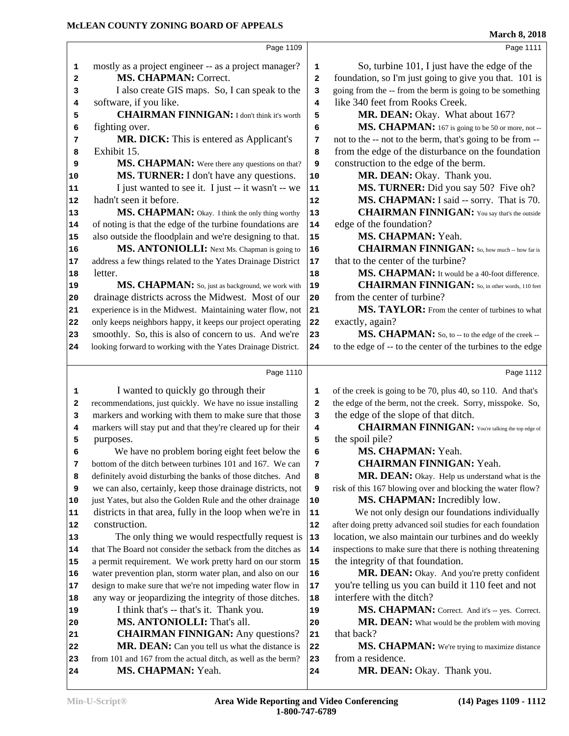**Page 1109**

mostly as a project engineer -- as a project manager?

**MS. CHAPMAN:** Correct.

I also create GIS maps. So, I can speak to the software, if you like.

**CHAIRMAN FINNIGAN:** I don't think it's worth fighting over.

**MR. DICK:** This is entered as Applicant's Exhibit 15.

**MS. CHAPMAN:** Were there any questions on that?

**MS. TURNER:** I don't have any questions.

I just wanted to see it. I just -- it wasn't -- we hadn't seen it before.

**MS. CHAPMAN:** Okay. I think the only thing worthy of noting is that the edge of the turbine foundations are also outside the floodplain and we're designing to that.

**MS. ANTONIOLLI:** Next Ms. Chapman is going to address a few things related to the Yates Drainage District letter.

**MS. CHAPMAN:** So, just as background, we work with drainage districts across the Midwest. Most of our experience is in the Midwest. Maintaining water flow, not only keeps neighbors happy, it keeps our project operating smoothly. So, this is also of concern to us. And we're looking forward to working with the Yates Drainage District.

**Page 1110**

I wanted to quickly go through their recommendations, just quickly. We have no issue installing markers and working with them to make sure that those markers will stay put and that they're cleared up for their purposes.

We have no problem boring eight feet below the bottom of the ditch between turbines 101 and 167. We can definitely avoid disturbing the banks of those ditches. And we can also, certainly, keep those drainage districts, not just Yates, but also the Golden Rule and the other drainage districts in that area, fully in the loop when we're in construction.

The only thing we would respectfully request is that The Board not consider the setback from the ditches as a permit requirement. We work pretty hard on our storm water prevention plan, storm water plan, and also on our design to make sure that we're not impeding water flow in any way or jeopardizing the integrity of those ditches.

I think that's -- that's it. Thank you.

**MS. ANTONIOLLI:** That's all.

**CHAIRMAN FINNIGAN:** Any questions?

**MR. DEAN:** Can you tell us what the distance is from 101 and 167 from the actual ditch, as well as the berm?

**MS. CHAPMAN:** Yeah.

**Page 1111**

So, turbine 101, I just have the edge of the foundation, so I'm just going to give you that. 101 is going from the -- from the berm is going to be something like 340 feet from Rooks Creek.

**MR. DEAN:** Okay. What about 167?

**MS. CHAPMAN:** 167 is going to be 50 or more, not -- not to the -- not to the berm, that's going to be from -- from the edge of the disturbance on the foundation construction to the edge of the berm.

**MR. DEAN:** Okay. Thank you.

**MS. TURNER:** Did you say 50? Five oh?

**MS. CHAPMAN:** I said -- sorry. That is 70.

**CHAIRMAN FINNIGAN:** You say that's the outside edge of the foundation?

**MS. CHAPMAN:** Yeah.

**CHAIRMAN FINNIGAN:** So, how much -- how far is that to the center of the turbine?

**MS. CHAPMAN:** It would be a 40-foot difference.

**CHAIRMAN FINNIGAN:** So, in other words, 110 feet from the center of turbine?

**MS. TAYLOR:** From the center of turbines to what exactly, again?

**MS. CHAPMAN:** So, to -- to the edge of the creek -- to the edge of -- to the center of the turbines to the edge

**Page 1112**

of the creek is going to be 70, plus 40, so 110. And that's the edge of the berm, not the creek. Sorry, misspoke. So, the edge of the slope of that ditch.

**CHAIRMAN FINNIGAN:** You're talking the top edge of the spoil pile?

**MS. CHAPMAN:** Yeah.

**CHAIRMAN FINNIGAN:** Yeah.

**MR. DEAN:** Okay. Help us understand what is the risk of this 167 blowing over and blocking the water flow?

**MS. CHAPMAN:** Incredibly low.

We not only design our foundations individually after doing pretty advanced soil studies for each foundation location, we also maintain our turbines and do weekly inspections to make sure that there is nothing threatening the integrity of that foundation.

**MR. DEAN:** Okay. And you're pretty confident you're telling us you can build it 110 feet and not interfere with the ditch?

**MS. CHAPMAN:** Correct. And it's -- yes. Correct.

**MR. DEAN:** What would be the problem with moving that back?

**MS. CHAPMAN:** We're trying to maximize distance from a residence.

**MR. DEAN:** Okay. Thank you.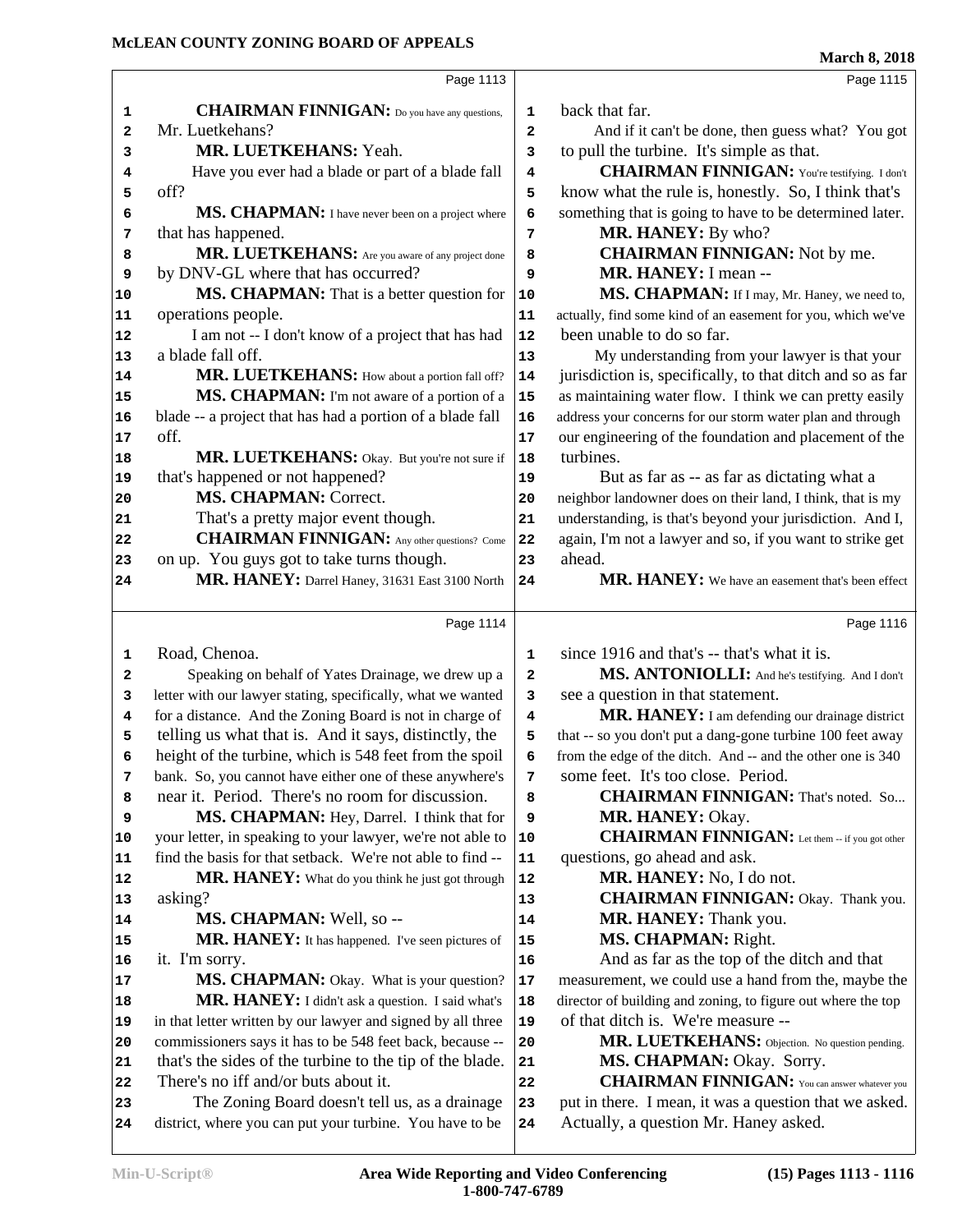**Page 1113**

CHAIRMAN FINNIGAN: Do you have any questions, Mr. Luetkehans?

MR. LUETKEHANS: Yeah.

Have you ever had a blade or part of a blade fall off?

MS. CHAPMAN: I have never been on a project where that has happened.

MR. LUETKEHANS: Are you aware of any project done by DNV-GL where that has occurred?

MS. CHAPMAN: That is a better question for operations people.

I am not -- I don't know of a project that has had a blade fall off.

MR. LUETKEHANS: How about a portion fall off?

MS. CHAPMAN: I'm not aware of a portion of a blade -- a project that has had a portion of a blade fall off.

MR. LUETKEHANS: Okay. But you're not sure if that's happened or not happened?

MS. CHAPMAN: Correct.

That's a pretty major event though.

CHAIRMAN FINNIGAN: Any other questions? Come on up. You guys got to take turns though.

MR. HANEY: Darrel Haney, 31631 East 3100 North Road, Chenoa.

Speaking on behalf of Yates Drainage, we drew up a letter with our lawyer stating, specifically, what we wanted for a distance. And the Zoning Board is not in charge of telling us what that is. And it says, distinctly, the height of the turbine, which is 548 feet from the spoil bank. So, you cannot have either one of these anywhere's near it. Period. There's no room for discussion.

MS. CHAPMAN: Hey, Darrel. I think that for your letter, in speaking to your lawyer, we're not able to find the basis for that setback. We're not able to find --

MR. HANEY: What do you think he just got through asking?

MS. CHAPMAN: Well, so --

MR. HANEY: It has happened. I've seen pictures of it. I'm sorry.

MS. CHAPMAN: Okay. What is your question?

MR. HANEY: I didn't ask a question. I said what's in that letter written by our lawyer and signed by all three commissioners says it has to be 548 feet back, because -- that's the sides of the turbine to the tip of the blade. There's no iff and/or buts about it.

The Zoning Board doesn't tell us, as a drainage district, where you can put your turbine. You have to be back that far.

And if it can't be done, then guess what? You got to pull the turbine. It's simple as that.

CHAIRMAN FINNIGAN: You're testifying. I don't know what the rule is, honestly. So, I think that's something that is going to have to be determined later.

MR. HANEY: By who?

CHAIRMAN FINNIGAN: Not by me.

MR. HANEY: I mean --

MS. CHAPMAN: If I may, Mr. Haney, we need to, actually, find some kind of an easement for you, which we've been unable to do so far.

My understanding from your lawyer is that your jurisdiction is, specifically, to that ditch and so as far as maintaining water flow. I think we can pretty easily address your concerns for our storm water plan and through our engineering of the foundation and placement of the turbines.

But as far as -- as far as dictating what a neighbor landowner does on their land, I think, that is my understanding, is that's beyond your jurisdiction. And I, again, I'm not a lawyer and so, if you want to strike get ahead.

MR. HANEY: We have an easement that's been effect since 1916 and that's -- that's what it is.

MS. ANTONIOLLI: And he's testifying. And I don't see a question in that statement.

MR. HANEY: I am defending our drainage district that -- so you don't put a dang-gone turbine 100 feet away from the edge of the ditch. And -- and the other one is 340 some feet. It's too close. Period.

CHAIRMAN FINNIGAN: That's noted. So...

MR. HANEY: Okay.

CHAIRMAN FINNIGAN: Let them -- if you got other questions, go ahead and ask.

MR. HANEY: No, I do not.

CHAIRMAN FINNIGAN: Okay. Thank you.

MR. HANEY: Thank you.

MS. CHAPMAN: Right.

And as far as the top of the ditch and that measurement, we could use a hand from the, maybe the director of building and zoning, to figure out where the top of that ditch is. We're measure --

MR. LUETKEHANS: Objection. No question pending.

MS. CHAPMAN: Okay. Sorry.

CHAIRMAN FINNIGAN: You can answer whatever you put in there. I mean, it was a question that we asked. Actually, a question Mr. Haney asked.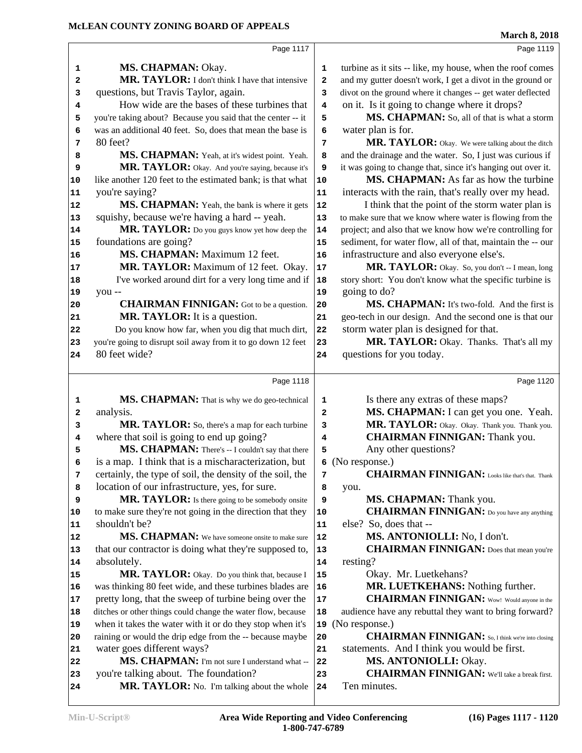MS. CHAPMAN: Okay.

MR. TAYLOR: I don't think I have that intensive questions, but Travis Taylor, again.

How wide are the bases of these turbines that you're taking about? Because you said that the center -- it was an additional 40 feet. So, does that mean the base is 80 feet?

MS. CHAPMAN: Yeah, at it's widest point. Yeah.

MR. TAYLOR: Okay. And you're saying, because it's like another 120 feet to the estimated bank; is that what you're saying?

MS. CHAPMAN: Yeah, the bank is where it gets squishy, because we're having a hard -- yeah.

MR. TAYLOR: Do you guys know yet how deep the foundations are going?

MS. CHAPMAN: Maximum 12 feet.

MR. TAYLOR: Maximum of 12 feet. Okay.

I've worked around dirt for a very long time and if you --

CHAIRMAN FINNIGAN: Got to be a question.

MR. TAYLOR: It is a question.

Do you know how far, when you dig that much dirt, you're going to disrupt soil away from it to go down 12 feet 80 feet wide?

MS. CHAPMAN: That is why we do geo-technical analysis.

MR. TAYLOR: So, there's a map for each turbine where that soil is going to end up going?

MS. CHAPMAN: There's -- I couldn't say that there is a map. I think that is a mischaracterization, but certainly, the type of soil, the density of the soil, the location of our infrastructure, yes, for sure.

MR. TAYLOR: Is there going to be somebody onsite to make sure they're not going in the direction that they shouldn't be?

MS. CHAPMAN: We have someone onsite to make sure that our contractor is doing what they're supposed to, absolutely.

MR. TAYLOR: Okay. Do you think that, because I was thinking 80 feet wide, and these turbines blades are pretty long, that the sweep of turbine being over the ditches or other things could change the water flow, because when it takes the water with it or do they stop when it's raining or would the drip edge from the -- because maybe water goes different ways?

MS. CHAPMAN: I'm not sure I understand what -- you're talking about. The foundation?

MR. TAYLOR: No. I'm talking about the whole turbine as it sits -- like, my house, when the roof comes and my gutter doesn't work, I get a divot in the ground or divot on the ground where it changes -- get water deflected on it. Is it going to change where it drops?

MS. CHAPMAN: So, all of that is what a storm water plan is for.

MR. TAYLOR: Okay. We were talking about the ditch and the drainage and the water. So, I just was curious if it was going to change that, since it's hanging out over it.

MS. CHAPMAN: As far as how the turbine interacts with the rain, that's really over my head.

I think that the point of the storm water plan is to make sure that we know where water is flowing from the project; and also that we know how we're controlling for sediment, for water flow, all of that, maintain the -- our infrastructure and also everyone else's.

MR. TAYLOR: Okay. So, you don't -- I mean, long story short: You don't know what the specific turbine is going to do?

MS. CHAPMAN: It's two-fold. And the first is geo-tech in our design. And the second one is that our storm water plan is designed for that.

MR. TAYLOR: Okay. Thanks. That's all my questions for you today.

Is there any extras of these maps?

MS. CHAPMAN: I can get you one. Yeah.

MR. TAYLOR: Okay. Okay. Thank you. Thank you.

CHAIRMAN FINNIGAN: Thank you.

Any other questions?

(No response.)

CHAIRMAN FINNIGAN: Looks like that's that. Thank you.

MS. CHAPMAN: Thank you.

CHAIRMAN FINNIGAN: Do you have any anything else? So, does that --

MS. ANTONIOLLI: No, I don't.

CHAIRMAN FINNIGAN: Does that mean you're resting?

Okay. Mr. Luetkehans?

MR. LUETKEHANS: Nothing further.

CHAIRMAN FINNIGAN: Wow! Would anyone in the audience have any rebuttal they want to bring forward?

(No response.)

CHAIRMAN FINNIGAN: So, I think we're into closing statements. And I think you would be first.

MS. ANTONIOLLI: Okay.

CHAIRMAN FINNIGAN: We'll take a break first. Ten minutes.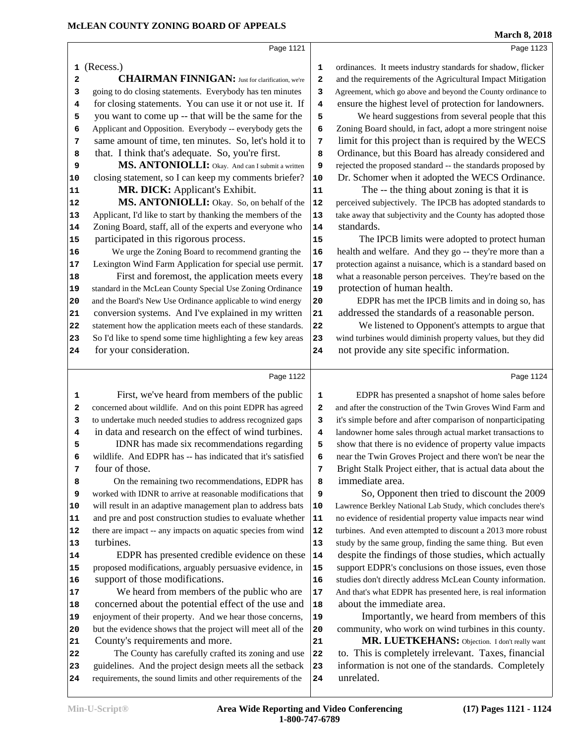**Page 1121**

(Recess.)

**CHAIRMAN FINNIGAN:** Just for clarification, we're going to do closing statements. Everybody has ten minutes for closing statements. You can use it or not use it. If you want to come up -- that will be the same for the Applicant and Opposition. Everybody -- everybody gets the same amount of time, ten minutes. So, let's hold it to that. I think that's adequate. So, you're first.

**MS. ANTONIOLLI:** Okay. And can I submit a written closing statement, so I can keep my comments briefer?

**MR. DICK:** Applicant's Exhibit.

**MS. ANTONIOLLI:** Okay. So, on behalf of the Applicant, I'd like to start by thanking the members of the Zoning Board, staff, all of the experts and everyone who participated in this rigorous process.

We urge the Zoning Board to recommend granting the Lexington Wind Farm Application for special use permit.

First and foremost, the application meets every standard in the McLean County Special Use Zoning Ordinance and the Board's New Use Ordinance applicable to wind energy conversion systems. And I've explained in my written statement how the application meets each of these standards. So I'd like to spend some time highlighting a few key areas for your consideration.

**Page 1122**

First, we've heard from members of the public concerned about wildlife. And on this point EDPR has agreed to undertake much needed studies to address recognized gaps in data and research on the effect of wind turbines.

IDNR has made six recommendations regarding wildlife. And EDPR has -- has indicated that it's satisfied four of those.

On the remaining two recommendations, EDPR has worked with IDNR to arrive at reasonable modifications that will result in an adaptive management plan to address bats and pre and post construction studies to evaluate whether there are impact -- any impacts on aquatic species from wind turbines.

EDPR has presented credible evidence on these proposed modifications, arguably persuasive evidence, in support of those modifications.

We heard from members of the public who are concerned about the potential effect of the use and enjoyment of their property. And we hear those concerns, but the evidence shows that the project will meet all of the County's requirements and more.

The County has carefully crafted its zoning and use guidelines. And the project design meets all the setback requirements, the sound limits and other requirements of the

**Page 1123**

ordinances. It meets industry standards for shadow, flicker and the requirements of the Agricultural Impact Mitigation Agreement, which go above and beyond the County ordinance to ensure the highest level of protection for landowners.

We heard suggestions from several people that this Zoning Board should, in fact, adopt a more stringent noise limit for this project than is required by the WECS Ordinance, but this Board has already considered and rejected the proposed standard -- the standards proposed by Dr. Schomer when it adopted the WECS Ordinance.

The -- the thing about zoning is that it is perceived subjectively. The IPCB has adopted standards to take away that subjectivity and the County has adopted those standards.

The IPCB limits were adopted to protect human health and welfare. And they go -- they're more than a protection against a nuisance, which is a standard based on what a reasonable person perceives. They're based on the protection of human health.

EDPR has met the IPCB limits and in doing so, has addressed the standards of a reasonable person.

We listened to Opponent's attempts to argue that wind turbines would diminish property values, but they did not provide any site specific information.

**Page 1124**

EDPR has presented a snapshot of home sales before and after the construction of the Twin Groves Wind Farm and it's simple before and after comparison of nonparticipating landowner home sales through actual market transactions to show that there is no evidence of property value impacts near the Twin Groves Project and there won't be near the Bright Stalk Project either, that is actual data about the immediate area.

So, Opponent then tried to discount the 2009 Lawrence Berkley National Lab Study, which concludes there's no evidence of residential property value impacts near wind turbines. And even attempted to discount a 2013 more robust study by the same group, finding the same thing. But even despite the findings of those studies, which actually support EDPR's conclusions on those issues, even those studies don't directly address McLean County information. And that's what EDPR has presented here, is real information about the immediate area.

Importantly, we heard from members of this community, who work on wind turbines in this county.

**MR. LUETKEHANS:** Objection. I don't really want to. This is completely irrelevant. Taxes, financial information is not one of the standards. Completely unrelated.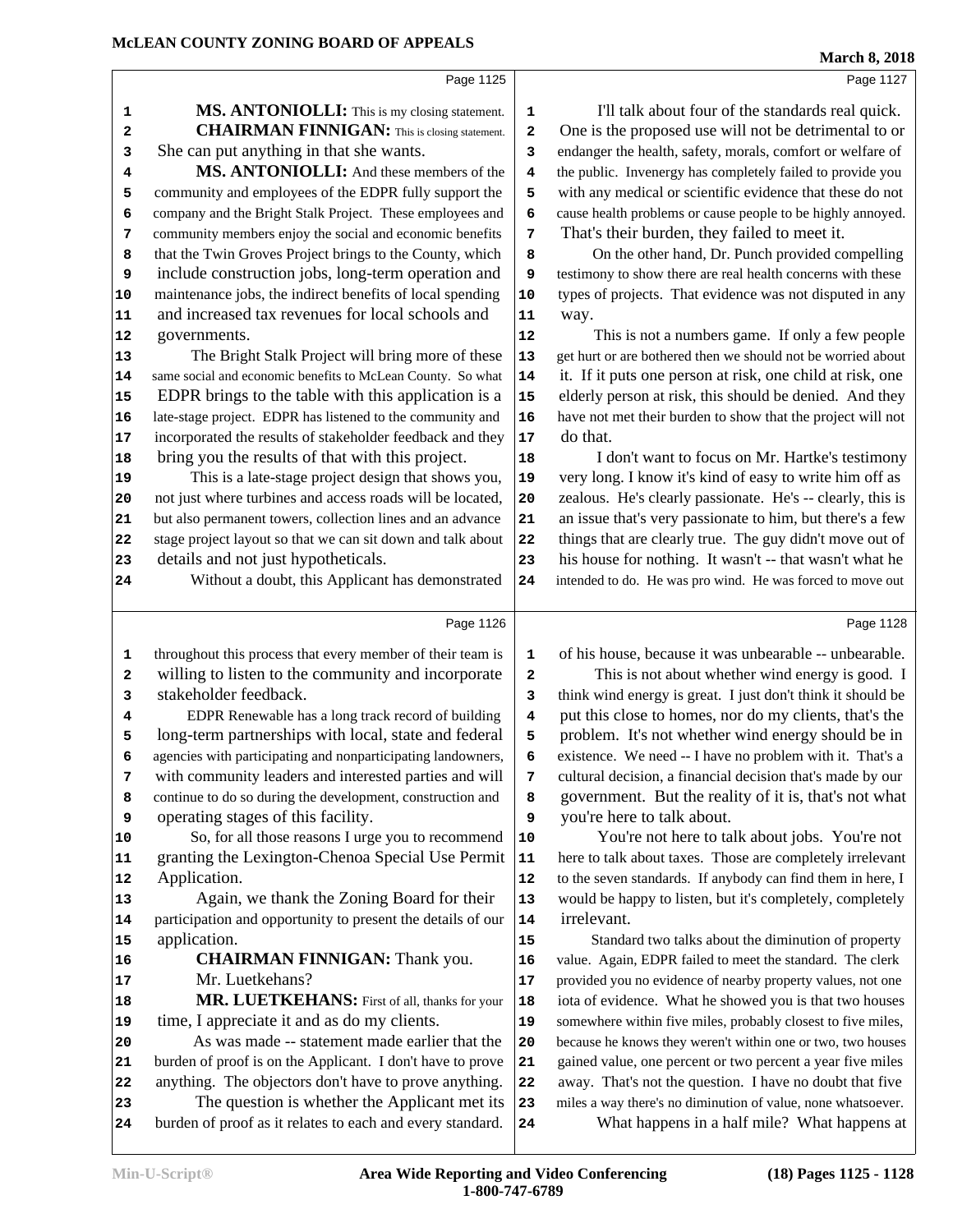**MS. ANTONIOLLI:** This is my closing statement.

**CHAIRMAN FINNIGAN:** This is closing statement. She can put anything in that she wants.

**MS. ANTONIOLLI:** And these members of the community and employees of the EDPR fully support the company and the Bright Stalk Project. These employees and community members enjoy the social and economic benefits that the Twin Groves Project brings to the County, which include construction jobs, long-term operation and maintenance jobs, the indirect benefits of local spending and increased tax revenues for local schools and governments.

The Bright Stalk Project will bring more of these same social and economic benefits to McLean County. So what EDPR brings to the table with this application is a late-stage project. EDPR has listened to the community and incorporated the results of stakeholder feedback and they bring you the results of that with this project.

This is a late-stage project design that shows you, not just where turbines and access roads will be located, but also permanent towers, collection lines and an advance stage project layout so that we can sit down and talk about details and not just hypotheticals.

Without a doubt, this Applicant has demonstrated throughout this process that every member of their team is willing to listen to the community and incorporate stakeholder feedback.

EDPR Renewable has a long track record of building long-term partnerships with local, state and federal agencies with participating and nonparticipating landowners, with community leaders and interested parties and will continue to do so during the development, construction and operating stages of this facility.

So, for all those reasons I urge you to recommend granting the Lexington-Chenoa Special Use Permit Application.

Again, we thank the Zoning Board for their participation and opportunity to present the details of our application.

**CHAIRMAN FINNIGAN:** Thank you. Mr. Luetkehans?

**MR. LUETKEHANS:** First of all, thanks for your time, I appreciate it and as do my clients.

As was made -- statement made earlier that the burden of proof is on the Applicant. I don't have to prove anything. The objectors don't have to prove anything.

The question is whether the Applicant met its burden of proof as it relates to each and every standard.

I'll talk about four of the standards real quick. One is the proposed use will not be detrimental to or endanger the health, safety, morals, comfort or welfare of the public. Invenergy has completely failed to provide you with any medical or scientific evidence that these do not cause health problems or cause people to be highly annoyed. That's their burden, they failed to meet it.

On the other hand, Dr. Punch provided compelling testimony to show there are real health concerns with these types of projects. That evidence was not disputed in any way.

This is not a numbers game. If only a few people get hurt or are bothered then we should not be worried about it. If it puts one person at risk, one child at risk, one elderly person at risk, this should be denied. And they have not met their burden to show that the project will not do that.

I don't want to focus on Mr. Hartke's testimony very long. I know it's kind of easy to write him off as zealous. He's clearly passionate. He's -- clearly, this is an issue that's very passionate to him, but there's a few things that are clearly true. The guy didn't move out of his house for nothing. It wasn't -- that wasn't what he intended to do. He was pro wind. He was forced to move out of his house, because it was unbearable -- unbearable.

This is not about whether wind energy is good. I think wind energy is great. I just don't think it should be put this close to homes, nor do my clients, that's the problem. It's not whether wind energy should be in existence. We need -- I have no problem with it. That's a cultural decision, a financial decision that's made by our government. But the reality of it is, that's not what you're here to talk about.

You're not here to talk about jobs. You're not here to talk about taxes. Those are completely irrelevant to the seven standards. If anybody can find them in here, I would be happy to listen, but it's completely, completely irrelevant.

Standard two talks about the diminution of property value. Again, EDPR failed to meet the standard. The clerk provided you no evidence of nearby property values, not one iota of evidence. What he showed you is that two houses somewhere within five miles, probably closest to five miles, because he knows they weren't within one or two, two houses gained value, one percent or two percent a year five miles away. That's not the question. I have no doubt that five miles a way there's no diminution of value, none whatsoever.

What happens in a half mile? What happens at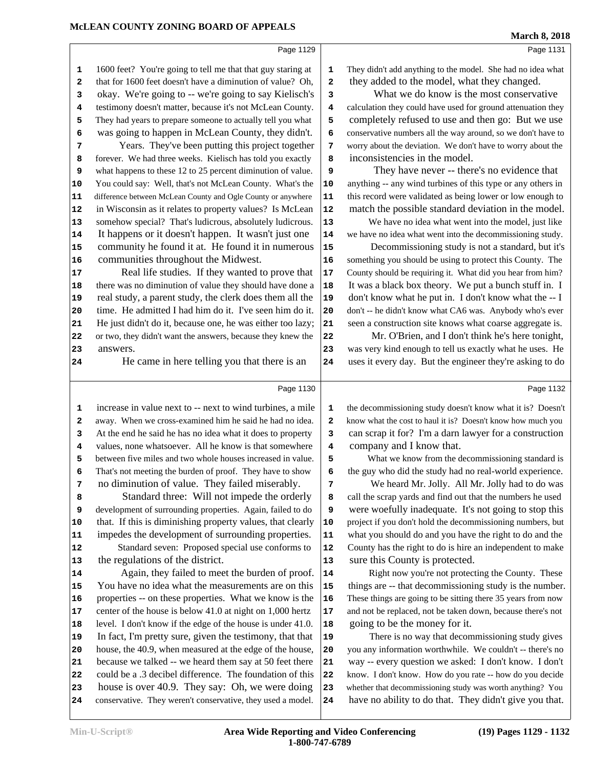Page 1129

1 1600 feet? You're going to tell me that that guy staring at
2 that for 1600 feet doesn't have a diminution of value? Oh,
3 okay. We're going to -- we're going to say Kielisch's
4 testimony doesn't matter, because it's not McLean County.
5 They had years to prepare someone to actually tell you what
6 was going to happen in McLean County, they didn't.
7 Years. They've been putting this project together
8 forever. We had three weeks. Kielisch has told you exactly
9 what happens to these 12 to 25 percent diminution of value.
10 You could say: Well, that's not McLean County. What's the
11 difference between McLean County and Ogle County or anywhere
12 in Wisconsin as it relates to property values? Is McLean
13 somehow special? That's ludicrous, absolutely ludicrous.
14 It happens or it doesn't happen. It wasn't just one
15 community he found it at. He found it in numerous
16 communities throughout the Midwest.
17 Real life studies. If they wanted to prove that
18 there was no diminution of value they should have done a
19 real study, a parent study, the clerk does them all the
20 time. He admitted I had him do it. I've seen him do it.
21 He just didn't do it, because one, he was either too lazy;
22 or two, they didn't want the answers, because they knew the
23 answers.
24 He came in here telling you that there is an

Page 1130

1 increase in value next to -- next to wind turbines, a mile
2 away. When we cross-examined him he said he had no idea.
3 At the end he said he has no idea what it does to property
4 values, none whatsoever. All he know is that somewhere
5 between five miles and two whole houses increased in value.
6 That's not meeting the burden of proof. They have to show
7 no diminution of value. They failed miserably.
8 Standard three: Will not impede the orderly
9 development of surrounding properties. Again, failed to do
10 that. If this is diminishing property values, that clearly
11 impedes the development of surrounding properties.
12 Standard seven: Proposed special use conforms to
13 the regulations of the district.
14 Again, they failed to meet the burden of proof.
15 You have no idea what the measurements are on this
16 properties -- on these properties. What we know is the
17 center of the house is below 41.0 at night on 1,000 hertz
18 level. I don't know if the edge of the house is under 41.0.
19 In fact, I'm pretty sure, given the testimony, that that
20 house, the 40.9, when measured at the edge of the house,
21 because we talked -- we heard them say at 50 feet there
22 could be a .3 decibel difference. The foundation of this
23 house is over 40.9. They say: Oh, we were doing
24 conservative. They weren't conservative, they used a model.

Page 1131

1 They didn't add anything to the model. She had no idea what
2 they added to the model, what they changed.
3 What we do know is the most conservative
4 calculation they could have used for ground attenuation they
5 completely refused to use and then go: But we use
6 conservative numbers all the way around, so we don't have to
7 worry about the deviation. We don't have to worry about the
8 inconsistencies in the model.
9 They have never -- there's no evidence that
10 anything -- any wind turbines of this type or any others in
11 this record were validated as being lower or low enough to
12 match the possible standard deviation in the model.
13 We have no idea what went into the model, just like
14 we have no idea what went into the decommissioning study.
15 Decommissioning study is not a standard, but it's
16 something you should be using to protect this County. The
17 County should be requiring it. What did you hear from him?
18 It was a black box theory. We put a bunch stuff in. I
19 don't know what he put in. I don't know what the -- I
20 don't -- he didn't know what CA6 was. Anybody who's ever
21 seen a construction site knows what coarse aggregate is.
22 Mr. O'Brien, and I don't think he's here tonight,
23 was very kind enough to tell us exactly what he uses. He
24 uses it every day. But the engineer they're asking to do

Page 1132

1 the decommissioning study doesn't know what it is? Doesn't
2 know what the cost to haul it is? Doesn't know how much you
3 can scrap it for? I'm a darn lawyer for a construction
4 company and I know that.
5 What we know from the decommissioning standard is
6 the guy who did the study had no real-world experience.
7 We heard Mr. Jolly. All Mr. Jolly had to do was
8 call the scrap yards and find out that the numbers he used
9 were woefully inadequate. It's not going to stop this
10 project if you don't hold the decommissioning numbers, but
11 what you should do and you have the right to do and the
12 County has the right to do is hire an independent to make
13 sure this County is protected.
14 Right now you're not protecting the County. These
15 things are -- that decommissioning study is the number.
16 These things are going to be sitting there 35 years from now
17 and not be replaced, not be taken down, because there's not
18 going to be the money for it.
19 There is no way that decommissioning study gives
20 you any information worthwhile. We couldn't -- there's no
21 way -- every question we asked: I don't know. I don't
22 know. I don't know. How do you rate -- how do you decide
23 whether that decommissioning study was worth anything? You
24 have no ability to do that. They didn't give you that.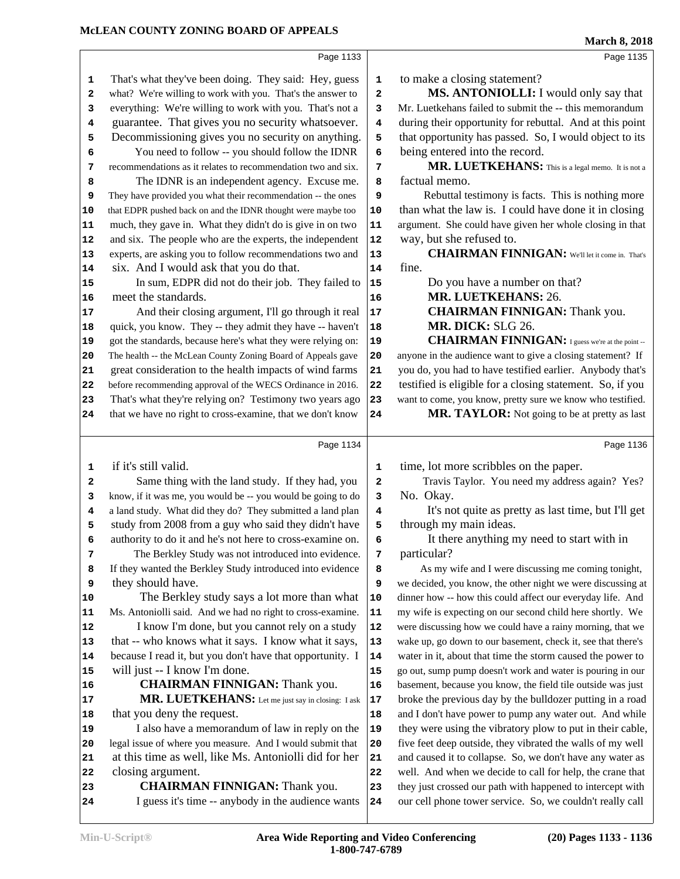That's what they've been doing. They said: Hey, guess what? We're willing to work with you. That's the answer to everything: We're willing to work with you. That's not a guarantee. That gives you no security whatsoever. Decommissioning gives you no security on anything.

You need to follow -- you should follow the IDNR recommendations as it relates to recommendation two and six.

The IDNR is an independent agency. Excuse me. They have provided you what their recommendation -- the ones that EDPR pushed back on and the IDNR thought were maybe too much, they gave in. What they didn't do is give in on two and six. The people who are the experts, the independent experts, are asking you to follow recommendations two and six. And I would ask that you do that.

In sum, EDPR did not do their job. They failed to meet the standards.

And their closing argument, I'll go through it real quick, you know. They -- they admit they have -- haven't got the standards, because here's what they were relying on: The health -- the McLean County Zoning Board of Appeals gave great consideration to the health impacts of wind farms before recommending approval of the WECS Ordinance in 2016. That's what they're relying on? Testimony two years ago that we have no right to cross-examine, that we don't know if it's still valid.

Same thing with the land study. If they had, you know, if it was me, you would be -- you would be going to do a land study. What did they do? They submitted a land plan study from 2008 from a guy who said they didn't have authority to do it and he's not here to cross-examine on.

The Berkley Study was not introduced into evidence. If they wanted the Berkley Study introduced into evidence they should have.

The Berkley study says a lot more than what Ms. Antoniolli said. And we had no right to cross-examine.

I know I'm done, but you cannot rely on a study that -- who knows what it says. I know what it says, because I read it, but you don't have that opportunity. I will just -- I know I'm done.

**CHAIRMAN FINNIGAN:** Thank you.

**MR. LUETKEHANS:** Let me just say in closing: I ask that you deny the request.

I also have a memorandum of law in reply on the legal issue of where you measure. And I would submit that at this time as well, like Ms. Antoniolli did for her closing argument.

**CHAIRMAN FINNIGAN:** Thank you.

I guess it's time -- anybody in the audience wants to make a closing statement?

**MS. ANTONIOLLI:** I would only say that Mr. Luetkehans failed to submit the -- this memorandum during their opportunity for rebuttal. And at this point that opportunity has passed. So, I would object to its being entered into the record.

**MR. LUETKEHANS:** This is a legal memo. It is not a factual memo.

Rebuttal testimony is facts. This is nothing more than what the law is. I could have done it in closing argument. She could have given her whole closing in that way, but she refused to.

**CHAIRMAN FINNIGAN:** We'll let it come in. That's fine.

Do you have a number on that?

**MR. LUETKEHANS:** 26.

**CHAIRMAN FINNIGAN:** Thank you.

**MR. DICK:** SLG 26.

**CHAIRMAN FINNIGAN:** I guess we're at the point -- anyone in the audience want to give a closing statement? If you do, you had to have testified earlier. Anybody that's testified is eligible for a closing statement. So, if you want to come, you know, pretty sure we know who testified.

**MR. TAYLOR:** Not going to be at pretty as last time, lot more scribbles on the paper.

Travis Taylor. You need my address again? Yes? No. Okay.

It's not quite as pretty as last time, but I'll get through my main ideas.

It there anything my need to start with in particular?

As my wife and I were discussing me coming tonight, we decided, you know, the other night we were discussing at dinner how -- how this could affect our everyday life. And my wife is expecting on our second child here shortly. We were discussing how we could have a rainy morning, that we wake up, go down to our basement, check it, see that there's water in it, about that time the storm caused the power to go out, sump pump doesn't work and water is pouring in our basement, because you know, the field tile outside was just broke the previous day by the bulldozer putting in a road and I don't have power to pump any water out. And while they were using the vibratory plow to put in their cable, five feet deep outside, they vibrated the walls of my well and caused it to collapse. So, we don't have any water as well. And when we decide to call for help, the crane that they just crossed our path with happened to intercept with our cell phone tower service. So, we couldn't really call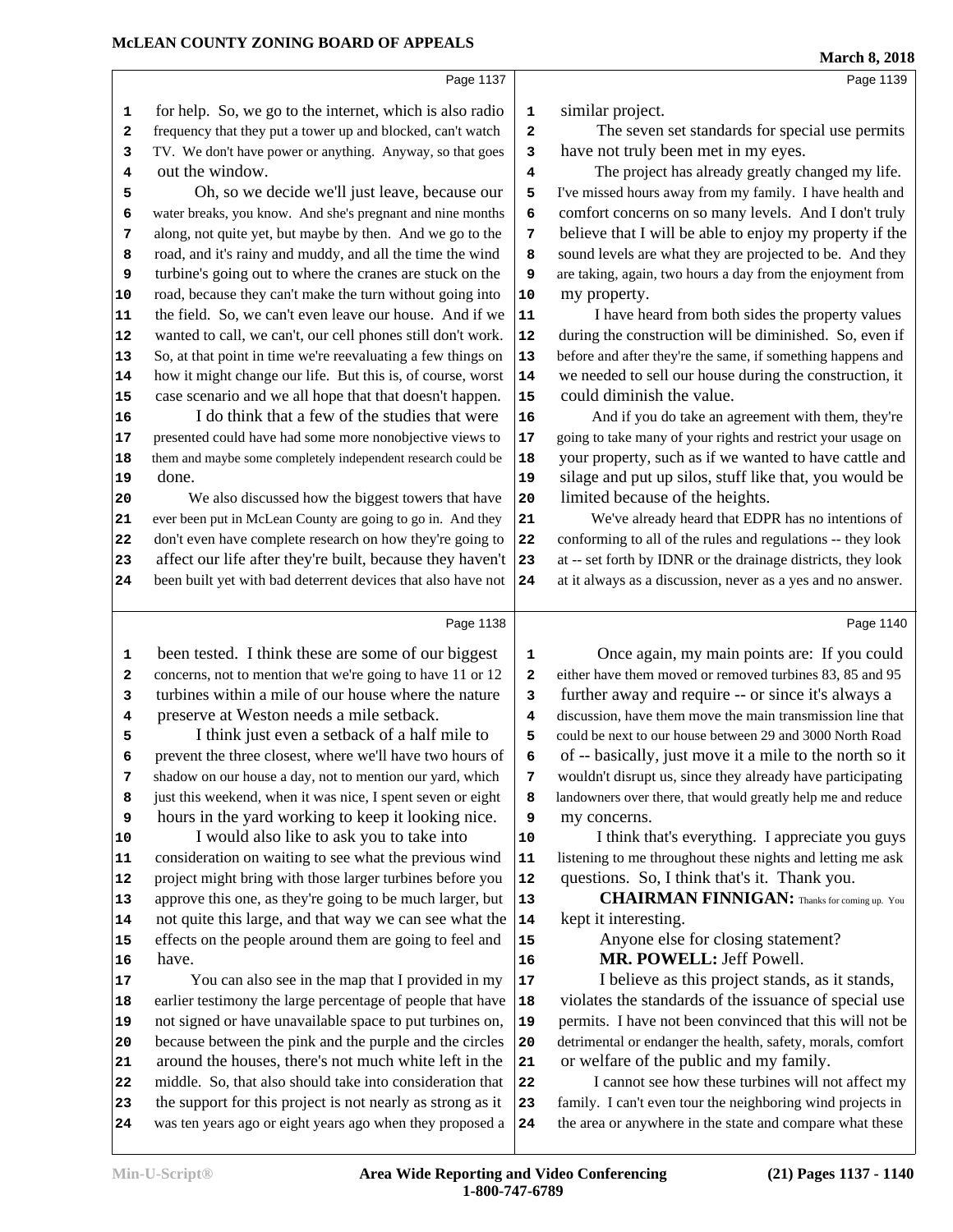for help. So, we go to the internet, which is also radio frequency that they put a tower up and blocked, can't watch TV. We don't have power or anything. Anyway, so that goes out the window.

Oh, so we decide we'll just leave, because our water breaks, you know. And she's pregnant and nine months along, not quite yet, but maybe by then. And we go to the road, and it's rainy and muddy, and all the time the wind turbine's going out to where the cranes are stuck on the road, because they can't make the turn without going into the field. So, we can't even leave our house. And if we wanted to call, we can't, our cell phones still don't work. So, at that point in time we're reevaluating a few things on how it might change our life. But this is, of course, worst case scenario and we all hope that that doesn't happen.

I do think that a few of the studies that were presented could have had some more nonobjective views to them and maybe some completely independent research could be done.

We also discussed how the biggest towers that have ever been put in McLean County are going to go in. And they don't even have complete research on how they're going to affect our life after they're built, because they haven't been built yet with bad deterrent devices that also have not been tested. I think these are some of our biggest concerns, not to mention that we're going to have 11 or 12 turbines within a mile of our house where the nature preserve at Weston needs a mile setback.

I think just even a setback of a half mile to prevent the three closest, where we'll have two hours of shadow on our house a day, not to mention our yard, which just this weekend, when it was nice, I spent seven or eight hours in the yard working to keep it looking nice.

I would also like to ask you to take into consideration on waiting to see what the previous wind project might bring with those larger turbines before you approve this one, as they're going to be much larger, but not quite this large, and that way we can see what the effects on the people around them are going to feel and have.

You can also see in the map that I provided in my earlier testimony the large percentage of people that have not signed or have unavailable space to put turbines on, because between the pink and the purple and the circles around the houses, there's not much white left in the middle. So, that also should take into consideration that the support for this project is not nearly as strong as it was ten years ago or eight years ago when they proposed a similar project.

The seven set standards for special use permits have not truly been met in my eyes.

The project has already greatly changed my life. I've missed hours away from my family. I have health and comfort concerns on so many levels. And I don't truly believe that I will be able to enjoy my property if the sound levels are what they are projected to be. And they are taking, again, two hours a day from the enjoyment from my property.

I have heard from both sides the property values during the construction will be diminished. So, even if before and after they're the same, if something happens and we needed to sell our house during the construction, it could diminish the value.

And if you do take an agreement with them, they're going to take many of your rights and restrict your usage on your property, such as if we wanted to have cattle and silage and put up silos, stuff like that, you would be limited because of the heights.

We've already heard that EDPR has no intentions of conforming to all of the rules and regulations -- they look at -- set forth by IDNR or the drainage districts, they look at it always as a discussion, never as a yes and no answer.

Once again, my main points are: If you could either have them moved or removed turbines 83, 85 and 95 further away and require -- or since it's always a discussion, have them move the main transmission line that could be next to our house between 29 and 3000 North Road of -- basically, just move it a mile to the north so it wouldn't disrupt us, since they already have participating landowners over there, that would greatly help me and reduce my concerns.

I think that's everything. I appreciate you guys listening to me throughout these nights and letting me ask questions. So, I think that's it. Thank you.

**CHAIRMAN FINNIGAN:** Thanks for coming up. You kept it interesting.

Anyone else for closing statement?

**MR. POWELL:** Jeff Powell.

I believe as this project stands, as it stands, violates the standards of the issuance of special use permits. I have not been convinced that this will not be detrimental or endanger the health, safety, morals, comfort or welfare of the public and my family.

I cannot see how these turbines will not affect my family. I can't even tour the neighboring wind projects in the area or anywhere in the state and compare what these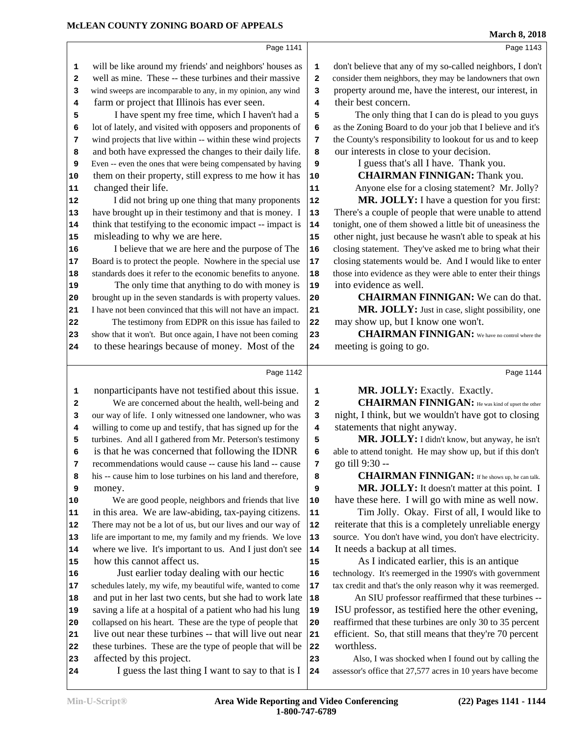**Page 1141**

1 will be like around my friends' and neighbors' houses as
2 well as mine. These -- these turbines and their massive
3 wind sweeps are incomparable to any, in my opinion, any wind
4 farm or project that Illinois has ever seen.
5 I have spent my free time, which I haven't had a
6 lot of lately, and visited with opposers and proponents of
7 wind projects that live within -- within these wind projects
8 and both have expressed the changes to their daily life.
9 Even -- even the ones that were being compensated by having
10 them on their property, still express to me how it has
11 changed their life.
12 I did not bring up one thing that many proponents
13 have brought up in their testimony and that is money. I
14 think that testifying to the economic impact -- impact is
15 misleading to why we are here.
16 I believe that we are here and the purpose of The
17 Board is to protect the people. Nowhere in the special use
18 standards does it refer to the economic benefits to anyone.
19 The only time that anything to do with money is
20 brought up in the seven standards is with property values.
21 I have not been convinced that this will not have an impact.
22 The testimony from EDPR on this issue has failed to
23 show that it won't. But once again, I have not been coming
24 to these hearings because of money. Most of the

**Page 1142**

1 nonparticipants have not testified about this issue.
2 We are concerned about the health, well-being and
3 our way of life. I only witnessed one landowner, who was
4 willing to come up and testify, that has signed up for the
5 turbines. And all I gathered from Mr. Peterson's testimony
6 is that he was concerned that following the IDNR
7 recommendations would cause -- cause his land -- cause
8 his -- cause him to lose turbines on his land and therefore,
9 money.
10 We are good people, neighbors and friends that live
11 in this area. We are law-abiding, tax-paying citizens.
12 There may not be a lot of us, but our lives and our way of
13 life are important to me, my family and my friends. We love
14 where we live. It's important to us. And I just don't see
15 how this cannot affect us.
16 Just earlier today dealing with our hectic
17 schedules lately, my wife, my beautiful wife, wanted to come
18 and put in her last two cents, but she had to work late
19 saving a life at a hospital of a patient who had his lung
20 collapsed on his heart. These are the type of people that
21 live out near these turbines -- that will live out near
22 these turbines. These are the type of people that will be
23 affected by this project.
24 I guess the last thing I want to say to that is I

**Page 1143**

1 don't believe that any of my so-called neighbors, I don't
2 consider them neighbors, they may be landowners that own
3 property around me, have the interest, our interest, in
4 their best concern.
5 The only thing that I can do is plead to you guys
6 as the Zoning Board to do your job that I believe and it's
7 the County's responsibility to lookout for us and to keep
8 our interests in close to your decision.
9 I guess that's all I have. Thank you.
10 **CHAIRMAN FINNIGAN:** Thank you.
11 Anyone else for a closing statement? Mr. Jolly?
12 **MR. JOLLY:** I have a question for you first:
13 There's a couple of people that were unable to attend
14 tonight, one of them showed a little bit of uneasiness the
15 other night, just because he wasn't able to speak at his
16 closing statement. They've asked me to bring what their
17 closing statements would be. And I would like to enter
18 those into evidence as they were able to enter their things
19 into evidence as well.
20 **CHAIRMAN FINNIGAN:** We can do that.
21 **MR. JOLLY:** Just in case, slight possibility, one
22 may show up, but I know one won't.
23 **CHAIRMAN FINNIGAN:** We have no control where the
24 meeting is going to go.

**Page 1144**

1 **MR. JOLLY:** Exactly. Exactly.
2 **CHAIRMAN FINNIGAN:** He was kind of upset the other
3 night, I think, but we wouldn't have got to closing
4 statements that night anyway.
5 **MR. JOLLY:** I didn't know, but anyway, he isn't
6 able to attend tonight. He may show up, but if this don't
7 go till 9:30 --
8 **CHAIRMAN FINNIGAN:** If he shows up, he can talk.
9 **MR. JOLLY:** It doesn't matter at this point. I
10 have these here. I will go with mine as well now.
11 Tim Jolly. Okay. First of all, I would like to
12 reiterate that this is a completely unreliable energy
13 source. You don't have wind, you don't have electricity.
14 It needs a backup at all times.
15 As I indicated earlier, this is an antique
16 technology. It's reemerged in the 1990's with government
17 tax credit and that's the only reason why it was reemerged.
18 An SIU professor reaffirmed that these turbines --
19 ISU professor, as testified here the other evening,
20 reaffirmed that these turbines are only 30 to 35 percent
21 efficient. So, that still means that they're 70 percent
22 worthless.
23 Also, I was shocked when I found out by calling the
24 assessor's office that 27,577 acres in 10 years have become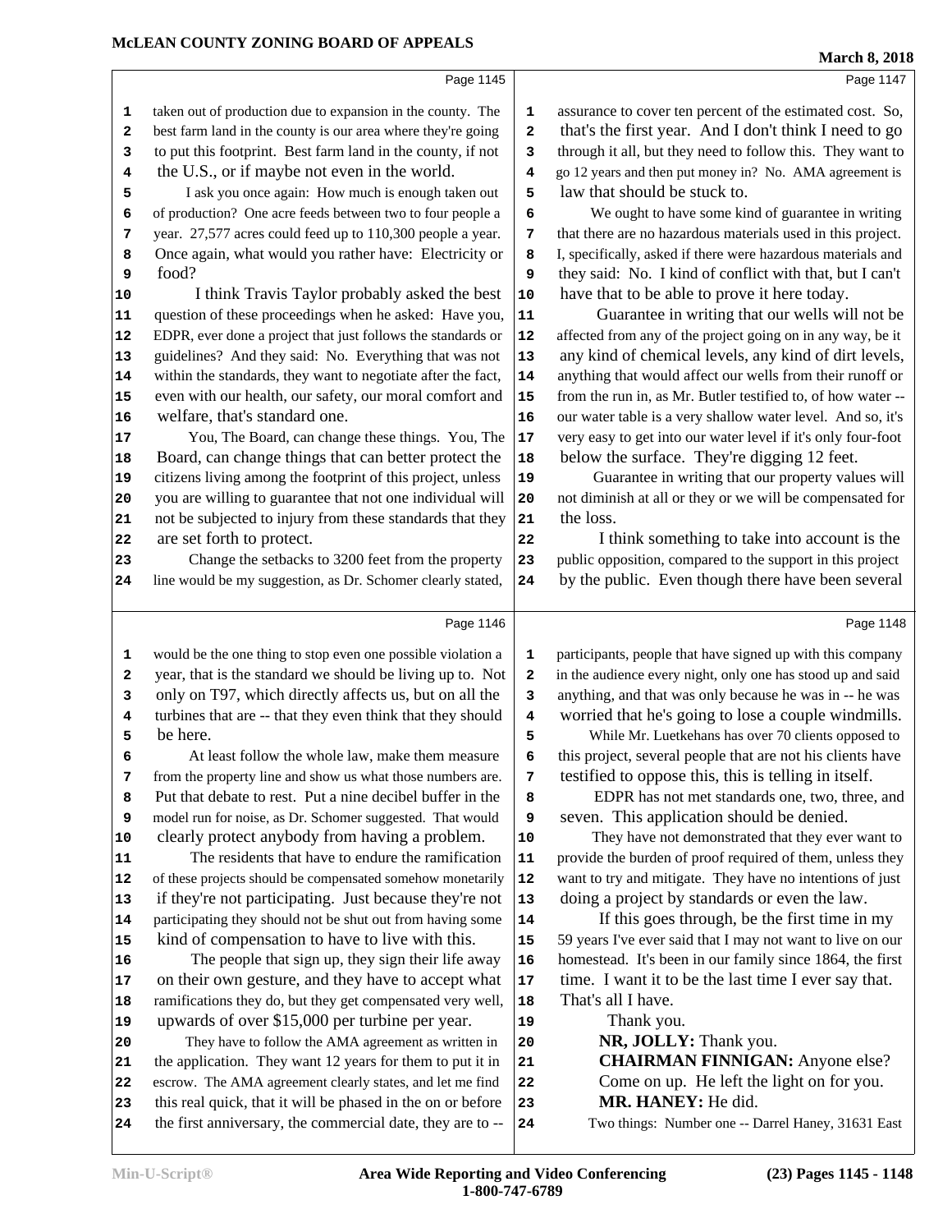taken out of production due to expansion in the county. The best farm land in the county is our area where they're going to put this footprint. Best farm land in the county, if not the U.S., or if maybe not even in the world.

I ask you once again: How much is enough taken out of production? One acre feeds between two to four people a year. 27,577 acres could feed up to 110,300 people a year. Once again, what would you rather have: Electricity or food?

I think Travis Taylor probably asked the best question of these proceedings when he asked: Have you, EDPR, ever done a project that just follows the standards or guidelines? And they said: No. Everything that was not within the standards, they want to negotiate after the fact, even with our health, our safety, our moral comfort and welfare, that's standard one.

You, The Board, can change these things. You, The Board, can change things that can better protect the citizens living among the footprint of this project, unless you are willing to guarantee that not one individual will not be subjected to injury from these standards that they are set forth to protect.

Change the setbacks to 3200 feet from the property line would be my suggestion, as Dr. Schomer clearly stated, would be the one thing to stop even one possible violation a year, that is the standard we should be living up to. Not only on T97, which directly affects us, but on all the turbines that are -- that they even think that they should be here.

At least follow the whole law, make them measure from the property line and show us what those numbers are. Put that debate to rest. Put a nine decibel buffer in the model run for noise, as Dr. Schomer suggested. That would clearly protect anybody from having a problem.

The residents that have to endure the ramification of these projects should be compensated somehow monetarily if they're not participating. Just because they're not participating they should not be shut out from having some kind of compensation to have to live with this.

The people that sign up, they sign their life away on their own gesture, and they have to accept what ramifications they do, but they get compensated very well, upwards of over $15,000 per turbine per year.

They have to follow the AMA agreement as written in the application. They want 12 years for them to put it in escrow. The AMA agreement clearly states, and let me find this real quick, that it will be phased in the on or before the first anniversary, the commercial date, they are to -- assurance to cover ten percent of the estimated cost. So, that's the first year. And I don't think I need to go through it all, but they need to follow this. They want to go 12 years and then put money in? No. AMA agreement is law that should be stuck to.

We ought to have some kind of guarantee in writing that there are no hazardous materials used in this project. I, specifically, asked if there were hazardous materials and they said: No. I kind of conflict with that, but I can't have that to be able to prove it here today.

Guarantee in writing that our wells will not be affected from any of the project going on in any way, be it any kind of chemical levels, any kind of dirt levels, anything that would affect our wells from their runoff or from the run in, as Mr. Butler testified to, of how water -- our water table is a very shallow water level. And so, it's very easy to get into our water level if it's only four-foot below the surface. They're digging 12 feet.

Guarantee in writing that our property values will not diminish at all or they or we will be compensated for the loss.

I think something to take into account is the public opposition, compared to the support in this project by the public. Even though there have been several participants, people that have signed up with this company in the audience every night, only one has stood up and said anything, and that was only because he was in -- he was worried that he's going to lose a couple windmills.

While Mr. Luetkehans has over 70 clients opposed to this project, several people that are not his clients have testified to oppose this, this is telling in itself.

EDPR has not met standards one, two, three, and seven. This application should be denied.

They have not demonstrated that they ever want to provide the burden of proof required of them, unless they want to try and mitigate. They have no intentions of just doing a project by standards or even the law.

If this goes through, be the first time in my 59 years I've ever said that I may not want to live on our homestead. It's been in our family since 1864, the first time. I want it to be the last time I ever say that. That's all I have.

Thank you.

**NR, JOLLY:** Thank you.

**CHAIRMAN FINNIGAN:** Anyone else? Come on up. He left the light on for you.

**MR. HANEY:** He did.

Two things: Number one -- Darrel Haney, 31631 East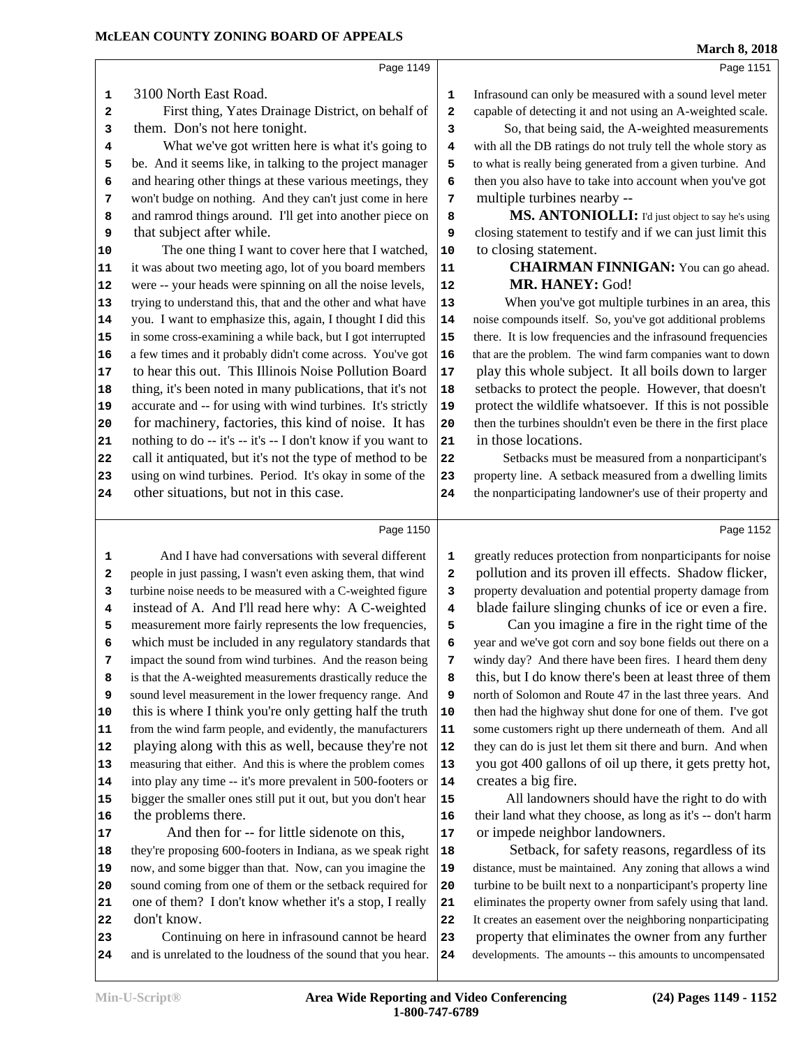Page 1149

3100 North East Road.

First thing, Yates Drainage District, on behalf of them. Don's not here tonight.

What we've got written here is what it's going to be. And it seems like, in talking to the project manager and hearing other things at these various meetings, they won't budge on nothing. And they can't just come in here and ramrod things around. I'll get into another piece on that subject after while.

The one thing I want to cover here that I watched, it was about two meeting ago, lot of you board members were -- your heads were spinning on all the noise levels, trying to understand this, that and the other and what have you. I want to emphasize this, again, I thought I did this in some cross-examining a while back, but I got interrupted a few times and it probably didn't come across. You've got to hear this out. This Illinois Noise Pollution Board thing, it's been noted in many publications, that it's not accurate and -- for using with wind turbines. It's strictly for machinery, factories, this kind of noise. It has nothing to do -- it's -- it's -- I don't know if you want to call it antiquated, but it's not the type of method to be using on wind turbines. Period. It's okay in some of the other situations, but not in this case.

Page 1150

And I have had conversations with several different people in just passing, I wasn't even asking them, that wind turbine noise needs to be measured with a C-weighted figure instead of A. And I'll read here why: A C-weighted measurement more fairly represents the low frequencies, which must be included in any regulatory standards that impact the sound from wind turbines. And the reason being is that the A-weighted measurements drastically reduce the sound level measurement in the lower frequency range. And this is where I think you're only getting half the truth from the wind farm people, and evidently, the manufacturers playing along with this as well, because they're not measuring that either. And this is where the problem comes into play any time -- it's more prevalent in 500-footers or bigger the smaller ones still put it out, but you don't hear the problems there.

And then for -- for little sidenote on this, they're proposing 600-footers in Indiana, as we speak right now, and some bigger than that. Now, can you imagine the sound coming from one of them or the setback required for one of them? I don't know whether it's a stop, I really don't know.

Continuing on here in infrasound cannot be heard and is unrelated to the loudness of the sound that you hear.

Page 1151

Infrasound can only be measured with a sound level meter capable of detecting it and not using an A-weighted scale.

So, that being said, the A-weighted measurements with all the DB ratings do not truly tell the whole story as to what is really being generated from a given turbine. And then you also have to take into account when you've got multiple turbines nearby --

**MS. ANTONIOLLI:** I'd just object to say he's using closing statement to testify and if we can just limit this to closing statement.

**CHAIRMAN FINNIGAN:** You can go ahead.

**MR. HANEY:** God!

When you've got multiple turbines in an area, this noise compounds itself. So, you've got additional problems there. It is low frequencies and the infrasound frequencies that are the problem. The wind farm companies want to down play this whole subject. It all boils down to larger setbacks to protect the people. However, that doesn't protect the wildlife whatsoever. If this is not possible then the turbines shouldn't even be there in the first place in those locations.

Setbacks must be measured from a nonparticipant's property line. A setback measured from a dwelling limits the nonparticipating landowner's use of their property and

Page 1152

greatly reduces protection from nonparticipants for noise pollution and its proven ill effects. Shadow flicker, property devaluation and potential property damage from blade failure slinging chunks of ice or even a fire.

Can you imagine a fire in the right time of the year and we've got corn and soy bone fields out there on a windy day? And there have been fires. I heard them deny this, but I do know there's been at least three of them north of Solomon and Route 47 in the last three years. And then had the highway shut done for one of them. I've got some customers right up there underneath of them. And all they can do is just let them sit there and burn. And when you got 400 gallons of oil up there, it gets pretty hot, creates a big fire.

All landowners should have the right to do with their land what they choose, as long as it's -- don't harm or impede neighbor landowners.

Setback, for safety reasons, regardless of its distance, must be maintained. Any zoning that allows a wind turbine to be built next to a nonparticipant's property line eliminates the property owner from safely using that land. It creates an easement over the neighboring nonparticipating property that eliminates the owner from any further developments. The amounts -- this amounts to uncompensated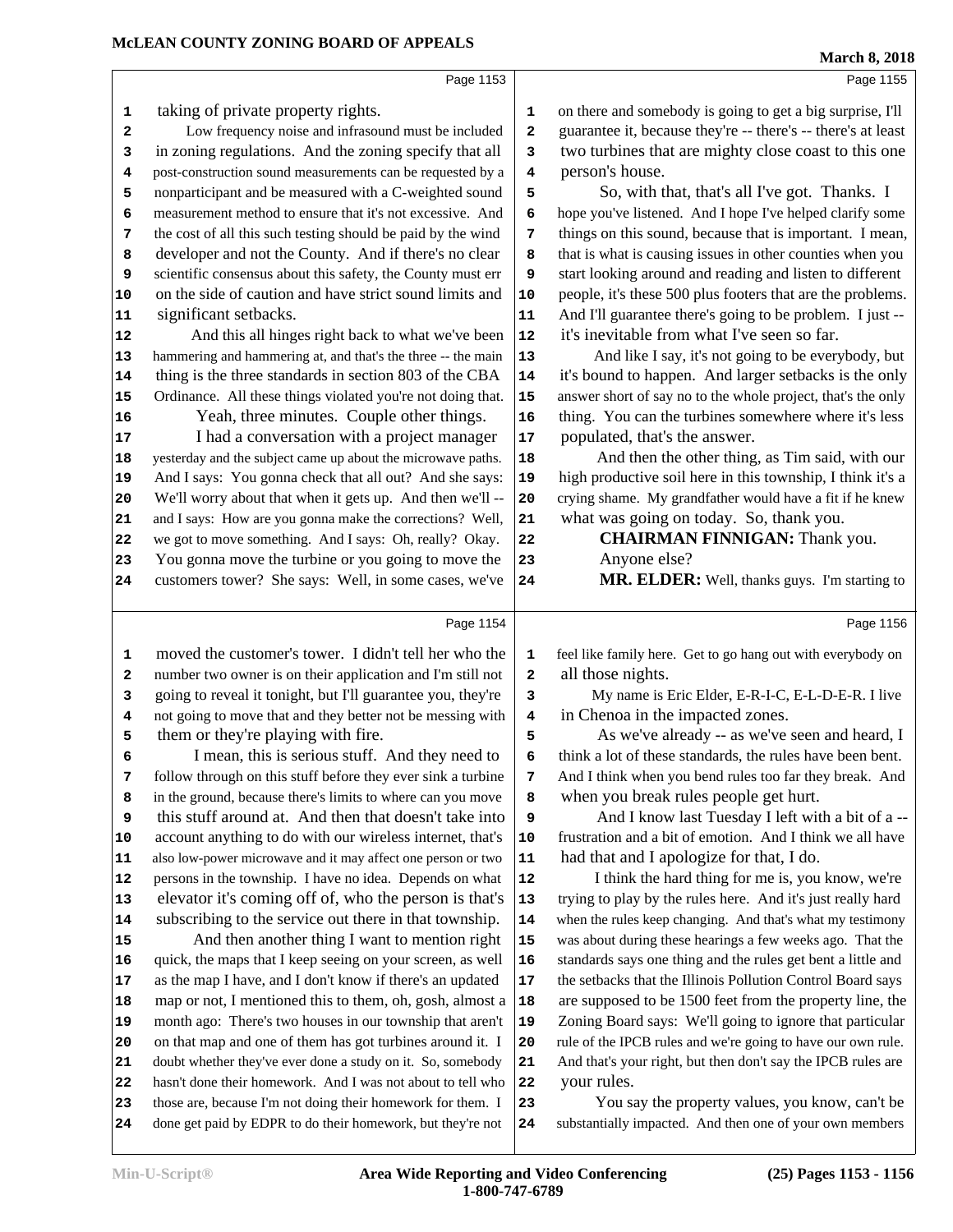taking of private property rights.

Low frequency noise and infrasound must be included in zoning regulations. And the zoning specify that all post-construction sound measurements can be requested by a nonparticipant and be measured with a C-weighted sound measurement method to ensure that it's not excessive. And the cost of all this such testing should be paid by the wind developer and not the County. And if there's no clear scientific consensus about this safety, the County must err on the side of caution and have strict sound limits and significant setbacks.

And this all hinges right back to what we've been hammering and hammering at, and that's the three -- the main thing is the three standards in section 803 of the CBA Ordinance. All these things violated you're not doing that.

Yeah, three minutes. Couple other things.

I had a conversation with a project manager yesterday and the subject came up about the microwave paths. And I says: You gonna check that all out? And she says: We'll worry about that when it gets up. And then we'll -- and I says: How are you gonna make the corrections? Well, we got to move something. And I says: Oh, really? Okay. You gonna move the turbine or you going to move the customers tower? She says: Well, in some cases, we've moved the customer's tower. I didn't tell her who the number two owner is on their application and I'm still not going to reveal it tonight, but I'll guarantee you, they're not going to move that and they better not be messing with them or they're playing with fire.

I mean, this is serious stuff. And they need to follow through on this stuff before they ever sink a turbine in the ground, because there's limits to where can you move this stuff around at. And then that doesn't take into account anything to do with our wireless internet, that's also low-power microwave and it may affect one person or two persons in the township. I have no idea. Depends on what elevator it's coming off of, who the person is that's subscribing to the service out there in that township.

And then another thing I want to mention right quick, the maps that I keep seeing on your screen, as well as the map I have, and I don't know if there's an updated map or not, I mentioned this to them, oh, gosh, almost a month ago: There's two houses in our township that aren't on that map and one of them has got turbines around it. I doubt whether they've ever done a study on it. So, somebody hasn't done their homework. And I was not about to tell who those are, because I'm not doing their homework for them. I done get paid by EDPR to do their homework, but they're not on there and somebody is going to get a big surprise, I'll guarantee it, because they're -- there's -- there's at least two turbines that are mighty close coast to this one person's house.

So, with that, that's all I've got. Thanks. I hope you've listened. And I hope I've helped clarify some things on this sound, because that is important. I mean, that is what is causing issues in other counties when you start looking around and reading and listen to different people, it's these 500 plus footers that are the problems. And I'll guarantee there's going to be problem. I just -- it's inevitable from what I've seen so far.

And like I say, it's not going to be everybody, but it's bound to happen. And larger setbacks is the only answer short of say no to the whole project, that's the only thing. You can the turbines somewhere where it's less populated, that's the answer.

And then the other thing, as Tim said, with our high productive soil here in this township, I think it's a crying shame. My grandfather would have a fit if he knew what was going on today. So, thank you.

**CHAIRMAN FINNIGAN:** Thank you.

Anyone else?

**MR. ELDER:** Well, thanks guys. I'm starting to feel like family here. Get to go hang out with everybody on all those nights.

My name is Eric Elder, E-R-I-C, E-L-D-E-R. I live in Chenoa in the impacted zones.

As we've already -- as we've seen and heard, I think a lot of these standards, the rules have been bent. And I think when you bend rules too far they break. And when you break rules people get hurt.

And I know last Tuesday I left with a bit of a -- frustration and a bit of emotion. And I think we all have had that and I apologize for that, I do.

I think the hard thing for me is, you know, we're trying to play by the rules here. And it's just really hard when the rules keep changing. And that's what my testimony was about during these hearings a few weeks ago. That the standards says one thing and the rules get bent a little and the setbacks that the Illinois Pollution Control Board says are supposed to be 1500 feet from the property line, the Zoning Board says: We'll going to ignore that particular rule of the IPCB rules and we're going to have our own rule. And that's your right, but then don't say the IPCB rules are your rules.

You say the property values, you know, can't be substantially impacted. And then one of your own members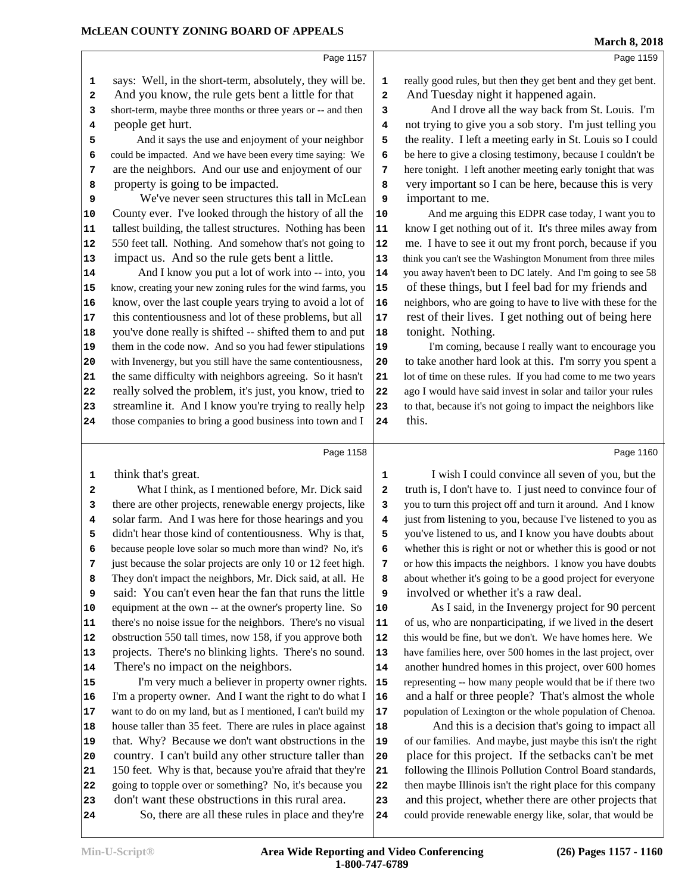says: Well, in the short-term, absolutely, they will be. And you know, the rule gets bent a little for that short-term, maybe three months or three years or -- and then people get hurt.

And it says the use and enjoyment of your neighbor could be impacted. And we have been every time saying: We are the neighbors. And our use and enjoyment of our property is going to be impacted.

We've never seen structures this tall in McLean County ever. I've looked through the history of all the tallest building, the tallest structures. Nothing has been 550 feet tall. Nothing. And somehow that's not going to impact us. And so the rule gets bent a little.

And I know you put a lot of work into -- into, you know, creating your new zoning rules for the wind farms, you know, over the last couple years trying to avoid a lot of this contentiousness and lot of these problems, but all you've done really is shifted -- shifted them to and put them in the code now. And so you had fewer stipulations with Invenergy, but you still have the same contentiousness, the same difficulty with neighbors agreeing. So it hasn't really solved the problem, it's just, you know, tried to streamline it. And I know you're trying to really help those companies to bring a good business into town and I think that's great.

What I think, as I mentioned before, Mr. Dick said there are other projects, renewable energy projects, like solar farm. And I was here for those hearings and you didn't hear those kind of contentiousness. Why is that, because people love solar so much more than wind? No, it's just because the solar projects are only 10 or 12 feet high. They don't impact the neighbors, Mr. Dick said, at all. He said: You can't even hear the fan that runs the little equipment at the own -- at the owner's property line. So there's no noise issue for the neighbors. There's no visual obstruction 550 tall times, now 158, if you approve both projects. There's no blinking lights. There's no sound. There's no impact on the neighbors.

I'm very much a believer in property owner rights. I'm a property owner. And I want the right to do what I want to do on my land, but as I mentioned, I can't build my house taller than 35 feet. There are rules in place against that. Why? Because we don't want obstructions in the country. I can't build any other structure taller than 150 feet. Why is that, because you're afraid that they're going to topple over or something? No, it's because you don't want these obstructions in this rural area.

So, there are all these rules in place and they're really good rules, but then they get bent and they get bent. And Tuesday night it happened again.

And I drove all the way back from St. Louis. I'm not trying to give you a sob story. I'm just telling you the reality. I left a meeting early in St. Louis so I could be here to give a closing testimony, because I couldn't be here tonight. I left another meeting early tonight that was very important so I can be here, because this is very important to me.

And me arguing this EDPR case today, I want you to know I get nothing out of it. It's three miles away from me. I have to see it out my front porch, because if you think you can't see the Washington Monument from three miles you away haven't been to DC lately. And I'm going to see 58 of these things, but I feel bad for my friends and neighbors, who are going to have to live with these for the rest of their lives. I get nothing out of being here tonight. Nothing.

I'm coming, because I really want to encourage you to take another hard look at this. I'm sorry you spent a lot of time on these rules. If you had come to me two years ago I would have said invest in solar and tailor your rules to that, because it's not going to impact the neighbors like this.

I wish I could convince all seven of you, but the truth is, I don't have to. I just need to convince four of you to turn this project off and turn it around. And I know just from listening to you, because I've listened to you as you've listened to us, and I know you have doubts about whether this is right or not or whether this is good or not or how this impacts the neighbors. I know you have doubts about whether it's going to be a good project for everyone involved or whether it's a raw deal.

As I said, in the Invenergy project for 90 percent of us, who are nonparticipating, if we lived in the desert this would be fine, but we don't. We have homes here. We have families here, over 500 homes in the last project, over another hundred homes in this project, over 600 homes representing -- how many people would that be if there two and a half or three people? That's almost the whole population of Lexington or the whole population of Chenoa.

And this is a decision that's going to impact all of our families. And maybe, just maybe this isn't the right place for this project. If the setbacks can't be met following the Illinois Pollution Control Board standards, then maybe Illinois isn't the right place for this company and this project, whether there are other projects that could provide renewable energy like, solar, that would be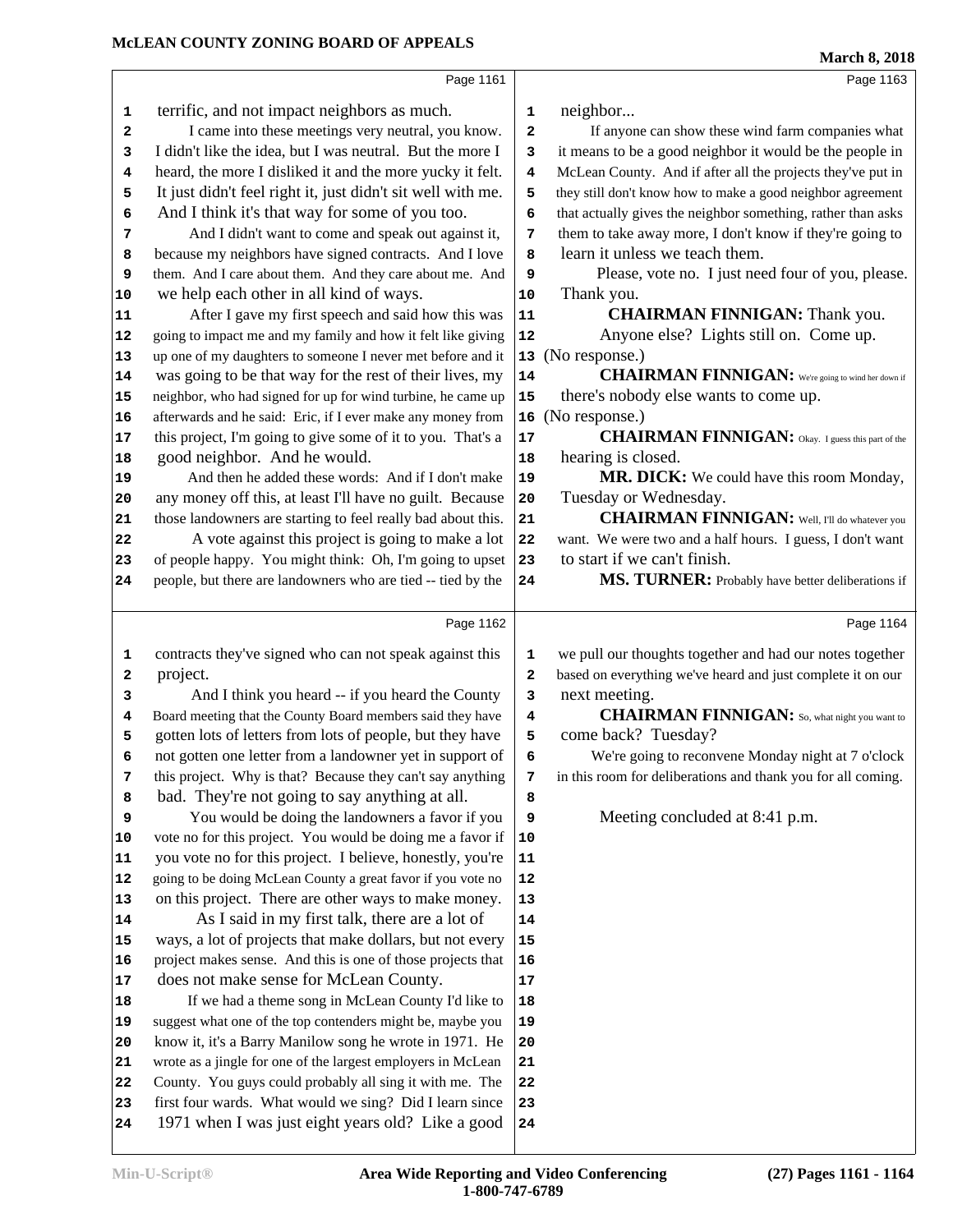Page 1161

1 terrific, and not impact neighbors as much.
2 I came into these meetings very neutral, you know.
3 I didn't like the idea, but I was neutral. But the more I
4 heard, the more I disliked it and the more yucky it felt.
5 It just didn't feel right it, just didn't sit well with me.
6 And I think it's that way for some of you too.
7 And I didn't want to come and speak out against it,
8 because my neighbors have signed contracts. And I love
9 them. And I care about them. And they care about me. And
10 we help each other in all kind of ways.
11 After I gave my first speech and said how this was
12 going to impact me and my family and how it felt like giving
13 up one of my daughters to someone I never met before and it
14 was going to be that way for the rest of their lives, my
15 neighbor, who had signed for up for wind turbine, he came up
16 afterwards and he said: Eric, if I ever make any money from
17 this project, I'm going to give some of it to you. That's a
18 good neighbor. And he would.
19 And then he added these words: And if I don't make
20 any money off this, at least I'll have no guilt. Because
21 those landowners are starting to feel really bad about this.
22 A vote against this project is going to make a lot
23 of people happy. You might think: Oh, I'm going to upset
24 people, but there are landowners who are tied -- tied by the

Page 1162

1 contracts they've signed who can not speak against this
2 project.
3 And I think you heard -- if you heard the County
4 Board meeting that the County Board members said they have
5 gotten lots of letters from lots of people, but they have
6 not gotten one letter from a landowner yet in support of
7 this project. Why is that? Because they can't say anything
8 bad. They're not going to say anything at all.
9 You would be doing the landowners a favor if you
10 vote no for this project. You would be doing me a favor if
11 you vote no for this project. I believe, honestly, you're
12 going to be doing McLean County a great favor if you vote no
13 on this project. There are other ways to make money.
14 As I said in my first talk, there are a lot of
15 ways, a lot of projects that make dollars, but not every
16 project makes sense. And this is one of those projects that
17 does not make sense for McLean County.
18 If we had a theme song in McLean County I'd like to
19 suggest what one of the top contenders might be, maybe you
20 know it, it's a Barry Manilow song he wrote in 1971. He
21 wrote as a jingle for one of the largest employers in McLean
22 County. You guys could probably all sing it with me. The
23 first four wards. What would we sing? Did I learn since
24 1971 when I was just eight years old? Like a good

Page 1163

1 neighbor...
2 If anyone can show these wind farm companies what
3 it means to be a good neighbor it would be the people in
4 McLean County. And if after all the projects they've put in
5 they still don't know how to make a good neighbor agreement
6 that actually gives the neighbor something, rather than asks
7 them to take away more, I don't know if they're going to
8 learn it unless we teach them.
9 Please, vote no. I just need four of you, please.
10 Thank you.
11 **CHAIRMAN FINNIGAN:** Thank you.
12 Anyone else? Lights still on. Come up.
13 (No response.)
14 **CHAIRMAN FINNIGAN:** We're going to wind her down if
15 there's nobody else wants to come up.
16 (No response.)
17 **CHAIRMAN FINNIGAN:** Okay. I guess this part of the
18 hearing is closed.
19 **MR. DICK:** We could have this room Monday,
20 Tuesday or Wednesday.
21 **CHAIRMAN FINNIGAN:** Well, I'll do whatever you
22 want. We were two and a half hours. I guess, I don't want
23 to start if we can't finish.
24 **MS. TURNER:** Probably have better deliberations if

Page 1164

1 we pull our thoughts together and had our notes together
2 based on everything we've heard and just complete it on our
3 next meeting.
4 **CHAIRMAN FINNIGAN:** So, what night you want to
5 come back? Tuesday?
6 We're going to reconvene Monday night at 7 o'clock
7 in this room for deliberations and thank you for all coming.
8
9 Meeting concluded at 8:41 p.m.
10
11
12
13
14
15
16
17
18
19
20
21
22
23
24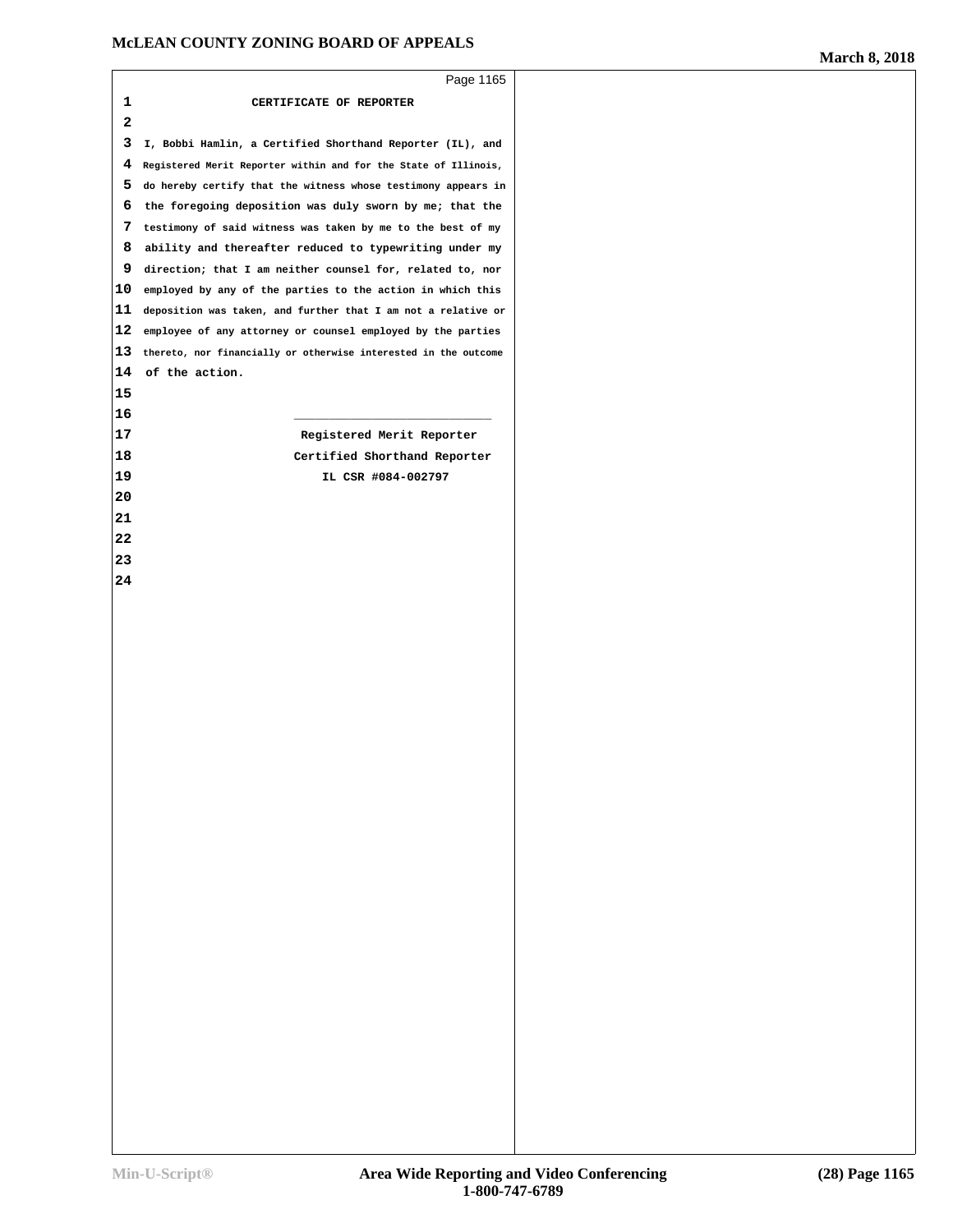## CERTIFICATE OF REPORTER

I, Bobbi Hamlin, a Certified Shorthand Reporter (IL), and Registered Merit Reporter within and for the State of Illinois, do hereby certify that the witness whose testimony appears in the foregoing deposition was duly sworn by me; that the testimony of said witness was taken by me to the best of my ability and thereafter reduced to typewriting under my direction; that I am neither counsel for, related to, nor employed by any of the parties to the action in which this deposition was taken, and further that I am not a relative or employee of any attorney or counsel employed by the parties thereto, nor financially or otherwise interested in the outcome of the action.

\_\_\_\_\_\_\_\_\_\_\_\_\_\_\_\_\_\_\_\_\_\_\_\_\_\_\_

Registered Merit Reporter

Certified Shorthand Reporter

IL CSR #084-002797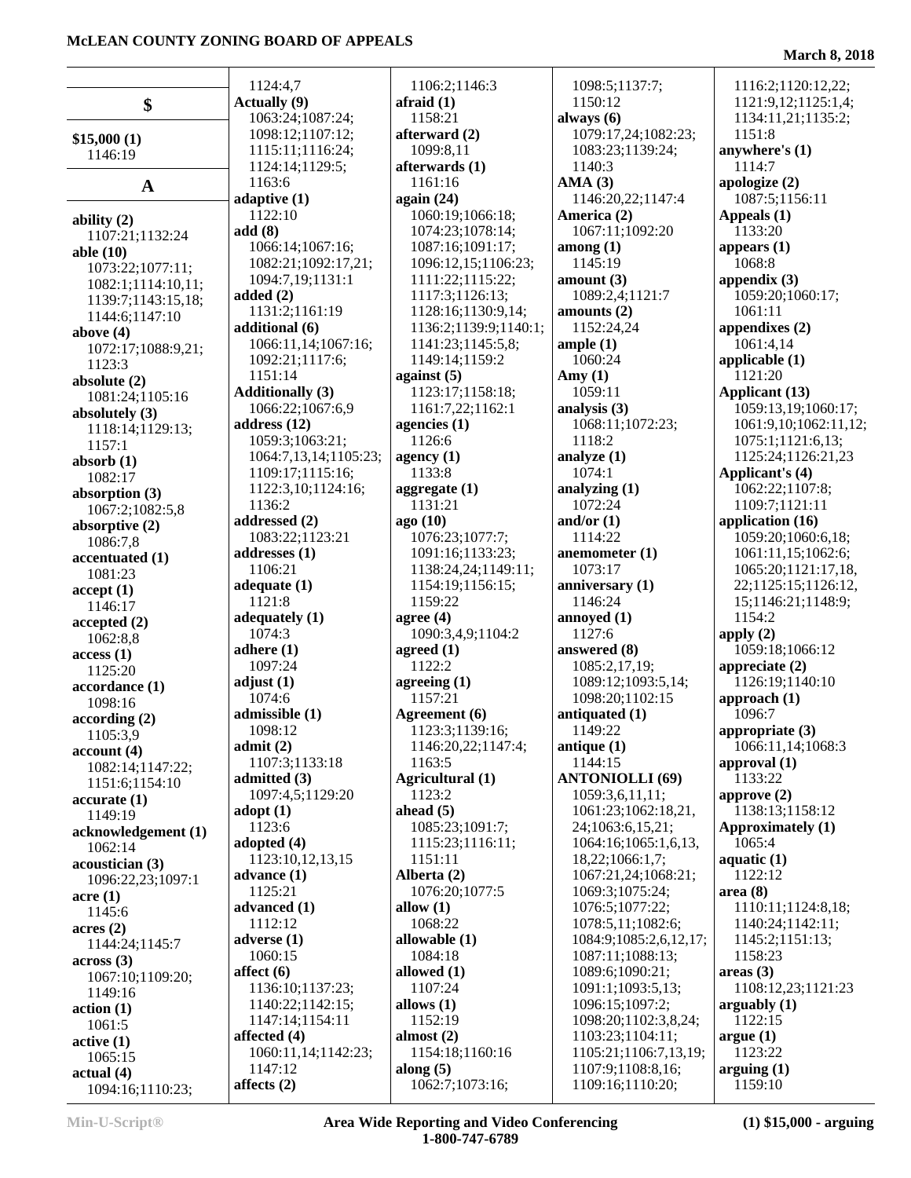## $

**$15,000 (1)**
1146:19

## A

**ability (2)**
1107:21;1132:24
**able (10)**
1073:22;1077:11;
1082:1;1114:10,11;
1139:7;1143:15,18;
1144:6;1147:10
**above (4)**
1072:17;1088:9,21;
1123:3
**absolute (2)**
1081:24;1105:16
**absolutely (3)**
1118:14;1129:13;
1157:1
**absorb (1)**
1082:17
**absorption (3)**
1067:2;1082:5,8
**absorptive (2)**
1086:7,8
**accentuated (1)**
1081:23
**accept (1)**
1146:17
**accepted (2)**
1062:8,8
**access (1)**
1125:20
**accordance (1)**
1098:16
**according (2)**
1105:3,9
**account (4)**
1082:14;1147:22;
1151:6;1154:10
**accurate (1)**
1149:19
**acknowledgement (1)**
1062:14
**acoustician (3)**
1096:22,23;1097:1
**acre (1)**
1145:6
**acres (2)**
1144:24;1145:7
**across (3)**
1067:10;1109:20;
1149:16
**action (1)**
1061:5
**active (1)**
1065:15
**actual (4)**
1094:16;1110:23;
1124:4,7
**Actually (9)**
1063:24;1087:24;
1098:12;1107:12;
1115:11;1116:24;
1124:14;1129:5;
1163:6
**adaptive (1)**
1122:10
**add (8)**
1066:14;1067:16;
1082:21;1092:17,21;
1094:7,19;1131:1
**added (2)**
1131:2;1161:19
**additional (6)**
1066:11,14;1067:16;
1092:21;1117:6;
1151:14
**Additionally (3)**
1066:22;1067:6,9
**address (12)**
1059:3;1063:21;
1064:7,13,14;1105:23;
1109:17;1115:16;
1122:3,10;1124:16;
1136:2
**addressed (2)**
1083:22;1123:21
**addresses (1)**
1106:21
**adequate (1)**
1121:8
**adequately (1)**
1074:3
**adhere (1)**
1097:24
**adjust (1)**
1074:6
**admissible (1)**
1098:12
**admit (2)**
1107:3;1133:18
**admitted (3)**
1097:4,5;1129:20
**adopt (1)**
1123:6
**adopted (4)**
1123:10,12,13,15
**advance (1)**
1125:21
**advanced (1)**
1112:12
**adverse (1)**
1060:15
**affect (6)**
1136:10;1137:23;
1140:22;1142:15;
1147:14;1154:11
**affected (4)**
1060:11,14;1142:23;
1147:12
**affects (2)**
1106:2;1146:3
**afraid (1)**
1158:21
**afterward (2)**
1099:8,11
**afterwards (1)**
1161:16
**again (24)**
1060:19;1066:18;
1074:23;1078:14;
1087:16;1091:17;
1096:12,15;1106:23;
1111:22;1115:22;
1117:3;1126:13;
1128:16;1130:9,14;
1136:2;1139:9;1140:1;
1141:23;1145:5,8;
1149:14;1159:2
**against (5)**
1123:17;1158:18;
1161:7,22;1162:1
**agencies (1)**
1126:6
**agency (1)**
1133:8
**aggregate (1)**
1131:21
**ago (10)**
1076:23;1077:7;
1091:16;1133:23;
1138:24,24;1149:11;
1154:19;1156:15;
1159:22
**agree (4)**
1090:3,4,9;1104:2
**agreed (1)**
1122:2
**agreeing (1)**
1157:21
**Agreement (6)**
1123:3;1139:16;
1146:20,22;1147:4;
1163:5
**Agricultural (1)**
1123:2
**ahead (5)**
1085:23;1091:7;
1115:23;1116:11;
1151:11
**Alberta (2)**
1076:20;1077:5
**allow (1)**
1068:22
**allowable (1)**
1084:18
**allowed (1)**
1107:24
**allows (1)**
1152:19
**almost (2)**
1154:18;1160:16
**along (5)**
1062:7;1073:16;
1098:5;1137:7;
1150:12
**always (6)**
1079:17,24;1082:23;
1083:23;1139:24;
1140:3
**AMA (3)**
1146:20,22;1147:4
**America (2)**
1067:11;1092:20
**among (1)**
1145:19
**amount (3)**
1089:2,4;1121:7
**amounts (2)**
1152:24,24
**ample (1)**
1060:24
**Amy (1)**
1059:11
**analysis (3)**
1068:11;1072:23;
1118:2
**analyze (1)**
1074:1
**analyzing (1)**
1072:24
**and/or (1)**
1114:22
**anemometer (1)**
1073:17
**anniversary (1)**
1146:24
**annoyed (1)**
1127:6
**answered (8)**
1085:2,17,19;
1089:12;1093:5,14;
1098:20;1102:15
**antiquated (1)**
1149:22
**antique (1)**
1144:15
**ANTONIOLLI (69)**
1059:3,6,11,11;
1061:23;1062:18,21,
24;1063:6,15,21;
1064:16;1065:1,6,13,
18,22;1066:1,7;
1067:21,24;1068:21;
1069:3;1075:24;
1076:5;1077:22;
1078:5,11;1082:6;
1084:9;1085:2,6,12,17;
1087:11;1088:13;
1089:6;1090:21;
1091:1;1093:5,13;
1096:15;1097:2;
1098:20;1102:3,8,24;
1103:23;1104:11;
1105:21;1106:7,13,19;
1107:9;1108:8,16;
1109:16;1110:20;
1116:2;1120:12,22;
1121:9,12;1125:1,4;
1134:11,21;1135:2;
1151:8
**anywhere's (1)**
1114:7
**apologize (2)**
1087:5;1156:11
**Appeals (1)**
1133:20
**appears (1)**
1068:8
**appendix (3)**
1059:20;1060:17;
1061:11
**appendixes (2)**
1061:4,14
**applicable (1)**
1121:20
**Applicant (13)**
1059:13,19;1060:17;
1061:9,10;1062:11,12;
1075:1;1121:6,13;
1125:24;1126:21,23
**Applicant's (4)**
1062:22;1107:8;
1109:7;1121:11
**application (16)**
1059:20;1060:6,18;
1061:11,15;1062:6;
1065:20;1121:17,18,
22;1125:15;1126:12,
15;1146:21;1148:9;
1154:2
**apply (2)**
1059:18;1066:12
**appreciate (2)**
1126:19;1140:10
**approach (1)**
1096:7
**appropriate (3)**
1066:11,14;1068:3
**approval (1)**
1133:22
**approve (2)**
1138:13;1158:12
**Approximately (1)**
1065:4
**aquatic (1)**
1122:12
**area (8)**
1110:11;1124:8,18;
1140:24;1142:11;
1145:2;1151:13;
1158:23
**areas (3)**
1108:12,23;1121:23
**arguably (1)**
1122:15
**argue (1)**
1123:22
**arguing (1)**
1159:10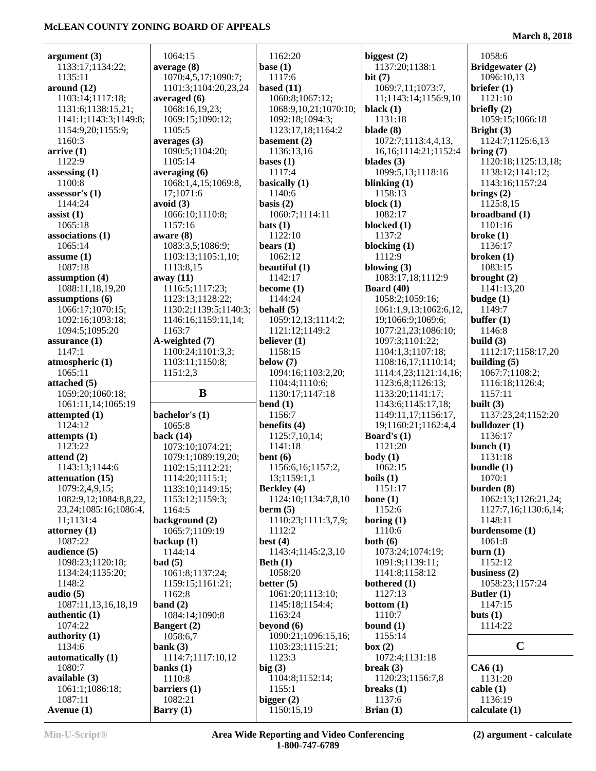**argument (3)**
1133:17;1134:22;
1135:11
**around (12)**
1103:14;1117:18;
1131:6;1138:15,21;
1141:1;1143:3;1149:8;
1154:9,20;1155:9;
1160:3
**arrive (1)**
1122:9
**assessing (1)**
1100:8
**assessor's (1)**
1144:24
**assist (1)**
1065:18
**associations (1)**
1065:14
**assume (1)**
1087:18
**assumption (4)**
1088:11,18,19,20
**assumptions (6)**
1066:17;1070:15;
1092:16;1093:18;
1094:5;1095:20
**assurance (1)**
1147:1
**atmospheric (1)**
1065:11
**attached (5)**
1059:20;1060:18;
1061:11,14;1065:19
**attempted (1)**
1124:12
**attempts (1)**
1123:22
**attend (2)**
1143:13;1144:6
**attenuation (15)**
1079:2,4,9,15;
1082:9,12;1084:8,8,22,
23,24;1085:16;1086:4,
11;1131:4
**attorney (1)**
1087:22
**audience (5)**
1098:23;1120:18;
1134:24;1135:20;
1148:2
**audio (5)**
1087:11,13,16,18,19
**authentic (1)**
1074:22
**authority (1)**
1134:6
**automatically (1)**
1080:7
**available (3)**
1061:1;1086:18;
1087:11
**Avenue (1)**
1064:15
**average (8)**
1070:4,5,17;1090:7;
1101:3;1104:20,23,24
**averaged (6)**
1068:16,19,23;
1069:15;1090:12;
1105:5
**averages (3)**
1090:5;1104:20;
1105:14
**averaging (6)**
1068:1,4,15;1069:8,
17;1071:6
**avoid (3)**
1066:10;1110:8;
1157:16
**aware (8)**
1083:3,5;1086:9;
1103:13;1105:1,10;
1113:8,15
**away (11)**
1116:5;1117:23;
1123:13;1128:22;
1130:2;1139:5;1140:3;
1146:16;1159:11,14;
1163:7
**A-weighted (7)**
1100:24;1101:3,3;
1103:11;1150:8;
1151:2,3

## B

**bachelor's (1)**
1065:8
**back (14)**
1073:10;1074:21;
1079:1;1089:19,20;
1102:15;1112:21;
1114:20;1115:1;
1133:10;1149:15;
1153:12;1159:3;
1164:5
**background (2)**
1065:7;1109:19
**backup (1)**
1144:14
**bad (5)**
1061:8;1137:24;
1159:15;1161:21;
1162:8
**band (2)**
1084:14;1090:8
**Bangert (2)**
1058:6,7
**bank (3)**
1114:7;1117:10,12
**banks (1)**
1110:8
**barriers (1)**
1082:21
**Barry (1)**
1162:20
**base (1)**
1117:6
**based (11)**
1060:8;1067:12;
1068:9,10,21;1070:10;
1092:18;1094:3;
1123:17,18;1164:2
**basement (2)**
1136:13,16
**bases (1)**
1117:4
**basically (1)**
1140:6
**basis (2)**
1060:7;1114:11
**bats (1)**
1122:10
**bears (1)**
1062:12
**beautiful (1)**
1142:17
**become (1)**
1144:24
**behalf (5)**
1059:12,13;1114:2;
1121:12;1149:2
**believer (1)**
1158:15
**below (7)**
1094:16;1103:2,20;
1104:4;1110:6;
1130:17;1147:18
**bend (1)**
1156:7
**benefits (4)**
1125:7,10,14;
1141:18
**bent (6)**
1156:6,16;1157:2,
13;1159:1,1
**Berkley (4)**
1124:10;1134:7,8,10
**berm (5)**
1110:23;1111:3,7,9;
1112:2
**best (4)**
1143:4;1145:2,3,10
**Beth (1)**
1058:20
**better (5)**
1061:20;1113:10;
1145:18;1154:4;
1163:24
**beyond (6)**
1090:21;1096:15,16;
1103:23;1115:21;
1123:3
**big (3)**
1104:8;1152:14;
1155:1
**bigger (2)**
1150:15,19
**biggest (2)**
1137:20;1138:1
**bit (7)**
1069:7,11;1073:7,
11;1143:14;1156:9,10
**black (1)**
1131:18
**blade (8)**
1072:7;1113:4,4,13,
16,16;1114:21;1152:4
**blades (3)**
1099:5,13;1118:16
**blinking (1)**
1158:13
**block (1)**
1082:17
**blocked (1)**
1137:2
**blocking (1)**
1112:9
**blowing (3)**
1083:17,18;1112:9
**Board (40)**
1058:2;1059:16;
1061:1,9,13;1062:6,12,
19;1066:9;1069:6;
1077:21,23;1086:10;
1097:3;1101:22;
1104:1,3;1107:18;
1108:16,17;1110:14;
1114:4,23;1121:14,16;
1123:6,8;1126:13;
1133:20;1141:17;
1143:6;1145:17,18;
1149:11,17;1156:17,
19;1160:21;1162:4,4
**Board's (1)**
1121:20
**body (1)**
1062:15
**boils (1)**
1151:17
**bone (1)**
1152:6
**boring (1)**
1110:6
**both (6)**
1073:24;1074:19;
1091:9;1139:11;
1141:8;1158:12
**bothered (1)**
1127:13
**bottom (1)**
1110:7
**bound (1)**
1155:14
**box (2)**
1072:4;1131:18
**break (3)**
1120:23;1156:7,8
**breaks (1)**
1137:6
**Brian (1)**
1058:6
**Bridgewater (2)**
1096:10,13
**briefer (1)**
1121:10
**briefly (2)**
1059:15;1066:18
**Bright (3)**
1124:7;1125:6,13
**bring (7)**
1120:18;1125:13,18;
1138:12;1141:12;
1143:16;1157:24
**brings (2)**
1125:8,15
**broadband (1)**
1101:16
**broke (1)**
1136:17
**broken (1)**
1083:15
**brought (2)**
1141:13,20
**budge (1)**
1149:7
**buffer (1)**
1146:8
**build (3)**
1112:17;1158:17,20
**building (5)**
1067:7;1108:2;
1116:18;1126:4;
1157:11
**built (3)**
1137:23,24;1152:20
**bulldozer (1)**
1136:17
**bunch (1)**
1131:18
**bundle (1)**
1070:1
**burden (8)**
1062:13;1126:21,24;
1127:7,16;1130:6,14;
1148:11
**burdensome (1)**
1061:8
**burn (1)**
1152:12
**business (2)**
1058:23;1157:24
**Butler (1)**
1147:15
**buts (1)**
1114:22

## C

**CA6 (1)**
1131:20
**cable (1)**
1136:19
**calculate (1)**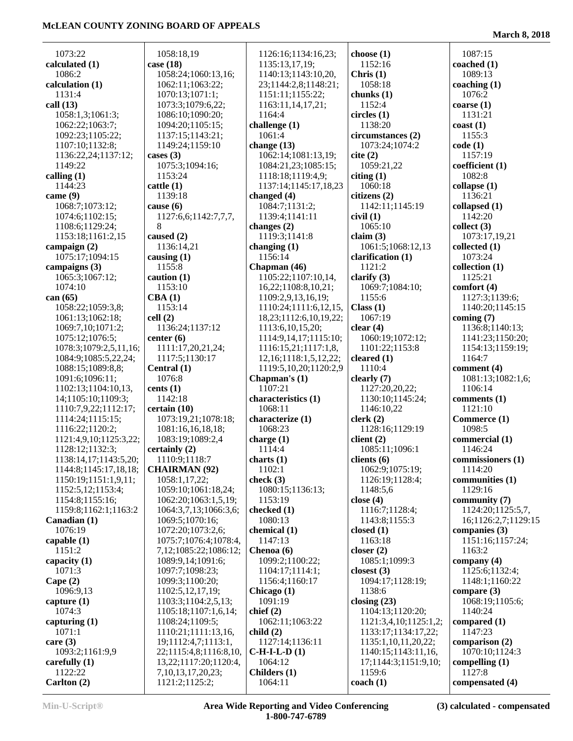1073:22
**calculated (1)**
1086:2
**calculation (1)**
1131:4
**call (13)**
1058:1,3;1061:3;
1062:22;1063:7;
1092:23;1105:22;
1107:10;1132:8;
1136:22,24;1137:12;
1149:22
**calling (1)**
1144:23
**came (9)**
1068:7;1073:12;
1074:6;1102:15;
1108:6;1129:24;
1153:18;1161:2,15
**campaign (2)**
1075:17;1094:15
**campaigns (3)**
1065:3;1067:12;
1074:10
**can (65)**
1058:22;1059:3,8;
1061:13;1062:18;
1069:7,10;1071:2;
1075:12;1076:5;
1078:3;1079:2,5,11,16;
1084:9;1085:5,22,24;
1088:15;1089:8,8;
1091:6;1096:11;
1102:13;1104:10,13,
14;1105:10;1109:3;
1110:7,9,22;1112:17;
1114:24;1115:15;
1116:22;1120:2;
1121:4,9,10;1125:3,22;
1128:12;1132:3;
1138:14,17;1143:5,20;
1144:8;1145:17,18,18;
1150:19;1151:1,9,11;
1152:5,12;1153:4;
1154:8;1155:16;
1159:8;1162:1;1163:2
**Canadian (1)**
1076:19
**capable (1)**
1151:2
**capacity (1)**
1071:3
**Cape (2)**
1096:9,13
**capture (1)**
1074:3
**capturing (1)**
1071:1
**care (3)**
1093:2;1161:9,9
**carefully (1)**
1122:22
**Carlton (2)**
1058:18,19
**case (18)**
1058:24;1060:13,16;
1062:11;1063:22;
1070:13;1071:1;
1073:3;1079:6,22;
1086:10;1090:20;
1094:20;1105:15;
1137:15;1143:21;
1149:24;1159:10
**cases (3)**
1075:3;1094:16;
1153:24
**cattle (1)**
1139:18
**cause (6)**
1127:6,6;1142:7,7,7,
8
**caused (2)**
1136:14,21
**causing (1)**
1155:8
**caution (1)**
1153:10
**CBA (1)**
1153:14
**cell (2)**
1136:24;1137:12
**center (6)**
1111:17,20,21,24;
1117:5;1130:17
**Central (1)**
1076:8
**cents (1)**
1142:18
**certain (10)**
1073:19,21;1078:18;
1081:16,16,18,18;
1083:19;1089:2,4
**certainly (2)**
1110:9;1118:7
**CHAIRMAN (92)**
1058:1,17,22;
1059:10;1061:18,24;
1062:20;1063:1,5,19;
1064:3,7,13;1066:3,6;
1069:5;1070:16;
1072:20;1073:2,6;
1075:7;1076:4;1078:4,
7,12;1085:22;1086:12;
1089:9,14;1091:6;
1097:7;1098:23;
1099:3;1100:20;
1102:5,12,17,19;
1103:3;1104:2,5,13;
1105:18;1107:1,6,14;
1108:24;1109:5;
1110:21;1111:13,16,
19;1112:4,7;1113:1,
22;1115:4,8;1116:8,10,
13,22;1117:20;1120:4,
7,10,13,17,20,23;
1121:2;1125:2;
1126:16;1134:16,23;
1135:13,17,19;
1140:13;1143:10,20,
23;1144:2,8;1148:21;
1151:11;1155:22;
1163:11,14,17,21;
1164:4
**challenge (1)**
1061:4
**change (13)**
1062:14;1081:13,19;
1084:21,23;1085:15;
1118:18;1119:4,9;
1137:14;1145:17,18,23
**changed (4)**
1084:7;1131:2;
1139:4;1141:11
**changes (2)**
1119:3;1141:8
**changing (1)**
1156:14
**Chapman (46)**
1105:22;1107:10,14,
16,22;1108:8,10,21;
1109:2,9,13,16,19;
1110:24;1111:6,12,15,
18,23;1112:6,10,19,22;
1113:6,10,15,20;
1114:9,14,17;1115:10;
1116:15,21;1117:1,8,
12,16;1118:1,5,12,22;
1119:5,10,20;1120:2,9
**Chapman's (1)**
1107:21
**characteristics (1)**
1068:11
**characterize (1)**
1068:23
**charge (1)**
1114:4
**charts (1)**
1102:1
**check (3)**
1080:15;1136:13;
1153:19
**checked (1)**
1080:13
**chemical (1)**
1147:13
**Chenoa (6)**
1099:2;1100:22;
1104:17;1114:1;
1156:4;1160:17
**Chicago (1)**
1091:19
**chief (2)**
1062:11;1063:22
**child (2)**
1127:14;1136:11
**C-H-I-L-D (1)**
1064:12
**Childers (1)**
1064:11
**choose (1)**
1152:16
**Chris (1)**
1058:18
**chunks (1)**
1152:4
**circles (1)**
1138:20
**circumstances (2)**
1073:24;1074:2
**cite (2)**
1059:21,22
**citing (1)**
1060:18
**citizens (2)**
1142:11;1145:19
**civil (1)**
1065:10
**claim (3)**
1061:5;1068:12,13
**clarification (1)**
1121:2
**clarify (3)**
1069:7;1084:10;
1155:6
**Class (1)**
1067:19
**clear (4)**
1060:19;1072:12;
1101:22;1153:8
**cleared (1)**
1110:4
**clearly (7)**
1127:20,20,22;
1130:10;1145:24;
1146:10,22
**clerk (2)**
1128:16;1129:19
**client (2)**
1085:11;1096:1
**clients (6)**
1062:9;1075:19;
1126:19;1128:4;
1148:5,6
**close (4)**
1116:7;1128:4;
1143:8;1155:3
**closed (1)**
1163:18
**closer (2)**
1085:1;1099:3
**closest (3)**
1094:17;1128:19;
1138:6
**closing (23)**
1104:13;1120:20;
1121:3,4,10;1125:1,2;
1133:17;1134:17,22;
1135:1,10,11,20,22;
1140:15;1143:11,16,
17;1144:3;1151:9,10;
1159:6
**coach (1)**
1087:15
**coached (1)**
1089:13
**coaching (1)**
1076:2
**coarse (1)**
1131:21
**coast (1)**
1155:3
**code (1)**
1157:19
**coefficient (1)**
1082:8
**collapse (1)**
1136:21
**collapsed (1)**
1142:20
**collect (3)**
1073:17,19,21
**collected (1)**
1073:24
**collection (1)**
1125:21
**comfort (4)**
1127:3;1139:6;
1140:20;1145:15
**coming (7)**
1136:8;1140:13;
1141:23;1150:20;
1154:13;1159:19;
1164:7
**comment (4)**
1081:13;1082:1,6;
1106:14
**comments (1)**
1121:10
**Commerce (1)**
1098:5
**commercial (1)**
1146:24
**commissioners (1)**
1114:20
**communities (1)**
1129:16
**community (7)**
1124:20;1125:5,7,
16;1126:2,7;1129:15
**companies (3)**
1151:16;1157:24;
1163:2
**company (4)**
1125:6;1132:4;
1148:1;1160:22
**compare (3)**
1068:19;1105:6;
1140:24
**compared (1)**
1147:23
**comparison (2)**
1070:10;1124:3
**compelling (1)**
1127:8
**compensated (4)**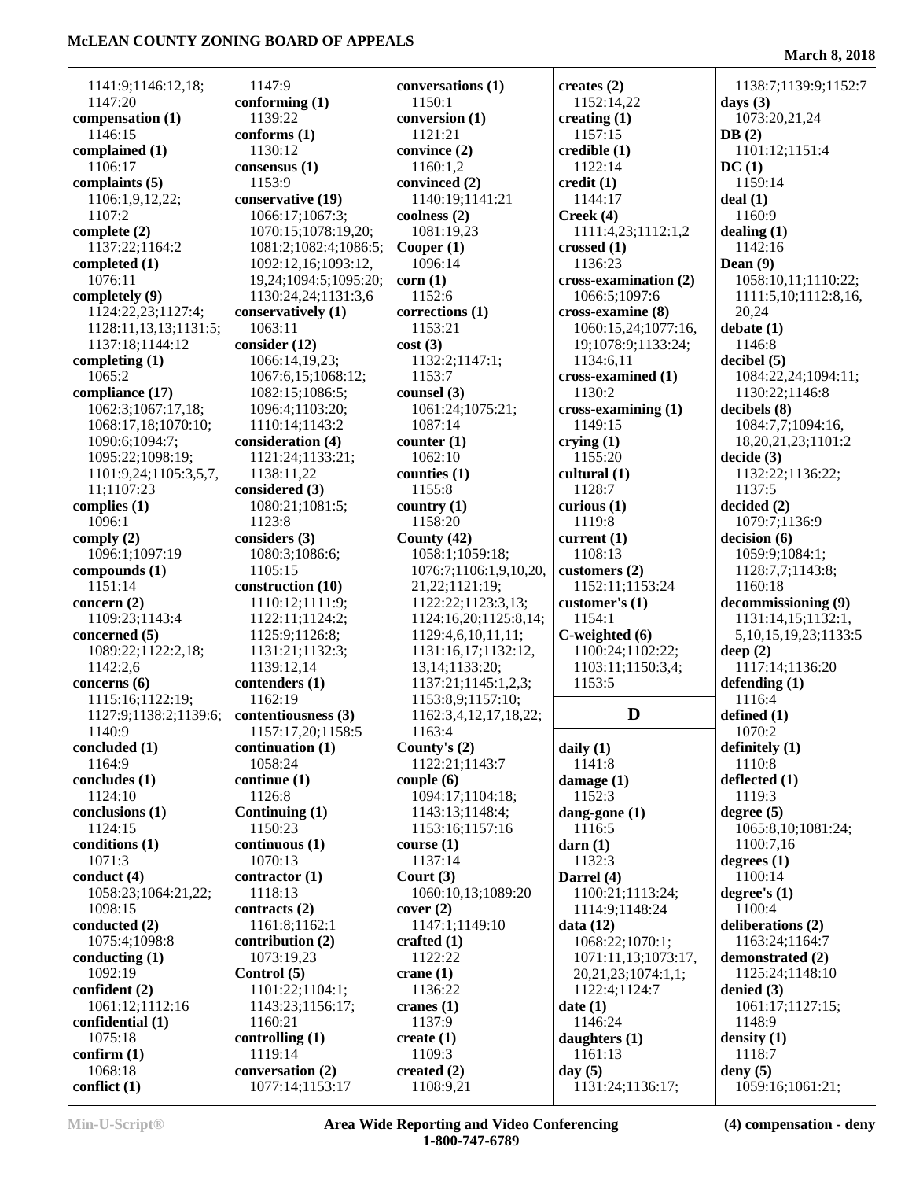1141:9;1146:12,18;
1147:20
**compensation (1)**
1146:15
**complained (1)**
1106:17
**complaints (5)**
1106:1,9,12,22;
1107:2
**complete (2)**
1137:22;1164:2
**completed (1)**
1076:11
**completely (9)**
1124:22,23;1127:4;
1128:11,13,13;1131:5;
1137:18;1144:12
**completing (1)**
1065:2
**compliance (17)**
1062:3;1067:17,18;
1068:17,18;1070:10;
1090:6;1094:7;
1095:22;1098:19;
1101:9,24;1105:3,5,7,
11;1107:23
**complies (1)**
1096:1
**comply (2)**
1096:1;1097:19
**compounds (1)**
1151:14
**concern (2)**
1109:23;1143:4
**concerned (5)**
1089:22;1122:2,18;
1142:2,6
**concerns (6)**
1115:16;1122:19;
1127:9;1138:2;1139:6;
1140:9
**concluded (1)**
1164:9
**concludes (1)**
1124:10
**conclusions (1)**
1124:15
**conditions (1)**
1071:3
**conduct (4)**
1058:23;1064:21,22;
1098:15
**conducted (2)**
1075:4;1098:8
**conducting (1)**
1092:19
**confident (2)**
1061:12;1112:16
**confidential (1)**
1075:18
**confirm (1)**
1068:18
**conflict (1)**
1147:9
**conforming (1)**
1139:22
**conforms (1)**
1130:12
**consensus (1)**
1153:9
**conservative (19)**
1066:17;1067:3;
1070:15;1078:19,20;
1081:2;1082:4;1086:5;
1092:12,16;1093:12,
19,24;1094:5;1095:20;
1130:24,24;1131:3,6
**conservatively (1)**
1063:11
**consider (12)**
1066:14,19,23;
1067:6,15;1068:12;
1082:15;1086:5;
1096:4;1103:20;
1110:14;1143:2
**consideration (4)**
1121:24;1133:21;
1138:11,22
**considered (3)**
1080:21;1081:5;
1123:8
**considers (3)**
1080:3;1086:6;
1105:15
**construction (10)**
1110:12;1111:9;
1122:11;1124:2;
1125:9;1126:8;
1131:21;1132:3;
1139:12,14
**contenders (1)**
1162:19
**contentiousness (3)**
1157:17,20;1158:5
**continuation (1)**
1058:24
**continue (1)**
1126:8
**Continuing (1)**
1150:23
**continuous (1)**
1070:13
**contractor (1)**
1118:13
**contracts (2)**
1161:8;1162:1
**contribution (2)**
1073:19,23
**Control (5)**
1101:22;1104:1;
1143:23;1156:17;
1160:21
**controlling (1)**
1119:14
**conversation (2)**
1077:14;1153:17
**conversations (1)**
1150:1
**conversion (1)**
1121:21
**convince (2)**
1160:1,2
**convinced (2)**
1140:19;1141:21
**coolness (2)**
1081:19,23
**Cooper (1)**
1096:14
**corn (1)**
1152:6
**corrections (1)**
1153:21
**cost (3)**
1132:2;1147:1;
1153:7
**counsel (3)**
1061:24;1075:21;
1087:14
**counter (1)**
1062:10
**counties (1)**
1155:8
**country (1)**
1158:20
**County (42)**
1058:1;1059:18;
1076:7;1106:1,9,10,20,
21,22;1121:19;
1122:22;1123:3,13;
1124:16,20;1125:8,14;
1129:4,6,10,11,11;
1131:16,17;1132:12,
13,14;1133:20;
1137:21;1145:1,2,3;
1153:8,9;1157:10;
1162:3,4,12,17,18,22;
1163:4
**County's (2)**
1122:21;1143:7
**couple (6)**
1094:17;1104:18;
1143:13;1148:4;
1153:16;1157:16
**course (1)**
1137:14
**Court (3)**
1060:10,13;1089:20
**cover (2)**
1147:1;1149:10
**crafted (1)**
1122:22
**crane (1)**
1136:22
**cranes (1)**
1137:9
**create (1)**
1109:3
**created (2)**
1108:9,21
**creates (2)**
1152:14,22
**creating (1)**
1157:15
**credible (1)**
1122:14
**credit (1)**
1144:17
**Creek (4)**
1111:4,23;1112:1,2
**crossed (1)**
1136:23
**cross-examination (2)**
1066:5;1097:6
**cross-examine (8)**
1060:15,24;1077:16,
19;1078:9;1133:24;
1134:6,11
**cross-examined (1)**
1130:2
**cross-examining (1)**
1149:15
**crying (1)**
1155:20
**cultural (1)**
1128:7
**curious (1)**
1119:8
**current (1)**
1108:13
**customers (2)**
1152:11;1153:24
**customer's (1)**
1154:1
**C-weighted (6)**
1100:24;1102:22;
1103:11;1150:3,4;
1153:5

## D

**daily (1)**
1141:8
**damage (1)**
1152:3
**dang-gone (1)**
1116:5
**darn (1)**
1132:3
**Darrel (4)**
1100:21;1113:24;
1114:9;1148:24
**data (12)**
1068:22;1070:1;
1071:11,13;1073:17,
20,21,23;1074:1,1;
1122:4;1124:7
**date (1)**
1146:24
**daughters (1)**
1161:13
**day (5)**
1131:24;1136:17;
1138:7;1139:9;1152:7
**days (3)**
1073:20,21,24
**DB (2)**
1101:12;1151:4
**DC (1)**
1159:14
**deal (1)**
1160:9
**dealing (1)**
1142:16
**Dean (9)**
1058:10,11;1110:22;
1111:5,10;1112:8,16,
20,24
**debate (1)**
1146:8
**decibel (5)**
1084:22,24;1094:11;
1130:22;1146:8
**decibels (8)**
1084:7,7;1094:16,
18,20,21,23;1101:2
**decide (3)**
1132:22;1136:22;
1137:5
**decided (2)**
1079:7;1136:9
**decision (6)**
1059:9;1084:1;
1128:7,7;1143:8;
1160:18
**decommissioning (9)**
1131:14,15;1132:1,
5,10,15,19,23;1133:5
**deep (2)**
1117:14;1136:20
**defending (1)**
1116:4
**defined (1)**
1070:2
**definitely (1)**
1110:8
**deflected (1)**
1119:3
**degree (5)**
1065:8,10;1081:24;
1100:7,16
**degrees (1)**
1100:14
**degree's (1)**
1100:4
**deliberations (2)**
1163:24;1164:7
**demonstrated (2)**
1125:24;1148:10
**denied (3)**
1061:17;1127:15;
1148:9
**density (1)**
1118:7
**deny (5)**
1059:16;1061:21;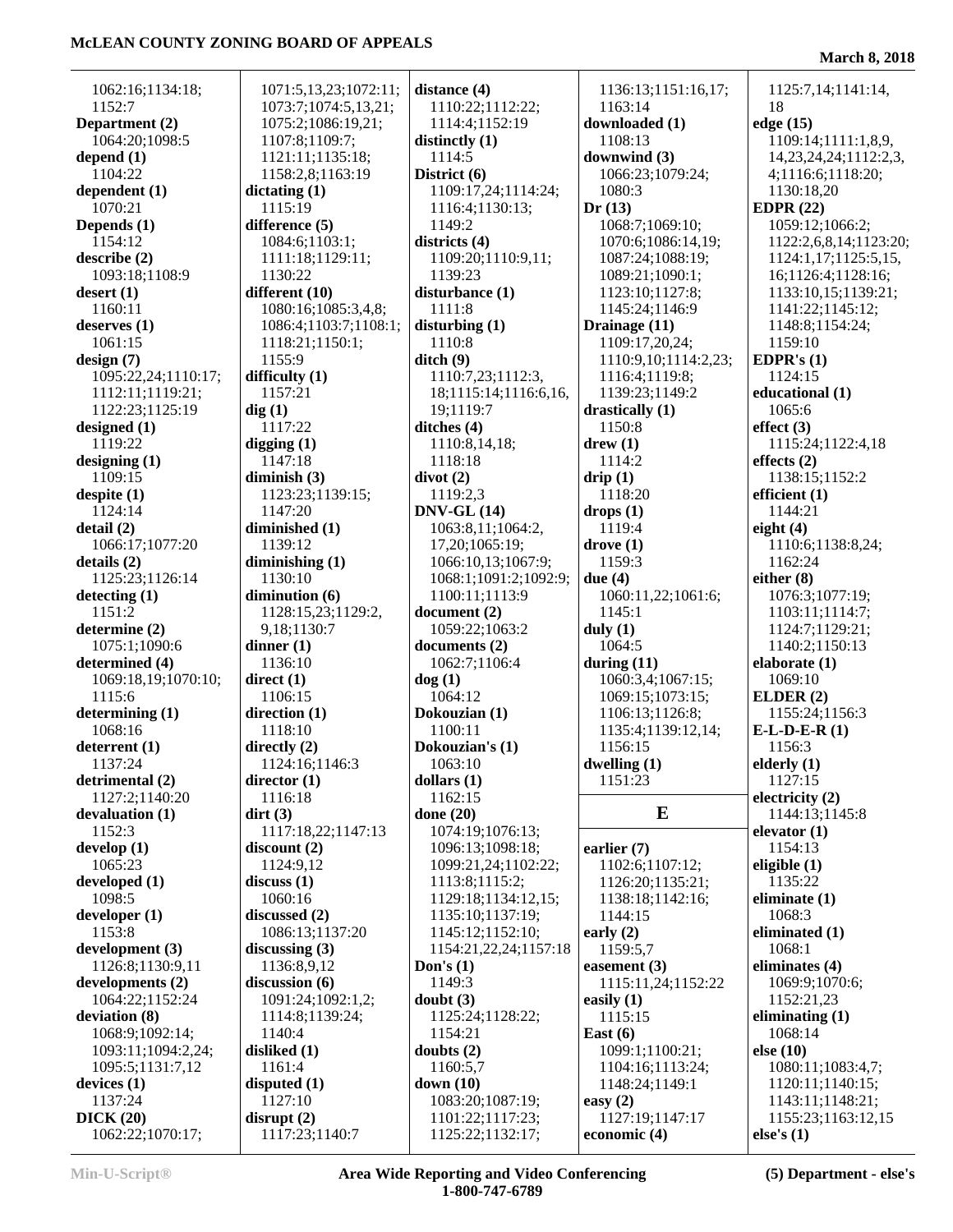1062:16;1134:18;
1152:7
**Department (2)**
1064:20;1098:5
**depend (1)**
1104:22
**dependent (1)**
1070:21
**Depends (1)**
1154:12
**describe (2)**
1093:18;1108:9
**desert (1)**
1160:11
**deserves (1)**
1061:15
**design (7)**
1095:22,24;1110:17;
1112:11;1119:21;
1122:23;1125:19
**designed (1)**
1119:22
**designing (1)**
1109:15
**despite (1)**
1124:14
**detail (2)**
1066:17;1077:20
**details (2)**
1125:23;1126:14
**detecting (1)**
1151:2
**determine (2)**
1075:1;1090:6
**determined (4)**
1069:18,19;1070:10;
1115:6
**determining (1)**
1068:16
**deterrent (1)**
1137:24
**detrimental (2)**
1127:2;1140:20
**devaluation (1)**
1152:3
**develop (1)**
1065:23
**developed (1)**
1098:5
**developer (1)**
1153:8
**development (3)**
1126:8;1130:9,11
**developments (2)**
1064:22;1152:24
**deviation (8)**
1068:9;1092:14;
1093:11;1094:2,24;
1095:5;1131:7,12
**devices (1)**
1137:24
**DICK (20)**
1062:22;1070:17;
1071:5,13,23;1072:11;
1073:7;1074:5,13,21;
1075:2;1086:19,21;
1107:8;1109:7;
1121:11;1135:18;
1158:2,8;1163:19
**dictating (1)**
1115:19
**difference (5)**
1084:6;1103:1;
1111:18;1129:11;
1130:22
**different (10)**
1080:16;1085:3,4,8;
1086:4;1103:7;1108:1;
1118:21;1150:1;
1155:9
**difficulty (1)**
1157:21
**dig (1)**
1117:22
**digging (1)**
1147:18
**diminish (3)**
1123:23;1139:15;
1147:20
**diminished (1)**
1139:12
**diminishing (1)**
1130:10
**diminution (6)**
1128:15,23;1129:2,
9,18;1130:7
**dinner (1)**
1136:10
**direct (1)**
1106:15
**direction (1)**
1118:10
**directly (2)**
1124:16;1146:3
**director (1)**
1116:18
**dirt (3)**
1117:18,22;1147:13
**discount (2)**
1124:9,12
**discuss (1)**
1060:16
**discussed (2)**
1086:13;1137:20
**discussing (3)**
1136:8,9,12
**discussion (6)**
1091:24;1092:1,2;
1114:8;1139:24;
1140:4
**disliked (1)**
1161:4
**disputed (1)**
1127:10
**disrupt (2)**
1117:23;1140:7
**distance (4)**
1110:22;1112:22;
1114:4;1152:19
**distinctly (1)**
1114:5
**District (6)**
1109:17,24;1114:24;
1116:4;1130:13;
1149:2
**districts (4)**
1109:20;1110:9,11;
1139:23
**disturbance (1)**
1111:8
**disturbing (1)**
1110:8
**ditch (9)**
1110:7,23;1112:3,
18;1115:14;1116:6,16,
19;1119:7
**ditches (4)**
1110:8,14,18;
1118:18
**divot (2)**
1119:2,3
**DNV-GL (14)**
1063:8,11;1064:2,
17,20;1065:19;
1066:10,13;1067:9;
1068:1;1091:2;1092:9;
1100:11;1113:9
**document (2)**
1059:22;1063:2
**documents (2)**
1062:7;1106:4
**dog (1)**
1064:12
**Dokouzian (1)**
1100:11
**Dokouzian's (1)**
1063:10
**dollars (1)**
1162:15
**done (20)**
1074:19;1076:13;
1096:13;1098:18;
1099:21,24;1102:22;
1113:8;1115:2;
1129:18;1134:12,15;
1135:10;1137:19;
1145:12;1152:10;
1154:21,22,24;1157:18
**Don's (1)**
1149:3
**doubt (3)**
1125:24;1128:22;
1154:21
**doubts (2)**
1160:5,7
**down (10)**
1083:20;1087:19;
1101:22;1117:23;
1125:22;1132:17;
1136:13;1151:16,17;
1163:14
**downloaded (1)**
1108:13
**downwind (3)**
1066:23;1079:24;
1080:3
**Dr (13)**
1068:7;1069:10;
1070:6;1086:14,19;
1087:24;1088:19;
1089:21;1090:1;
1123:10;1127:8;
1145:24;1146:9
**Drainage (11)**
1109:17,20,24;
1110:9,10;1114:2,23;
1116:4;1119:8;
1139:23;1149:2
**drastically (1)**
1150:8
**drew (1)**
1114:2
**drip (1)**
1118:20
**drops (1)**
1119:4
**drove (1)**
1159:3
**due (4)**
1060:11,22;1061:6;
1145:1
**duly (1)**
1064:5
**during (11)**
1060:3,4;1067:15;
1069:15;1073:15;
1106:13;1126:8;
1135:4;1139:12,14;
1156:15
**dwelling (1)**
1151:23

## E

**earlier (7)**
1102:6;1107:12;
1126:20;1135:21;
1138:18;1142:16;
1144:15
**early (2)**
1159:5,7
**easement (3)**
1115:11,24;1152:22
**easily (1)**
1115:15
**East (6)**
1099:1;1100:21;
1104:16;1113:24;
1148:24;1149:1
**easy (2)**
1127:19;1147:17
**economic (4)**
1125:7,14;1141:14,
18
**edge (15)**
1109:14;1111:1,8,9,
14,23,24,24;1112:2,3,
4;1116:6;1118:20;
1130:18,20
**EDPR (22)**
1059:12;1066:2;
1122:2,6,8,14;1123:20;
1124:1,17;1125:5,15,
16;1126:4;1128:16;
1133:10,15;1139:21;
1141:22;1145:12;
1148:8;1154:24;
1159:10
**EDPR's (1)**
1124:15
**educational (1)**
1065:6
**effect (3)**
1115:24;1122:4,18
**effects (2)**
1138:15;1152:2
**efficient (1)**
1144:21
**eight (4)**
1110:6;1138:8,24;
1162:24
**either (8)**
1076:3;1077:19;
1103:11;1114:7;
1124:7;1129:21;
1140:2;1150:13
**elaborate (1)**
1069:10
**ELDER (2)**
1155:24;1156:3
**E-L-D-E-R (1)**
1156:3
**elderly (1)**
1127:15
**electricity (2)**
1144:13;1145:8
**elevator (1)**
1154:13
**eligible (1)**
1135:22
**eliminate (1)**
1068:3
**eliminated (1)**
1068:1
**eliminates (4)**
1069:9;1070:6;
1152:21,23
**eliminating (1)**
1068:14
**else (10)**
1080:11;1083:4,7;
1120:11;1140:15;
1143:11;1148:21;
1155:23;1163:12,15
**else's (1)**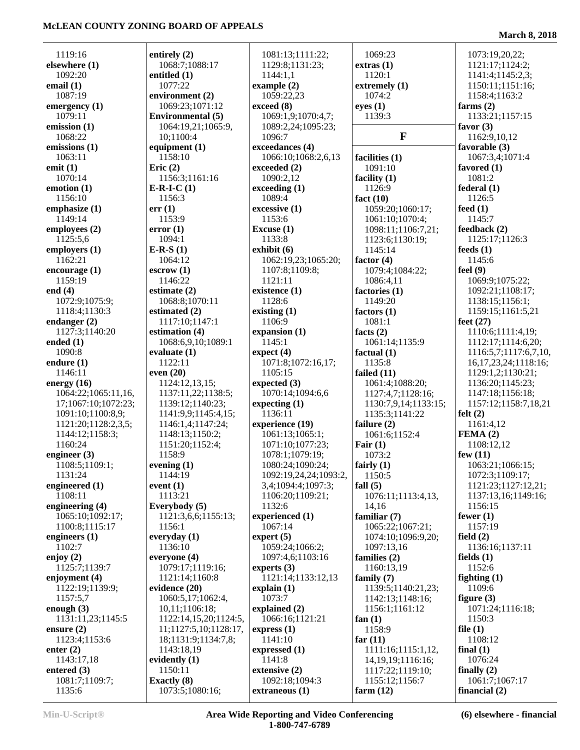1119:16
**elsewhere (1)**
1092:20
**email (1)**
1087:19
**emergency (1)**
1079:11
**emission (1)**
1068:22
**emissions (1)**
1063:11
**emit (1)**
1070:14
**emotion (1)**
1156:10
**emphasize (1)**
1149:14
**employees (2)**
1125:5,6
**employers (1)**
1162:21
**encourage (1)**
1159:19
**end (4)**
1072:9;1075:9;
1118:4;1130:3
**endanger (2)**
1127:3;1140:20
**ended (1)**
1090:8
**endure (1)**
1146:11
**energy (16)**
1064:22;1065:11,16,
17;1067:10;1072:23;
1091:10;1100:8,9;
1121:20;1128:2,3,5;
1144:12;1158:3;
1160:24
**engineer (3)**
1108:5;1109:1;
1131:24
**engineered (1)**
1108:11
**engineering (4)**
1065:10;1092:17;
1100:8;1115:17
**engineers (1)**
1102:7
**enjoy (2)**
1125:7;1139:7
**enjoyment (4)**
1122:19;1139:9;
1157:5,7
**enough (3)**
1131:11,23;1145:5
**ensure (2)**
1123:4;1153:6
**enter (2)**
1143:17,18
**entered (3)**
1081:7;1109:7;
1135:6

**entirely (2)**
1068:7;1088:17
**entitled (1)**
1077:22
**environment (2)**
1069:23;1071:12
**Environmental (5)**
1064:19,21;1065:9,
10;1100:4
**equipment (1)**
1158:10
**Eric (2)**
1156:3;1161:16
**E-R-I-C (1)**
1156:3
**err (1)**
1153:9
**error (1)**
1094:1
**E-R-S (1)**
1064:12
**escrow (1)**
1146:22
**estimate (2)**
1068:8;1070:11
**estimated (2)**
1117:10;1147:1
**estimation (4)**
1068:6,9,10;1089:1
**evaluate (1)**
1122:11
**even (20)**
1124:12,13,15;
1137:11,22;1138:5;
1139:12;1140:23;
1141:9,9;1145:4,15;
1146:1,4;1147:24;
1148:13;1150:2;
1151:20;1152:4;
1158:9
**evening (1)**
1144:19
**event (1)**
1113:21
**Everybody (5)**
1121:3,6,6;1155:13;
1156:1
**everyday (1)**
1136:10
**everyone (4)**
1079:17;1119:16;
1121:14;1160:8
**evidence (20)**
1060:5,17;1062:4,
10,11;1106:18;
1122:14,15,20;1124:5,
11;1127:5,10;1128:17,
18;1131:9;1134:7,8;
1143:18,19
**evidently (1)**
1150:11
**Exactly (8)**
1073:5;1080:16;

1081:13;1111:22;
1129:8;1131:23;
1144:1,1
**example (2)**
1059:22,23
**exceed (8)**
1069:1,9;1070:4,7;
1089:2,24;1095:23;
1096:7
**exceedances (4)**
1066:10;1068:2,6,13
**exceeded (2)**
1090:2,12
**exceeding (1)**
1089:4
**excessive (1)**
1153:6
**Excuse (1)**
1133:8
**exhibit (6)**
1062:19,23;1065:20;
1107:8;1109:8;
1121:11
**existence (1)**
1128:6
**existing (1)**
1106:9
**expansion (1)**
1145:1
**expect (4)**
1071:8;1072:16,17;
1105:15
**expected (3)**
1070:14;1094:6,6
**expecting (1)**
1136:11
**experience (19)**
1061:13;1065:1;
1071:10;1077:23;
1078:1;1079:19;
1080:24;1090:24;
1092:19,24,24;1093:2,
3,4;1094:4;1097:3;
1106:20;1109:21;
1132:6
**experienced (1)**
1067:14
**expert (5)**
1059:24;1066:2;
1097:4,6;1103:16
**experts (3)**
1121:14;1133:12,13
**explain (1)**
1073:7
**explained (2)**
1066:16;1121:21
**express (1)**
1141:10
**expressed (1)**
1141:8
**extensive (2)**
1092:18;1094:3
**extraneous (1)**

1069:23
**extras (1)**
1120:1
**extremely (1)**
1074:2
**eyes (1)**
1139:3

## F

**facilities (1)**
1091:10
**facility (1)**
1126:9
**fact (10)**
1059:20;1060:17;
1061:10;1070:4;
1098:11;1106:7,21;
1123:6;1130:19;
1145:14
**factor (4)**
1079:4;1084:22;
1086:4,11
**factories (1)**
1149:20
**factors (1)**
1081:1
**facts (2)**
1061:14;1135:9
**factual (1)**
1135:8
**failed (11)**
1061:4;1088:20;
1127:4,7;1128:16;
1130:7,9,14;1133:15;
1135:3;1141:22
**failure (2)**
1061:6;1152:4
**Fair (1)**
1073:2
**fairly (1)**
1150:5
**fall (5)**
1076:11;1113:4,13,
14,16
**familiar (7)**
1065:22;1067:21;
1074:10;1096:9,20;
1097:13,16
**families (2)**
1160:13,19
**family (7)**
1139:5;1140:21,23;
1142:13;1148:16;
1156:1;1161:12
**fan (1)**
1158:9
**far (11)**
1111:16;1115:1,12,
14,19,19;1116:16;
1117:22;1119:10;
1155:12;1156:7
**farm (12)**

1073:19,20,22;
1121:17;1124:2;
1141:4;1145:2,3;
1150:11;1151:16;
1158:4;1163:2
**farms (2)**
1133:21;1157:15
**favor (3)**
1162:9,10,12
**favorable (3)**
1067:3,4;1071:4
**favored (1)**
1081:2
**federal (1)**
1126:5
**feed (1)**
1145:7
**feedback (2)**
1125:17;1126:3
**feeds (1)**
1145:6
**feel (9)**
1069:9;1075:22;
1092:21;1108:17;
1138:15;1156:1;
1159:15;1161:5,21
**feet (27)**
1110:6;1111:4,19;
1112:17;1114:6,20;
1116:5,7;1117:6,7,10,
16,17,23,24;1118:16;
1129:1,2;1130:21;
1136:20;1145:23;
1147:18;1156:18;
1157:12;1158:7,18,21
**felt (2)**
1161:4,12
**FEMA (2)**
1108:12,12
**few (11)**
1063:21;1066:15;
1072:3;1109:17;
1121:23;1127:12,21;
1137:13,16;1149:16;
1156:15
**fewer (1)**
1157:19
**field (2)**
1136:16;1137:11
**fields (1)**
1152:6
**fighting (1)**
1109:6
**figure (3)**
1071:24;1116:18;
1150:3
**file (1)**
1108:12
**final (1)**
1076:24
**finally (2)**
1061:7;1067:17
**financial (2)**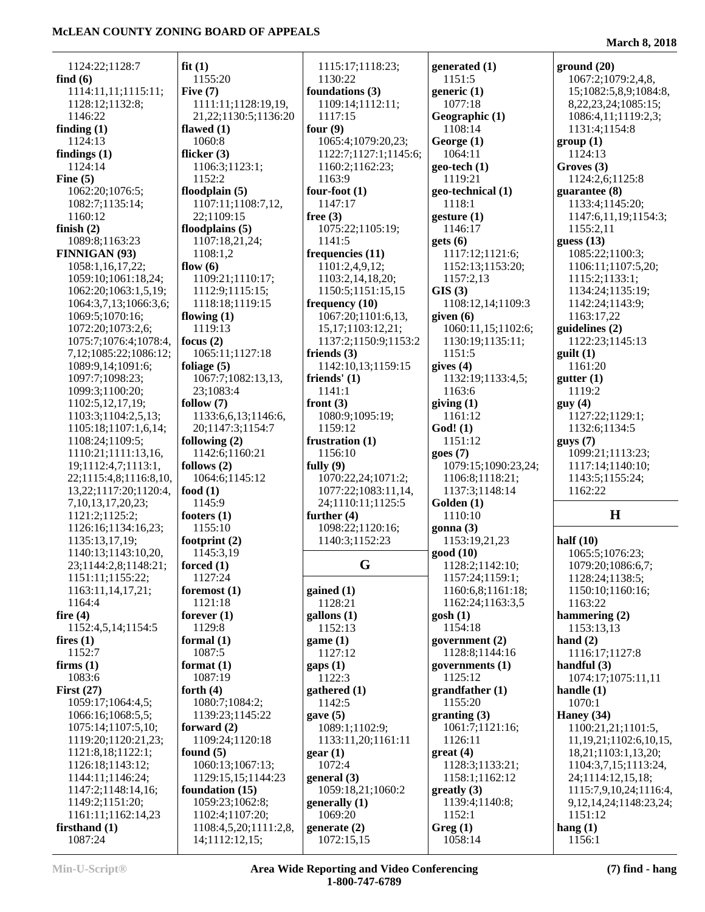1124:22;1128:7
**find (6)**
1114:11,11;1115:11;
1128:12;1132:8;
1146:22
**finding (1)**
1124:13
**findings (1)**
1124:14
**Fine (5)**
1062:20;1076:5;
1082:7;1135:14;
1160:12
**finish (2)**
1089:8;1163:23
**FINNIGAN (93)**
1058:1,16,17,22;
1059:10;1061:18,24;
1062:20;1063:1,5,19;
1064:3,7,13;1066:3,6;
1069:5;1070:16;
1072:20;1073:2,6;
1075:7;1076:4;1078:4,
7,12;1085:22;1086:12;
1089:9,14;1091:6;
1097:7;1098:23;
1099:3;1100:20;
1102:5,12,17,19;
1103:3;1104:2,5,13;
1105:18;1107:1,6,14;
1108:24;1109:5;
1110:21;1111:13,16,
19;1112:4,7;1113:1,
22;1115:4,8;1116:8,10,
13,22;1117:20;1120:4,
7,10,13,17,20,23;
1121:2;1125:2;
1126:16;1134:16,23;
1135:13,17,19;
1140:13;1143:10,20,
23;1144:2,8;1148:21;
1151:11;1155:22;
1163:11,14,17,21;
1164:4
**fire (4)**
1152:4,5,14;1154:5
**fires (1)**
1152:7
**firms (1)**
1083:6
**First (27)**
1059:17;1064:4,5;
1066:16;1068:5,5;
1075:14;1107:5,10;
1119:20;1120:21,23;
1121:8,18;1122:1;
1126:18;1143:12;
1144:11;1146:24;
1147:2;1148:14,16;
1149:2;1151:20;
1161:11;1162:14,23
**firsthand (1)**
1087:24
**fit (1)**
1155:20
**Five (7)**
1111:11;1128:19,19,
21,22;1130:5;1136:20
**flawed (1)**
1060:8
**flicker (3)**
1106:3;1123:1;
1152:2
**floodplain (5)**
1107:11;1108:7,12,
22;1109:15
**floodplains (5)**
1107:18,21,24;
1108:1,2
**flow (6)**
1109:21;1110:17;
1112:9;1115:15;
1118:18;1119:15
**flowing (1)**
1119:13
**focus (2)**
1065:11;1127:18
**foliage (5)**
1067:7;1082:13,13,
23;1083:4
**follow (7)**
1133:6,6,13;1146:6,
20;1147:3;1154:7
**following (2)**
1142:6;1160:21
**follows (2)**
1064:6;1145:12
**food (1)**
1145:9
**footers (1)**
1155:10
**footprint (2)**
1145:3,19
**forced (1)**
1127:24
**foremost (1)**
1121:18
**forever (1)**
1129:8
**formal (1)**
1087:5
**format (1)**
1087:19
**forth (4)**
1080:7;1084:2;
1139:23;1145:22
**forward (2)**
1109:24;1120:18
**found (5)**
1060:13;1067:13;
1129:15,15;1144:23
**foundation (15)**
1059:23;1062:8;
1102:4;1107:20;
1108:4,5,20;1111:2,8,
14;1112:12,15;
1115:17;1118:23;
1130:22
**foundations (3)**
1109:14;1112:11;
1117:15
**four (9)**
1065:4;1079:20,23;
1122:7;1127:1;1145:6;
1160:2;1162:23;
1163:9
**four-foot (1)**
1147:17
**free (3)**
1075:22;1105:19;
1141:5
**frequencies (11)**
1101:2,4,9,12;
1103:2,14,18,20;
1150:5;1151:15,15
**frequency (10)**
1067:20;1101:6,13,
15,17;1103:12,21;
1137:2;1150:9;1153:2
**friends (3)**
1142:10,13;1159:15
**friends' (1)**
1141:1
**front (3)**
1080:9;1095:19;
1159:12
**frustration (1)**
1156:10
**fully (9)**
1070:22,24;1071:2;
1077:22;1083:11,14,
24;1110:11;1125:5
**further (4)**
1098:22;1120:16;
1140:3;1152:23

## G

**gained (1)**
1128:21
**gallons (1)**
1152:13
**game (1)**
1127:12
**gaps (1)**
1122:3
**gathered (1)**
1142:5
**gave (5)**
1089:1;1102:9;
1133:11,20;1161:11
**gear (1)**
1072:4
**general (3)**
1059:18,21;1060:2
**generally (1)**
1069:20
**generate (2)**
1072:15,15
**generated (1)**
1151:5
**generic (1)**
1077:18
**Geographic (1)**
1108:14
**George (1)**
1064:11
**geo-tech (1)**
1119:21
**geo-technical (1)**
1118:1
**gesture (1)**
1146:17
**gets (6)**
1117:12;1121:6;
1152:13;1153:20;
1157:2,13
**GIS (3)**
1108:12,14;1109:3
**given (6)**
1060:11,15;1102:6;
1130:19;1135:11;
1151:5
**gives (4)**
1132:19;1133:4,5;
1163:6
**giving (1)**
1161:12
**God! (1)**
1151:12
**goes (7)**
1079:15;1090:23,24;
1106:8;1118:21;
1137:3;1148:14
**Golden (1)**
1110:10
**gonna (3)**
1153:19,21,23
**good (10)**
1128:2;1142:10;
1157:24;1159:1;
1160:6,8;1161:18;
1162:24;1163:3,5
**gosh (1)**
1154:18
**government (2)**
1128:8;1144:16
**governments (1)**
1125:12
**grandfather (1)**
1155:20
**granting (3)**
1061:7;1121:16;
1126:11
**great (4)**
1128:3;1133:21;
1158:1;1162:12
**greatly (3)**
1139:4;1140:8;
1152:1
**Greg (1)**
1058:14
**ground (20)**
1067:2;1079:2,4,8,
15;1082:5,8,9;1084:8,
8,22,23,24;1085:15;
1086:4,11;1119:2,3;
1131:4;1154:8
**group (1)**
1124:13
**Groves (3)**
1124:2,6;1125:8
**guarantee (8)**
1133:4;1145:20;
1147:6,11,19;1154:3;
1155:2,11
**guess (13)**
1085:22;1100:3;
1106:11;1107:5,20;
1115:2;1133:1;
1134:24;1135:19;
1142:24;1143:9;
1163:17,22
**guidelines (2)**
1122:23;1145:13
**guilt (1)**
1161:20
**gutter (1)**
1119:2
**guy (4)**
1127:22;1129:1;
1132:6;1134:5
**guys (7)**
1099:21;1113:23;
1117:14;1140:10;
1143:5;1155:24;
1162:22

## H

**half (10)**
1065:5;1076:23;
1079:20;1086:6,7;
1128:24;1138:5;
1150:10;1160:16;
1163:22
**hammering (2)**
1153:13,13
**hand (2)**
1116:17;1127:8
**handful (3)**
1074:17;1075:11,11
**handle (1)**
1070:1
**Haney (34)**
1100:21,21;1101:5,
11,19,21;1102:6,10,15,
18,21;1103:1,13,20;
1104:3,7,15;1113:24,
24;1114:12,15,18;
1115:7,9,10,24;1116:4,
9,12,14,24;1148:23,24;
1151:12
**hang (1)**
1156:1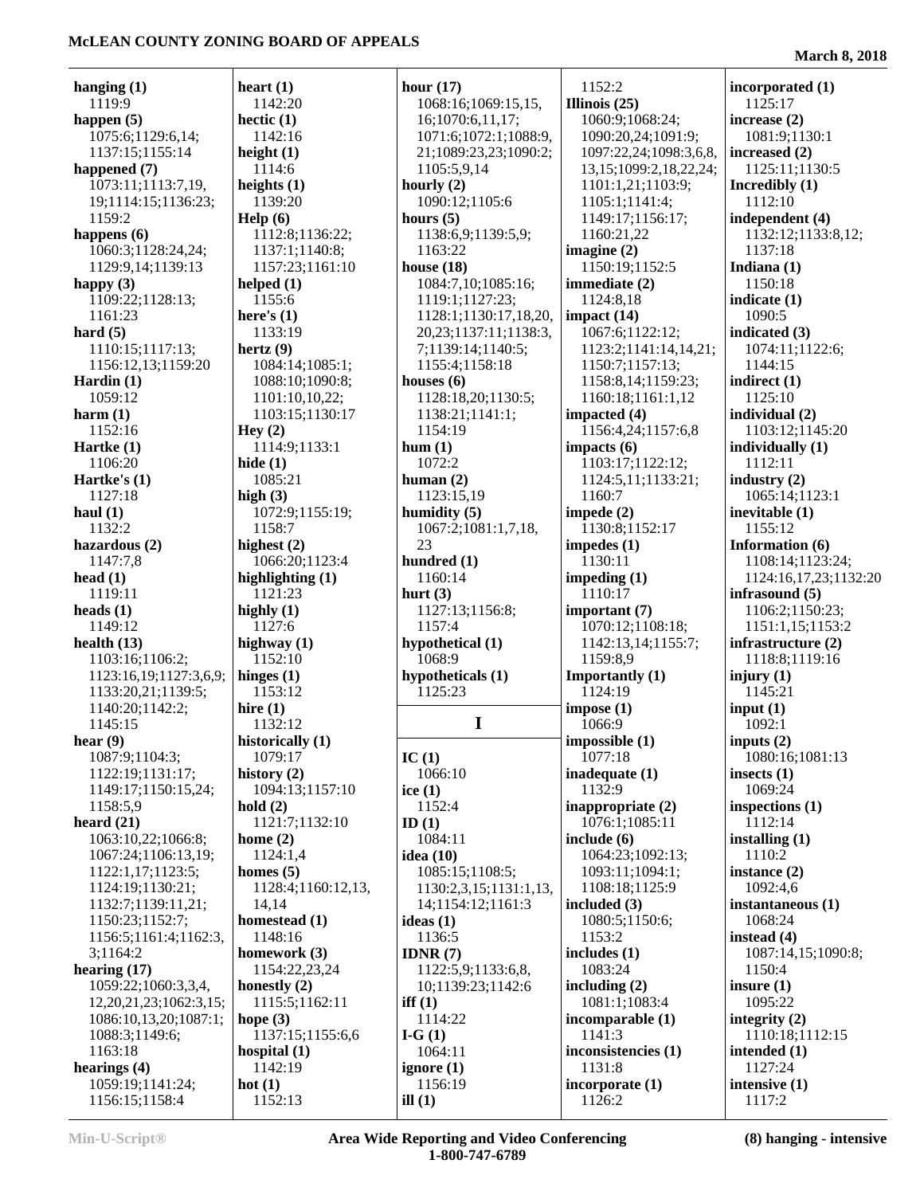**hanging (1)**
1119:9
**happen (5)**
1075:6;1129:6,14;
1137:15;1155:14
**happened (7)**
1073:11;1113:7,19,
19;1114:15;1136:23;
1159:2
**happens (6)**
1060:3;1128:24,24;
1129:9,14;1139:13
**happy (3)**
1109:22;1128:13;
1161:23
**hard (5)**
1110:15;1117:13;
1156:12,13;1159:20
**Hardin (1)**
1059:12
**harm (1)**
1152:16
**Hartke (1)**
1106:20
**Hartke's (1)**
1127:18
**haul (1)**
1132:2
**hazardous (2)**
1147:7,8
**head (1)**
1119:11
**heads (1)**
1149:12
**health (13)**
1103:16;1106:2;
1123:16,19;1127:3,6,9;
1133:20,21;1139:5;
1140:20;1142:2;
1145:15
**hear (9)**
1087:9;1104:3;
1122:19;1131:17;
1149:17;1150:15,24;
1158:5,9
**heard (21)**
1063:10,22;1066:8;
1067:24;1106:13,19;
1122:1,17;1123:5;
1124:19;1130:21;
1132:7;1139:11,21;
1150:23;1152:7;
1156:5;1161:4;1162:3,
3;1164:2
**hearing (17)**
1059:22;1060:3,3,4,
12,20,21,23;1062:3,15;
1086:10,13,20;1087:1;
1088:3;1149:6;
1163:18
**hearings (4)**
1059:19;1141:24;
1156:15;1158:4
**heart (1)**
1142:20
**hectic (1)**
1142:16
**height (1)**
1114:6
**heights (1)**
1139:20
**Help (6)**
1112:8;1136:22;
1137:1;1140:8;
1157:23;1161:10
**helped (1)**
1155:6
**here's (1)**
1133:19
**hertz (9)**
1084:14;1085:1;
1088:10;1090:8;
1101:10,10,22;
1103:15;1130:17
**Hey (2)**
1114:9;1133:1
**hide (1)**
1085:21
**high (3)**
1072:9;1155:19;
1158:7
**highest (2)**
1066:20;1123:4
**highlighting (1)**
1121:23
**highly (1)**
1127:6
**highway (1)**
1152:10
**hinges (1)**
1153:12
**hire (1)**
1132:12
**historically (1)**
1079:17
**history (2)**
1094:13;1157:10
**hold (2)**
1121:7;1132:10
**home (2)**
1124:1,4
**homes (5)**
1128:4;1160:12,13,
14,14
**homestead (1)**
1148:16
**homework (3)**
1154:22,23,24
**honestly (2)**
1115:5;1162:11
**hope (3)**
1137:15;1155:6,6
**hospital (1)**
1142:19
**hot (1)**
1152:13
**hour (17)**
1068:16;1069:15,15,
16;1070:6,11,17;
1071:6;1072:1;1088:9,
21;1089:23,23;1090:2;
1105:5,9,14
**hourly (2)**
1090:12;1105:6
**hours (5)**
1138:6,9;1139:5,9;
1163:22
**house (18)**
1084:7,10;1085:16;
1119:1;1127:23;
1128:1;1130:17,18,20,
20,23;1137:11;1138:3,
7;1139:14;1140:5;
1155:4;1158:18
**houses (6)**
1128:18,20;1130:5;
1138:21;1141:1;
1154:19
**hum (1)**
1072:2
**human (2)**
1123:15,19
**humidity (5)**
1067:2;1081:1,7,18,
23
**hundred (1)**
1160:14
**hurt (3)**
1127:13;1156:8;
1157:4
**hypothetical (1)**
1068:9
**hypotheticals (1)**
1125:23

## I

**IC (1)**
1066:10
**ice (1)**
1152:4
**ID (1)**
1084:11
**idea (10)**
1085:15;1108:5;
1130:2,3,15;1131:1,13,
14;1154:12;1161:3
**ideas (1)**
1136:5
**IDNR (7)**
1122:5,9;1133:6,8,
10;1139:23;1142:6
**iff (1)**
1114:22
**I-G (1)**
1064:11
**ignore (1)**
1156:19
**ill (1)**
1152:2
**Illinois (25)**
1060:9;1068:24;
1090:20,24;1091:9;
1097:22,24;1098:3,6,8,
13,15;1099:2,18,22,24;
1101:1,21;1103:9;
1105:1;1141:4;
1149:17;1156:17;
1160:21,22
**imagine (2)**
1150:19;1152:5
**immediate (2)**
1124:8,18
**impact (14)**
1067:6;1122:12;
1123:2;1141:14,14,21;
1150:7;1157:13;
1158:8,14;1159:23;
1160:18;1161:1,12
**impacted (4)**
1156:4,24;1157:6,8
**impacts (6)**
1103:17;1122:12;
1124:5,11;1133:21;
1160:7
**impede (2)**
1130:8;1152:17
**impedes (1)**
1130:11
**impeding (1)**
1110:17
**important (7)**
1070:12;1108:18;
1142:13,14;1155:7;
1159:8,9
**Importantly (1)**
1124:19
**impose (1)**
1066:9
**impossible (1)**
1077:18
**inadequate (1)**
1132:9
**inappropriate (2)**
1076:1;1085:11
**include (6)**
1064:23;1092:13;
1093:11;1094:1;
1108:18;1125:9
**included (3)**
1080:5;1150:6;
1153:2
**includes (1)**
1083:24
**including (2)**
1081:1;1083:4
**incomparable (1)**
1141:3
**inconsistencies (1)**
1131:8
**incorporate (1)**
1126:2
**incorporated (1)**
1125:17
**increase (2)**
1081:9;1130:1
**increased (2)**
1125:11;1130:5
**Incredibly (1)**
1112:10
**independent (4)**
1132:12;1133:8,12;
1137:18
**Indiana (1)**
1150:18
**indicate (1)**
1090:5
**indicated (3)**
1074:11;1122:6;
1144:15
**indirect (1)**
1125:10
**individual (2)**
1103:12;1145:20
**individually (1)**
1112:11
**industry (2)**
1065:14;1123:1
**inevitable (1)**
1155:12
**Information (6)**
1108:14;1123:24;
1124:16,17,23;1132:20
**infrasound (5)**
1106:2;1150:23;
1151:1,15;1153:2
**infrastructure (2)**
1118:8;1119:16
**injury (1)**
1145:21
**input (1)**
1092:1
**inputs (2)**
1080:16;1081:13
**insects (1)**
1069:24
**inspections (1)**
1112:14
**installing (1)**
1110:2
**instance (2)**
1092:4,6
**instantaneous (1)**
1068:24
**instead (4)**
1087:14,15;1090:8;
1150:4
**insure (1)**
1095:22
**integrity (2)**
1110:18;1112:15
**intended (1)**
1127:24
**intensive (1)**
1117:2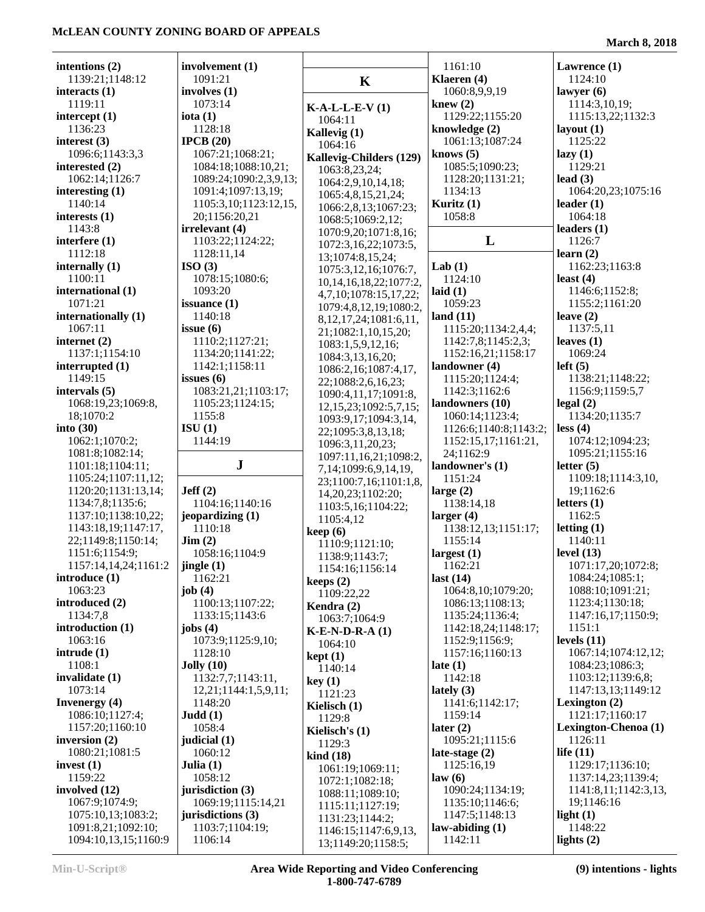**intentions (2)**
1139:21;1148:12
**interacts (1)**
1119:11
**intercept (1)**
1136:23
**interest (3)**
1096:6;1143:3,3
**interested (2)**
1062:14;1126:7
**interesting (1)**
1140:14
**interests (1)**
1143:8
**interfere (1)**
1112:18
**internally (1)**
1100:11
**international (1)**
1071:21
**internationally (1)**
1067:11
**internet (2)**
1137:1;1154:10
**interrupted (1)**
1149:15
**intervals (5)**
1068:19,23;1069:8,18;1070:2
**into (30)**
1062:1;1070:2;1081:8;1082:14;1101:18;1104:11;1105:24;1107:11,12;1120:20;1131:13,14;1134:7,8;1135:6;1137:10;1138:10,22;1143:18,19;1147:17,22;1149:8;1150:14;1151:6;1154:9;1157:14,14,24;1161:2
**introduce (1)**
1063:23
**introduced (2)**
1134:7,8
**introduction (1)**
1063:16
**intrude (1)**
1108:1
**invalidate (1)**
1073:14
**Invenergy (4)**
1086:10;1127:4;1157:20;1160:10
**inversion (2)**
1080:21;1081:5
**invest (1)**
1159:22
**involved (12)**
1067:9;1074:9;1075:10,13;1083:2;1091:8,21;1092:10;1094:10,13,15;1160:9
**involvement (1)**
1091:21
**involves (1)**
1073:14
**iota (1)**
1128:18
**IPCB (20)**
1067:21;1068:21;1084:18;1088:10,21;1089:24;1090:2,3,9,13;1091:4;1097:13,19;1105:3,10;1123:12,15,20;1156:20,21
**irrelevant (4)**
1103:22;1124:22;1128:11,14
**ISO (3)**
1078:15;1080:6;1093:20
**issuance (1)**
1140:18
**issue (6)**
1110:2;1127:21;1134:20;1141:22;1142:1;1158:11
**issues (6)**
1083:21,21;1103:17;1105:23;1124:15;1155:8
**ISU (1)**
1144:19

## J

**Jeff (2)**
1104:16;1140:16
**jeopardizing (1)**
1110:18
**Jim (2)**
1058:16;1104:9
**jingle (1)**
1162:21
**job (4)**
1100:13;1107:22;1133:15;1143:6
**jobs (4)**
1073:9;1125:9,10;1128:10
**Jolly (10)**
1132:7,7;1143:11,12,21;1144:1,5,9,11;1148:20
**Judd (1)**
1058:4
**judicial (1)**
1060:12
**Julia (1)**
1058:12
**jurisdiction (3)**
1069:19;1115:14,21
**jurisdictions (3)**
1103:7;1104:19;1106:14

## K

**K-A-L-L-E-V (1)**
1064:11
**Kallevig (1)**
1064:16
**Kallevig-Childers (129)**
1063:8,23,24;1064:2,9,10,14,18;1065:4,8,15,21,24;1066:2,8,13;1067:23;1068:5;1069:2,12;1070:9,20;1071:8,16;1072:3,16,22;1073:5,13;1074:8,15,24;1075:3,12,16;1076:7,10,14,16,18,22;1077:2,4,7,10;1078:15,17,22;1079:4,8,12,19;1080:2,8,12,17,24;1081:6,11,21;1082:1,10,15,20;1083:1,5,9,12,16;1084:3,13,16,20;1086:2,16;1087:4,17,22;1088:2,6,16,23;1090:4,11,17;1091:8,12,15,23;1092:5,7,15;1093:9,17;1094:3,14,22;1095:3,8,13,18;1096:3,11,20,23;1097:11,16,21;1098:2,7,14;1099:6,9,14,19,23;1100:7,16;1101:1,8,14,20,23;1102:20;1103:5,16;1104:22;1105:4,12
**keep (6)**
1110:9;1121:10;1138:9;1143:7;1154:16;1156:14
**keeps (2)**
1109:22,22
**Kendra (2)**
1063:7;1064:9
**K-E-N-D-R-A (1)**
1064:10
**kept (1)**
1140:14
**key (1)**
1121:23
**Kielisch (1)**
1129:8
**Kielisch's (1)**
1129:3
**kind (18)**
1061:19;1069:11;1072:1;1082:18;1088:11;1089:10;1115:11;1127:19;1131:23;1144:2;1146:15;1147:6,9,13,13;1149:20;1158:5;1161:10
**Klaeren (4)**
1060:8,9,9,19
**knew (2)**
1129:22;1155:20
**knowledge (2)**
1061:13;1087:24
**knows (5)**
1085:5;1090:23;1128:20;1131:21;1134:13
**Kuritz (1)**
1058:8

## L

**Lab (1)**
1124:10
**laid (1)**
1059:23
**land (11)**
1115:20;1134:2,4,4;1142:7,8;1145:2,3;1152:16,21;1158:17
**landowner (4)**
1115:20;1124:4;1142:3;1162:6
**landowners (10)**
1060:14;1123:4;1126:6;1140:8;1143:2;1152:15,17;1161:21,24;1162:9
**landowner's (1)**
1151:24
**large (2)**
1138:14,18
**larger (4)**
1138:12,13;1151:17;1155:14
**largest (1)**
1162:21
**last (14)**
1064:8,10;1079:20;1086:13;1108:13;1135:24;1136:4;1142:18,24;1148:17;1152:9;1156:9;1157:16;1160:13
**late (1)**
1142:18
**lately (3)**
1141:6;1142:17;1159:14
**later (2)**
1095:21;1115:6
**late-stage (2)**
1125:16,19
**law (6)**
1090:24;1134:19;1135:10;1146:6;1147:5;1148:13
**law-abiding (1)**
1142:11
**Lawrence (1)**
1124:10
**lawyer (6)**
1114:3,10,19;1115:13,22;1132:3
**layout (1)**
1125:22
**lazy (1)**
1129:21
**lead (3)**
1064:20,23;1075:16
**leader (1)**
1064:18
**leaders (1)**
1126:7
**learn (2)**
1162:23;1163:8
**least (4)**
1146:6;1152:8;1155:2;1161:20
**leave (2)**
1137:5,11
**leaves (1)**
1069:24
**left (5)**
1138:21;1148:22;1156:9;1159:5,7
**legal (2)**
1134:20;1135:7
**less (4)**
1074:12;1094:23;1095:21;1155:16
**letter (5)**
1109:18;1114:3,10,19;1162:6
**letters (1)**
1162:5
**letting (1)**
1140:11
**level (13)**
1071:17,20;1072:8;1084:24;1085:1;1088:10;1091:21;1123:4;1130:18;1147:16,17;1150:9;1151:1
**levels (11)**
1067:14;1074:12,12;1084:23;1086:3;1103:12;1139:6,8;1147:13,13;1149:12
**Lexington (2)**
1121:17;1160:17
**Lexington-Chenoa (1)**
1126:11
**life (11)**
1129:17;1136:10;1137:14,23;1139:4;1141:8,11;1142:3,13,19;1146:16
**light (1)**
1148:22
**lights (2)**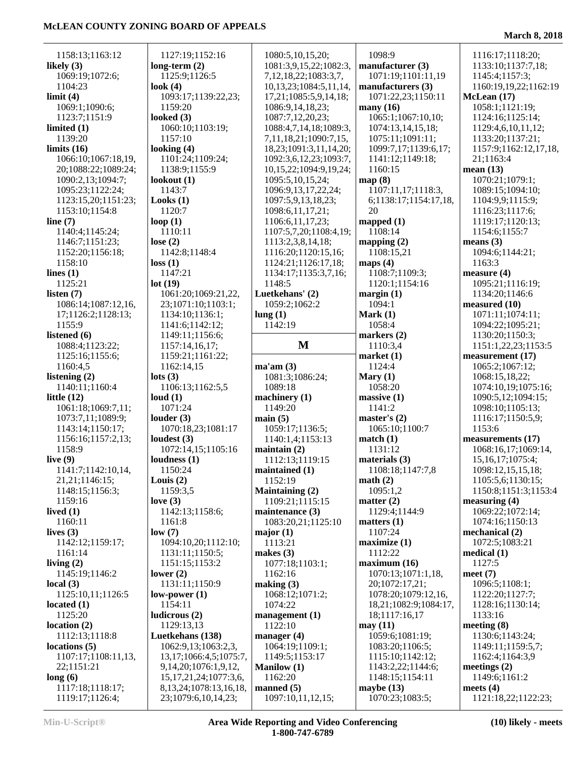1158:13;1163:12
**likely (3)**
1069:19;1072:6;
1104:23
**limit (4)**
1069:1;1090:6;
1123:7;1151:9
**limited (1)**
1139:20
**limits (16)**
1066:10;1067:18,19,
20;1088:22;1089:24;
1090:2,13;1094:7;
1095:23;1122:24;
1123:15,20;1151:23;
1153:10;1154:8
**line (7)**
1140:4;1145:24;
1146:7;1151:23;
1152:20;1156:18;
1158:10
**lines (1)**
1125:21
**listen (7)**
1086:14;1087:12,16,
17;1126:2;1128:13;
1155:9
**listened (6)**
1088:4;1123:22;
1125:16;1155:6;
1160:4,5
**listening (2)**
1140:11;1160:4
**little (12)**
1061:18;1069:7,11;
1073:7,11;1089:9;
1143:14;1150:17;
1156:16;1157:2,13;
1158:9
**live (9)**
1141:7;1142:10,14,
21,21;1146:15;
1148:15;1156:3;
1159:16
**lived (1)**
1160:11
**lives (3)**
1142:12;1159:17;
1161:14
**living (2)**
1145:19;1146:2
**local (3)**
1125:10,11;1126:5
**located (1)**
1125:20
**location (2)**
1112:13;1118:8
**locations (5)**
1107:17;1108:11,13,
22;1151:21
**long (6)**
1117:18;1118:17;
1119:17;1126:4;
1127:19;1152:16
**long-term (2)**
1125:9;1126:5
**look (4)**
1093:17;1139:22,23;
1159:20
**looked (3)**
1060:10;1103:19;
1157:10
**looking (4)**
1101:24;1109:24;
1138:9;1155:9
**lookout (1)**
1143:7
**Looks (1)**
1120:7
**loop (1)**
1110:11
**lose (2)**
1142:8;1148:4
**loss (1)**
1147:21
**lot (19)**
1061:20;1069:21,22,
23;1071:10;1103:1;
1134:10;1136:1;
1141:6;1142:12;
1149:11;1156:6;
1157:14,16,17;
1159:21;1161:22;
1162:14,15
**lots (3)**
1106:13;1162:5,5
**loud (1)**
1071:24
**louder (3)**
1070:18,23;1081:17
**loudest (3)**
1072:14,15;1105:16
**loudness (1)**
1150:24
**Louis (2)**
1159:3,5
**love (3)**
1142:13;1158:6;
1161:8
**low (7)**
1094:10,20;1112:10;
1131:11;1150:5;
1151:15;1153:2
**lower (2)**
1131:11;1150:9
**low-power (1)**
1154:11
**ludicrous (2)**
1129:13,13
**Luetkehans (138)**
1062:9,13;1063:2,3,
13,17;1066:4,5;1075:7,
9,14,20;1076:1,9,12,
15,17,21,24;1077:3,6,
8,13,24;1078:13,16,18,
23;1079:6,10,14,23;
1080:5,10,15,20;
1081:3,9,15,22;1082:3,
7,12,18,22;1083:3,7,
10,13,23;1084:5,11,14,
17,21;1085:5,9,14,18;
1086:9,14,18,23;
1087:7,12,20,23;
1088:4,7,14,18;1089:3,
7,11,18,21;1090:7,15,
18,23;1091:3,11,14,20;
1092:3,6,12,23;1093:7,
10,15,22;1094:9,19,24;
1095:5,10,15,24;
1096:9,13,17,22,24;
1097:5,9,13,18,23;
1098:6,11,17,21;
1106:6,11,17,23;
1107:5,7,20;1108:4,19;
1113:2,3,8,14,18;
1116:20;1120:15,16;
1124:21;1126:17,18;
1134:17;1135:3,7,16;
1148:5
**Luetkehans' (2)**
1059:2;1062:2
**lung (1)**
1142:19

## M

**ma'am (3)**
1081:3;1086:24;
1089:18
**machinery (1)**
1149:20
**main (5)**
1059:17;1136:5;
1140:1,4;1153:13
**maintain (2)**
1112:13;1119:15
**maintained (1)**
1152:19
**Maintaining (2)**
1109:21;1115:15
**maintenance (3)**
1083:20,21;1125:10
**major (1)**
1113:21
**makes (3)**
1077:18;1103:1;
1162:16
**making (3)**
1068:12;1071:2;
1074:22
**management (1)**
1122:10
**manager (4)**
1064:19;1109:1;
1149:5;1153:17
**Manilow (1)**
1162:20
**manned (5)**
1097:10,11,12,15;
1098:9
**manufacturer (3)**
1071:19;1101:11,19
**manufacturers (3)**
1071:22,23;1150:11
**many (16)**
1065:1;1067:10,10;
1074:13,14,15,18;
1075:11;1091:11;
1099:7,17;1139:6,17;
1141:12;1149:18;
1160:15
**map (8)**
1107:11,17;1118:3,
6;1138:17;1154:17,18,
20
**mapped (1)**
1108:14
**mapping (2)**
1108:15,21
**maps (4)**
1108:7;1109:3;
1120:1;1154:16
**margin (1)**
1094:1
**Mark (1)**
1058:4
**markers (2)**
1110:3,4
**market (1)**
1124:4
**Mary (1)**
1058:20
**massive (1)**
1141:2
**master's (2)**
1065:10;1100:7
**match (1)**
1131:12
**materials (3)**
1108:18;1147:7,8
**math (2)**
1095:1,2
**matter (2)**
1129:4;1144:9
**matters (1)**
1107:24
**maximize (1)**
1112:22
**maximum (16)**
1070:13;1071:1,18,
20;1072:17,21;
1078:20;1079:12,16,
18,21;1082:9;1084:17,
18;1117:16,17
**may (11)**
1059:6;1081:19;
1083:20;1106:5;
1115:10;1142:12;
1143:2,22;1144:6;
1148:15;1154:11
**maybe (13)**
1070:23;1083:5;
1116:17;1118:20;
1133:10;1137:7,18;
1145:4;1157:3;
1160:19,19,22;1162:19
**McLean (17)**
1058:1;1121:19;
1124:16;1125:14;
1129:4,6,10,11,12;
1133:20;1137:21;
1157:9;1162:12,17,18,
21;1163:4
**mean (13)**
1070:21;1079:1;
1089:15;1094:10;
1104:9,9;1115:9;
1116:23;1117:6;
1119:17;1120:13;
1154:6;1155:7
**means (3)**
1094:6;1144:21;
1163:3
**measure (4)**
1095:21;1116:19;
1134:20;1146:6
**measured (10)**
1071:11;1074:11;
1094:22;1095:21;
1130:20;1150:3;
1151:1,22,23;1153:5
**measurement (17)**
1065:2;1067:12;
1068:15,18,22;
1074:10,19;1075:16;
1090:5,12;1094:15;
1098:10;1105:13;
1116:17;1150:5,9;
1153:6
**measurements (17)**
1068:16,17;1069:14,
15,16,17;1075:4;
1098:12,15,15,18;
1105:5,6;1130:15;
1150:8;1151:3;1153:4
**measuring (4)**
1069:22;1072:14;
1074:16;1150:13
**mechanical (2)**
1072:5;1083:21
**medical (1)**
1127:5
**meet (7)**
1096:5;1108:1;
1122:20;1127:7;
1128:16;1130:14;
1133:16
**meeting (8)**
1130:6;1143:24;
1149:11;1159:5,7;
1162:4;1164:3,9
**meetings (2)**
1149:6;1161:2
**meets (4)**
1121:18,22;1122:23;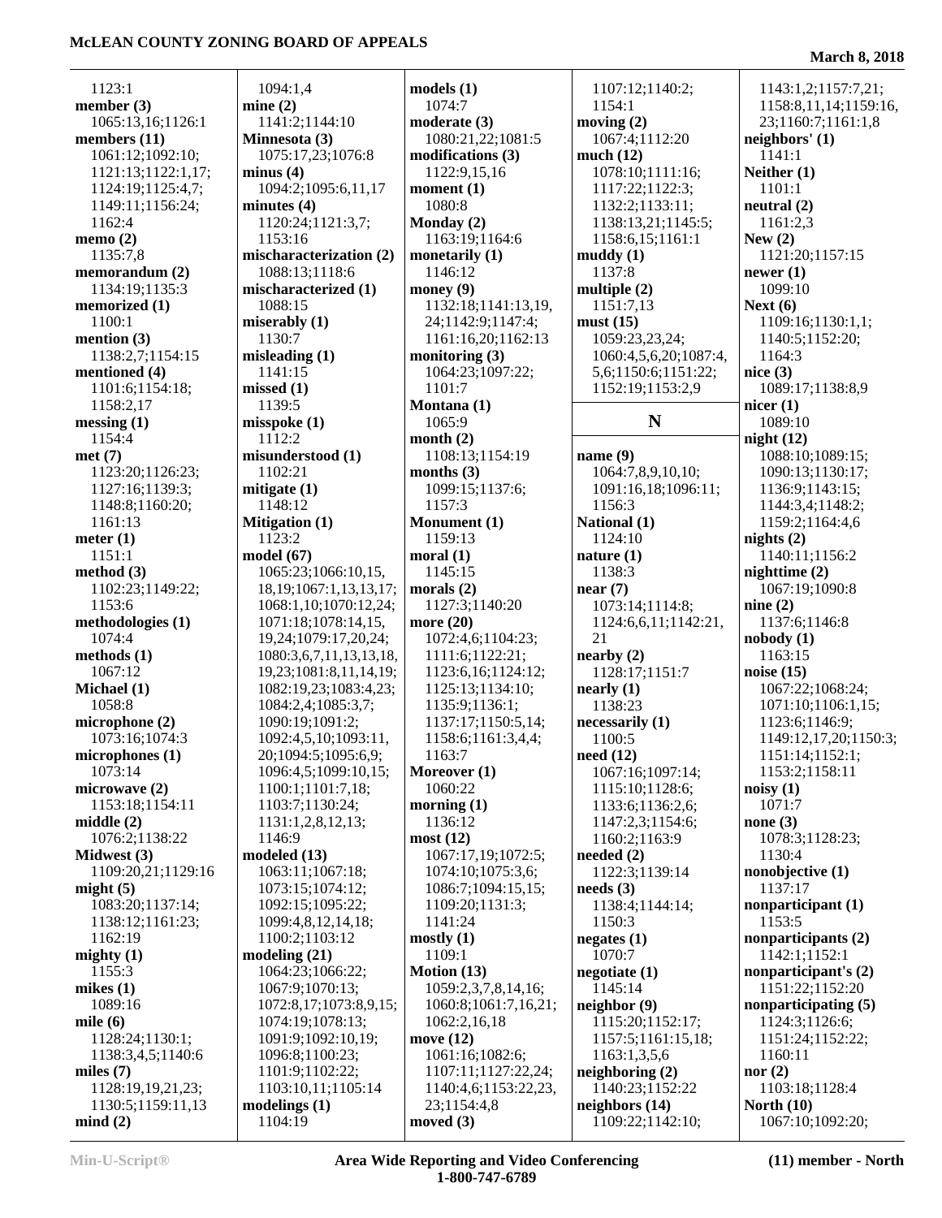1123:1
**member (3)**
1065:13,16;1126:1
**members (11)**
1061:12;1092:10;
1121:13;1122:1,17;
1124:19;1125:4,7;
1149:11;1156:24;
1162:4
**memo (2)**
1135:7,8
**memorandum (2)**
1134:19;1135:3
**memorized (1)**
1100:1
**mention (3)**
1138:2,7;1154:15
**mentioned (4)**
1101:6;1154:18;
1158:2,17
**messing (1)**
1154:4
**met (7)**
1123:20;1126:23;
1127:16;1139:3;
1148:8;1160:20;
1161:13
**meter (1)**
1151:1
**method (3)**
1102:23;1149:22;
1153:6
**methodologies (1)**
1074:4
**methods (1)**
1067:12
**Michael (1)**
1058:8
**microphone (2)**
1073:16;1074:3
**microphones (1)**
1073:14
**microwave (2)**
1153:18;1154:11
**middle (2)**
1076:2;1138:22
**Midwest (3)**
1109:20,21;1129:16
**might (5)**
1083:20;1137:14;
1138:12;1161:23;
1162:19
**mighty (1)**
1155:3
**mikes (1)**
1089:16
**mile (6)**
1128:24;1130:1;
1138:3,4,5;1140:6
**miles (7)**
1128:19,19,21,23;
1130:5;1159:11,13
**mind (2)**
1094:1,4
**mine (2)**
1141:2;1144:10
**Minnesota (3)**
1075:17,23;1076:8
**minus (4)**
1094:2;1095:6,11,17
**minutes (4)**
1120:24;1121:3,7;
1153:16
**mischaracterization (2)**
1088:13;1118:6
**mischaracterized (1)**
1088:15
**miserably (1)**
1130:7
**misleading (1)**
1141:15
**missed (1)**
1139:5
**misspoke (1)**
1112:2
**misunderstood (1)**
1102:21
**mitigate (1)**
1148:12
**Mitigation (1)**
1123:2
**model (67)**
1065:23;1066:10,15,
18,19;1067:1,13,13,17;
1068:1,10;1070:12,24;
1071:18;1078:14,15,
19,24;1079:17,20,24;
1080:3,6,7,11,13,13,18,
19,23;1081:8,11,14,19;
1082:19,23;1083:4,23;
1084:2,4;1085:3,7;
1090:19;1091:2;
1092:4,5,10;1093:11,
20;1094:5;1095:6,9;
1096:4,5;1099:10,15;
1100:1;1101:7,18;
1103:7;1130:24;
1131:1,2,8,12,13;
1146:9
**modeled (13)**
1063:11;1067:18;
1073:15;1074:12;
1092:15;1095:22;
1099:4,8,12,14,18;
1100:2;1103:12
**modeling (21)**
1064:23;1066:22;
1067:9;1070:13;
1072:8,17;1073:8,9,15;
1074:19;1078:13;
1091:9;1092:10,19;
1096:8;1100:23;
1101:9;1102:22;
1103:10,11;1105:14
**modelings (1)**
1104:19
**models (1)**
1074:7
**moderate (3)**
1080:21,22;1081:5
**modifications (3)**
1122:9,15,16
**moment (1)**
1080:8
**Monday (2)**
1163:19;1164:6
**monetarily (1)**
1146:12
**money (9)**
1132:18;1141:13,19,
24;1142:9;1147:4;
1161:16,20;1162:13
**monitoring (3)**
1064:23;1097:22;
1101:7
**Montana (1)**
1065:9
**month (2)**
1108:13;1154:19
**months (3)**
1099:15;1137:6;
1157:3
**Monument (1)**
1159:13
**moral (1)**
1145:15
**morals (2)**
1127:3;1140:20
**more (20)**
1072:4,6;1104:23;
1111:6;1122:21;
1123:6,16;1124:12;
1125:13;1134:10;
1135:9;1136:1;
1137:17;1150:5,14;
1158:6;1161:3,4,4;
1163:7
**Moreover (1)**
1060:22
**morning (1)**
1136:12
**most (12)**
1067:17,19;1072:5;
1074:10;1075:3,6;
1086:7;1094:15,15;
1109:20;1131:3;
1141:24
**mostly (1)**
1109:1
**Motion (13)**
1059:2,3,7,8,14,16;
1060:8;1061:7,16,21;
1062:2,16,18
**move (12)**
1061:16;1082:6;
1107:11;1127:22,24;
1140:4,6;1153:22,23,
23;1154:4,8
**moved (3)**
1107:12;1140:2;
1154:1
**moving (2)**
1067:4;1112:20
**much (12)**
1078:10;1111:16;
1117:22;1122:3;
1132:2;1133:11;
1138:13,21;1145:5;
1158:6,15;1161:1
**muddy (1)**
1137:8
**multiple (2)**
1151:7,13
**must (15)**
1059:23,23,24;
1060:4,5,6,20;1087:4,
5,6;1150:6;1151:22;
1152:19;1153:2,9

## N

**name (9)**
1064:7,8,9,10,10;
1091:16,18;1096:11;
1156:3
**National (1)**
1124:10
**nature (1)**
1138:3
**near (7)**
1073:14;1114:8;
1124:6,6,11;1142:21,
21
**nearby (2)**
1128:17;1151:7
**nearly (1)**
1138:23
**necessarily (1)**
1100:5
**need (12)**
1067:16;1097:14;
1115:10;1128:6;
1133:6;1136:2,6;
1147:2,3;1154:6;
1160:2;1163:9
**needed (2)**
1122:3;1139:14
**needs (3)**
1138:4;1144:14;
1150:3
**negates (1)**
1070:7
**negotiate (1)**
1145:14
**neighbor (9)**
1115:20;1152:17;
1157:5;1161:15,18;
1163:1,3,5,6
**neighboring (2)**
1140:23;1152:22
**neighbors (14)**
1109:22;1142:10;
1143:1,2;1157:7,21;
1158:8,11,14,14;1159:16,
23;1160:7;1161:1,8
**neighbors' (1)**
1141:1
**Neither (1)**
1101:1
**neutral (2)**
1161:2,3
**New (2)**
1121:20;1157:15
**newer (1)**
1099:10
**Next (6)**
1109:16;1130:1,1;
1140:5;1152:20;
1164:3
**nice (3)**
1089:17;1138:8,9
**nicer (1)**
1089:10
**night (12)**
1088:10;1089:15;
1090:13;1130:17;
1136:9;1143:15;
1144:3,4;1148:2;
1159:2;1164:4,6
**nights (2)**
1140:11;1156:2
**nighttime (2)**
1067:19;1090:8
**nine (2)**
1137:6;1146:8
**nobody (1)**
1163:15
**noise (15)**
1067:22;1068:24;
1071:10;1106:1,15;
1123:6;1146:9;
1149:12,17,20;1150:3;
1151:14;1152:1;
1153:2;1158:11
**noisy (1)**
1071:7
**none (3)**
1078:3;1128:23;
1130:4
**nonobjective (1)**
1137:17
**nonparticipant (1)**
1153:5
**nonparticipants (2)**
1142:1;1152:1
**nonparticipant's (2)**
1151:22;1152:20
**nonparticipating (5)**
1124:3;1126:6;
1151:24;1152:22;
1160:11
**nor (2)**
1103:18;1128:4
**North (10)**
1067:10;1092:20;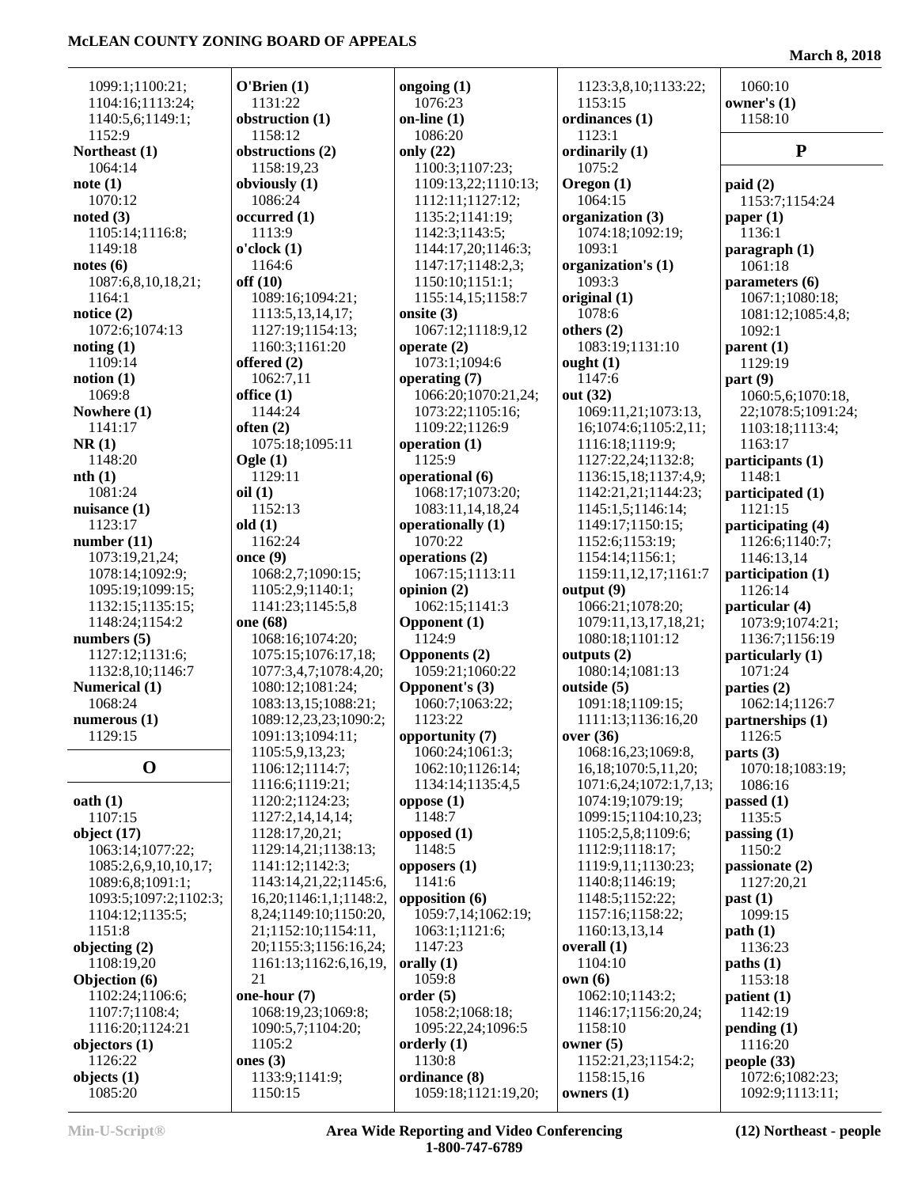1099:1;1100:21;
1104:16;1113:24;
1140:5,6;1149:1;
1152:9

**Northeast (1)**
1064:14

**note (1)**
1070:12

**noted (3)**
1105:14;1116:8;
1149:18

**notes (6)**
1087:6,8,10,18,21;
1164:1

**notice (2)**
1072:6;1074:13

**noting (1)**
1109:14

**notion (1)**
1069:8

**Nowhere (1)**
1141:17

**NR (1)**
1148:20

**nth (1)**
1081:24

**nuisance (1)**
1123:17

**number (11)**
1073:19,21,24;
1078:14;1092:9;
1095:19;1099:15;
1132:15;1135:15;
1148:24;1154:2

**numbers (5)**
1127:12;1131:6;
1132:8,10;1146:7

**Numerical (1)**
1068:24

**numerous (1)**
1129:15

## O

**oath (1)**
1107:15

**object (17)**
1063:14;1077:22;
1085:2,6,9,10,10,17;
1089:6,8;1091:1;
1093:5;1097:2;1102:3;
1104:12;1135:5;
1151:8

**objecting (2)**
1108:19,20

**Objection (6)**
1102:24;1106:6;
1107:7;1108:4;
1116:20;1124:21

**objectors (1)**
1126:22

**objects (1)**
1085:20

**O'Brien (1)**
1131:22

**obstruction (1)**
1158:12

**obstructions (2)**
1158:19,23

**obviously (1)**
1086:24

**occurred (1)**
1113:9

**o'clock (1)**
1164:6

**off (10)**
1089:16;1094:21;
1113:5,13,14,17;
1127:19;1154:13;
1160:3;1161:20

**offered (2)**
1062:7,11

**office (1)**
1144:24

**often (2)**
1075:18;1095:11

**Ogle (1)**
1129:11

**oil (1)**
1152:13

**old (1)**
1162:24

**once (9)**
1068:2,7;1090:15;
1105:2,9;1140:1;
1141:23;1145:5,8

**one (68)**
1068:16;1074:20;
1075:15;1076:17,18;
1077:3,4,7;1078:4,20;
1080:12;1081:24;
1083:13,15;1088:21;
1089:12,23,23;1090:2;
1091:13;1094:11;
1105:5,9,13,23;
1106:12;1114:7;
1116:6;1119:21;
1120:2;1124:23;
1127:2,14,14,14;
1128:17,20,21;
1129:14,21;1138:13;
1141:12;1142:3;
1143:14,21,22;1145:6,
16,20;1146:1,1;1148:2,
8,24;1149:10;1150:20,
21;1152:10;1154:11,
20;1155:3;1156:16,24;
1161:13;1162:6,16,19,
21

**one-hour (7)**
1068:19,23;1069:8;
1090:5,7;1104:20;
1105:2

**ones (3)**
1133:9;1141:9;
1150:15

**ongoing (1)**
1076:23

**on-line (1)**
1086:20

**only (22)**
1100:3;1107:23;
1109:13,22;1110:13;
1112:11;1127:12;
1135:2;1141:19;
1142:3;1143:5;
1144:17,20;1146:3;
1147:17;1148:2,3;
1150:10;1151:1;
1155:14,15;1158:7

**onsite (3)**
1067:12;1118:9,12

**operate (2)**
1073:1;1094:6

**operating (7)**
1066:20;1070:21,24;
1073:22;1105:16;
1109:22;1126:9

**operation (1)**
1125:9

**operational (6)**
1068:17;1073:20;
1083:11,14,18,24

**operationally (1)**
1070:22

**operations (2)**
1067:15;1113:11

**opinion (2)**
1062:15;1141:3

**Opponent (1)**
1124:9

**Opponents (2)**
1059:21;1060:22

**Opponent's (3)**
1060:7;1063:22;
1123:22

**opportunity (7)**
1060:24;1061:3;
1062:10;1126:14;
1134:14;1135:4,5

**oppose (1)**
1148:7

**opposed (1)**
1148:5

**opposers (1)**
1141:6

**opposition (6)**
1059:7,14;1062:19;
1063:1;1121:6;
1147:23

**orally (1)**
1059:8

**order (5)**
1058:2;1068:18;
1095:22,24;1096:5

**orderly (1)**
1130:8

**ordinance (8)**
1059:18;1121:19,20;
1123:3,8,10;1133:22;
1153:15

**ordinances (1)**
1123:1

**ordinarily (1)**
1075:2

**Oregon (1)**
1064:15

**organization (3)**
1074:18;1092:19;
1093:1

**organization's (1)**
1093:3

**original (1)**
1078:6

**others (2)**
1083:19;1131:10

**ought (1)**
1147:6

**out (32)**
1069:11,21;1073:13,
16;1074:6;1105:2,11;
1116:18;1119:9;
1127:22,24;1132:8;
1136:15,18;1137:4,9;
1142:21,21;1144:23;
1145:1,5;1146:14;
1149:17;1150:15;
1152:6;1153:19;
1154:14;1156:1;
1159:11,12,17;1161:7

**output (9)**
1066:21;1078:20;
1079:11,13,17,18,21;
1080:18;1101:12

**outputs (2)**
1080:14;1081:13

**outside (5)**
1091:18;1109:15;
1111:13;1136:16,20

**over (36)**
1068:16,23;1069:8,
16,18;1070:5,11,20;
1071:6,24;1072:1,7,13;
1074:19;1079:19;
1099:15;1104:10,23;
1105:2,5,8;1109:6;
1112:9;1118:17;
1119:9,11;1130:23;
1140:8;1146:19;
1148:5;1152:22;
1157:16;1158:22;
1160:13,13,14

**overall (1)**
1104:10

**own (6)**
1062:10;1143:2;
1146:17;1156:20,24;
1158:10

**owner (5)**
1152:21,23;1154:2;
1158:15,16

**owners (1)**
1060:10

**owner's (1)**
1158:10

## P

**paid (2)**
1153:7;1154:24

**paper (1)**
1136:1

**paragraph (1)**
1061:18

**parameters (6)**
1067:1;1080:18;
1081:12;1085:4,8;
1092:1

**parent (1)**
1129:19

**part (9)**
1060:5,6;1070:18,
22;1078:5;1091:24;
1103:18;1113:4;
1163:17

**participants (1)**
1148:1

**participated (1)**
1121:15

**participating (4)**
1126:6;1140:7;
1146:13,14

**participation (1)**
1126:14

**particular (4)**
1073:9;1074:21;
1136:7;1156:19

**particularly (1)**
1071:24

**parties (2)**
1062:14;1126:7

**partnerships (1)**
1126:5

**parts (3)**
1070:18;1083:19;
1086:16

**passed (1)**
1135:5

**passing (1)**
1150:2

**passionate (2)**
1127:20,21

**past (1)**
1099:15

**path (1)**
1136:23

**paths (1)**
1153:18

**patient (1)**
1142:19

**pending (1)**
1116:20

**people (33)**
1072:6;1082:23;
1092:9;1113:11;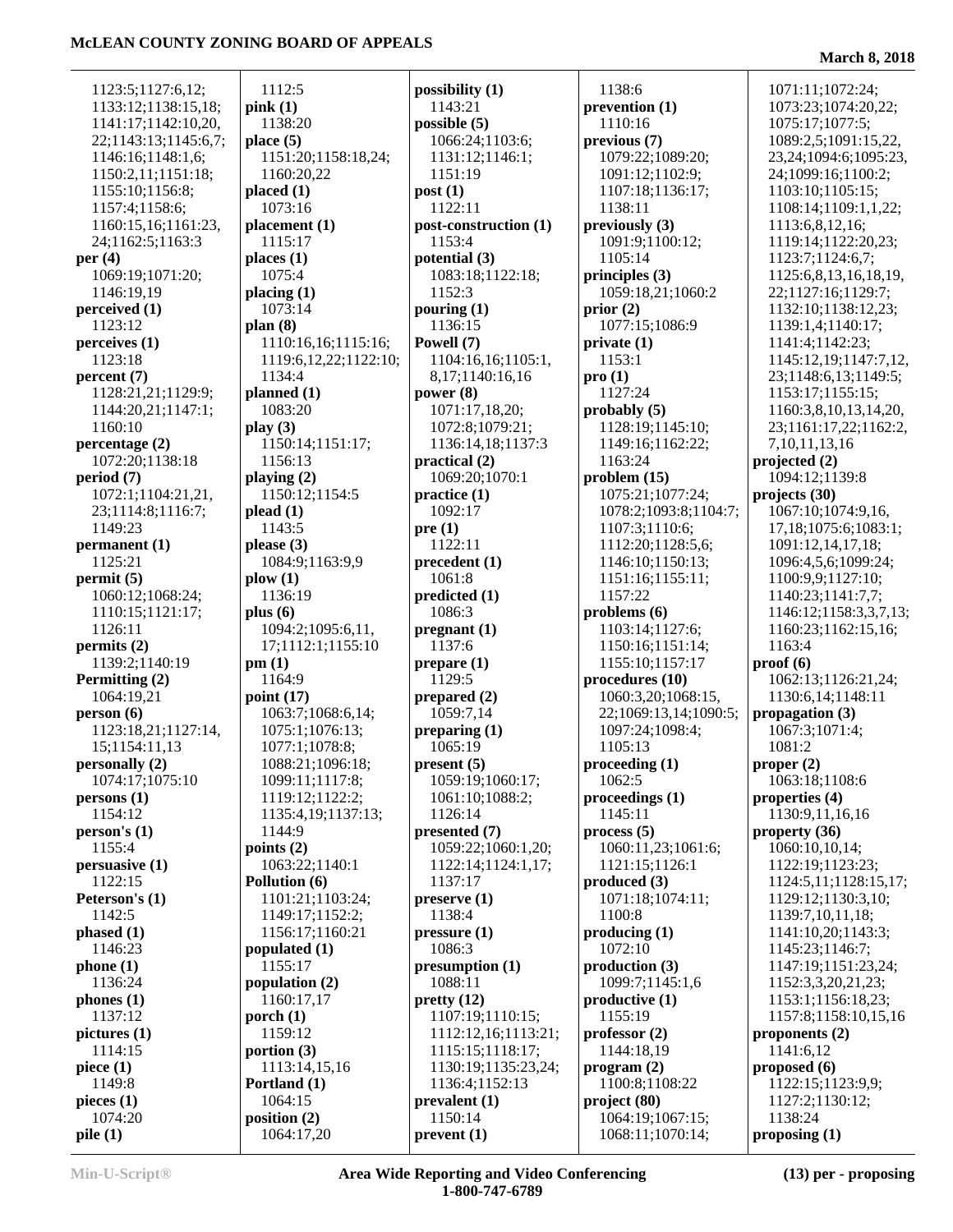1123:5;1127:6,12;
1133:12;1138:15,18;
1141:17;1142:10,20,
22;1143:13;1145:6,7;
1146:16;1148:1,6;
1150:2,11;1151:18;
1155:10;1156:8;
1157:4;1158:6;
1160:15,16;1161:23,
24;1162:5;1163:3

**per (4)**
1069:19;1071:20;
1146:19,19

**perceived (1)**
1123:12

**perceives (1)**
1123:18

**percent (7)**
1128:21,21;1129:9;
1144:20,21;1147:1;
1160:10

**percentage (2)**
1072:20;1138:18

**period (7)**
1072:1;1104:21,21,
23;1114:8;1116:7;
1149:23

**permanent (1)**
1125:21

**permit (5)**
1060:12;1068:24;
1110:15;1121:17;
1126:11

**permits (2)**
1139:2;1140:19

**Permitting (2)**
1064:19,21

**person (6)**
1123:18,21;1127:14,
15;1154:11,13

**personally (2)**
1074:17;1075:10

**persons (1)**
1154:12

**person's (1)**
1155:4

**persuasive (1)**
1122:15

**Peterson's (1)**
1142:5

**phased (1)**
1146:23

**phone (1)**
1136:24

**phones (1)**
1137:12

**pictures (1)**
1114:15

**piece (1)**
1149:8

**pieces (1)**
1074:20

**pile (1)**
1112:5

**pink (1)**
1138:20

**place (5)**
1151:20;1158:18,24;
1160:20,22

**placed (1)**
1073:16

**placement (1)**
1115:17

**places (1)**
1075:4

**placing (1)**
1073:14

**plan (8)**
1110:16,16;1115:16;
1119:6,12,22;1122:10;
1134:4

**planned (1)**
1083:20

**play (3)**
1150:14;1151:17;
1156:13

**playing (2)**
1150:12;1154:5

**plead (1)**
1143:5

**please (3)**
1084:9;1163:9,9

**plow (1)**
1136:19

**plus (6)**
1094:2;1095:6,11,
17;1112:1;1155:10

**pm (1)**
1164:9

**point (17)**
1063:7;1068:6,14;
1075:1;1076:13;
1077:1;1078:8;
1088:21;1096:18;
1099:11;1117:8;
1119:12;1122:2;
1135:4,19;1137:13;
1144:9

**points (2)**
1063:22;1140:1

**Pollution (6)**
1101:21;1103:24;
1149:17;1152:2;
1156:17;1160:21

**populated (1)**
1155:17

**population (2)**
1160:17,17

**porch (1)**
1159:12

**portion (3)**
1113:14,15,16

**Portland (1)**
1064:15

**position (2)**
1064:17,20

**possibility (1)**
1143:21

**possible (5)**
1066:24;1103:6;
1131:12;1146:1;
1151:19

**post (1)**
1122:11

**post-construction (1)**
1153:4

**potential (3)**
1083:18;1122:18;
1152:3

**pouring (1)**
1136:15

**Powell (7)**
1104:16,16;1105:1,
8,17;1140:16,16

**power (8)**
1071:17,18,20;
1072:8;1079:21;
1136:14,18;1137:3

**practical (2)**
1069:20;1070:1

**practice (1)**
1092:17

**pre (1)**
1122:11

**precedent (1)**
1061:8

**predicted (1)**
1086:3

**pregnant (1)**
1137:6

**prepare (1)**
1129:5

**prepared (2)**
1059:7,14

**preparing (1)**
1065:19

**present (5)**
1059:19;1060:17;
1061:10;1088:2;
1126:14

**presented (7)**
1059:22;1060:1,20;
1122:14;1124:1,17;
1137:17

**preserve (1)**
1138:4

**pressure (1)**
1086:3

**presumption (1)**
1088:11

**pretty (12)**
1107:19;1110:15;
1112:12,16;1113:21;
1115:15;1118:17;
1130:19;1135:23,24;
1136:4;1152:13

**prevalent (1)**
1150:14

**prevent (1)**
1138:6

**prevention (1)**
1110:16

**previous (7)**
1079:22;1089:20;
1091:12;1102:9;
1107:18;1136:17;
1138:11

**previously (3)**
1091:9;1100:12;
1105:14

**principles (3)**
1059:18,21;1060:2

**prior (2)**
1077:15;1086:9

**private (1)**
1153:1

**pro (1)**
1127:24

**probably (5)**
1128:19;1145:10;
1149:16;1162:22;
1163:24

**problem (15)**
1075:21;1077:24;
1078:2;1093:8;1104:7;
1107:3;1110:6;
1112:20;1128:5,6;
1146:10;1150:13;
1151:16;1155:11;
1157:22

**problems (6)**
1103:14;1127:6;
1150:16;1151:14;
1155:10;1157:17

**procedures (10)**
1060:3,20;1068:15,
22;1069:13,14;1090:5;
1097:24;1098:4;
1105:13

**proceeding (1)**
1062:5

**proceedings (1)**
1145:11

**process (5)**
1060:11,23;1061:6;
1121:15;1126:1

**produced (3)**
1071:18;1074:11;
1100:8

**producing (1)**
1072:10

**production (3)**
1099:7;1145:1,6

**productive (1)**
1155:19

**professor (2)**
1144:18,19

**program (2)**
1100:8;1108:22

**project (80)**
1064:19;1067:15;
1068:11;1070:14;
1071:11;1072:24;
1073:23;1074:20,22;
1075:17;1077:5;
1089:2,5;1091:15,22,
23,24;1094:6;1095:23,
24;1099:16;1100:2;
1103:10;1105:15;
1108:14;1109:1,1,22;
1113:6,8,12,16;
1119:14;1122:20,23;
1123:7;1124:6,7;
1125:6,8,13,16,18,19,
22;1127:16;1129:7;
1132:10;1138:12,23;
1139:1,4;1140:17;
1141:4;1142:23;
1145:12,19;1147:7,12,
23;1148:6,13;1149:5;
1153:17;1155:15;
1160:3,8,10,13,14,20,
23;1161:17,22;1162:2,
7,10,11,13,16

**projected (2)**
1094:12;1139:8

**projects (30)**
1067:10;1074:9,16,
17,18;1075:6;1083:1;
1091:12,14,17,18;
1096:4,5,6;1099:24;
1100:9,9;1127:10;
1140:23;1141:7,7;
1146:12;1158:3,3,7,13;
1160:23;1162:15,16;
1163:4

**proof (6)**
1062:13;1126:21,24;
1130:6,14;1148:11

**propagation (3)**
1067:3;1071:4;
1081:2

**proper (2)**
1063:18;1108:6

**properties (4)**
1130:9,11,16,16

**property (36)**
1060:10,10,14;
1122:19;1123:23;
1124:5,11;1128:15,17;
1129:12;1130:3,10;
1139:7,10,11,18;
1141:10,20;1143:3;
1145:23;1146:7;
1147:19;1151:23,24;
1152:3,3,20,21,23;
1153:1;1156:18,23;
1157:8;1158:10,15,16

**proponents (2)**
1141:6,12

**proposed (6)**
1122:15;1123:9,9;
1127:2;1130:12;
1138:24

**proposing (1)**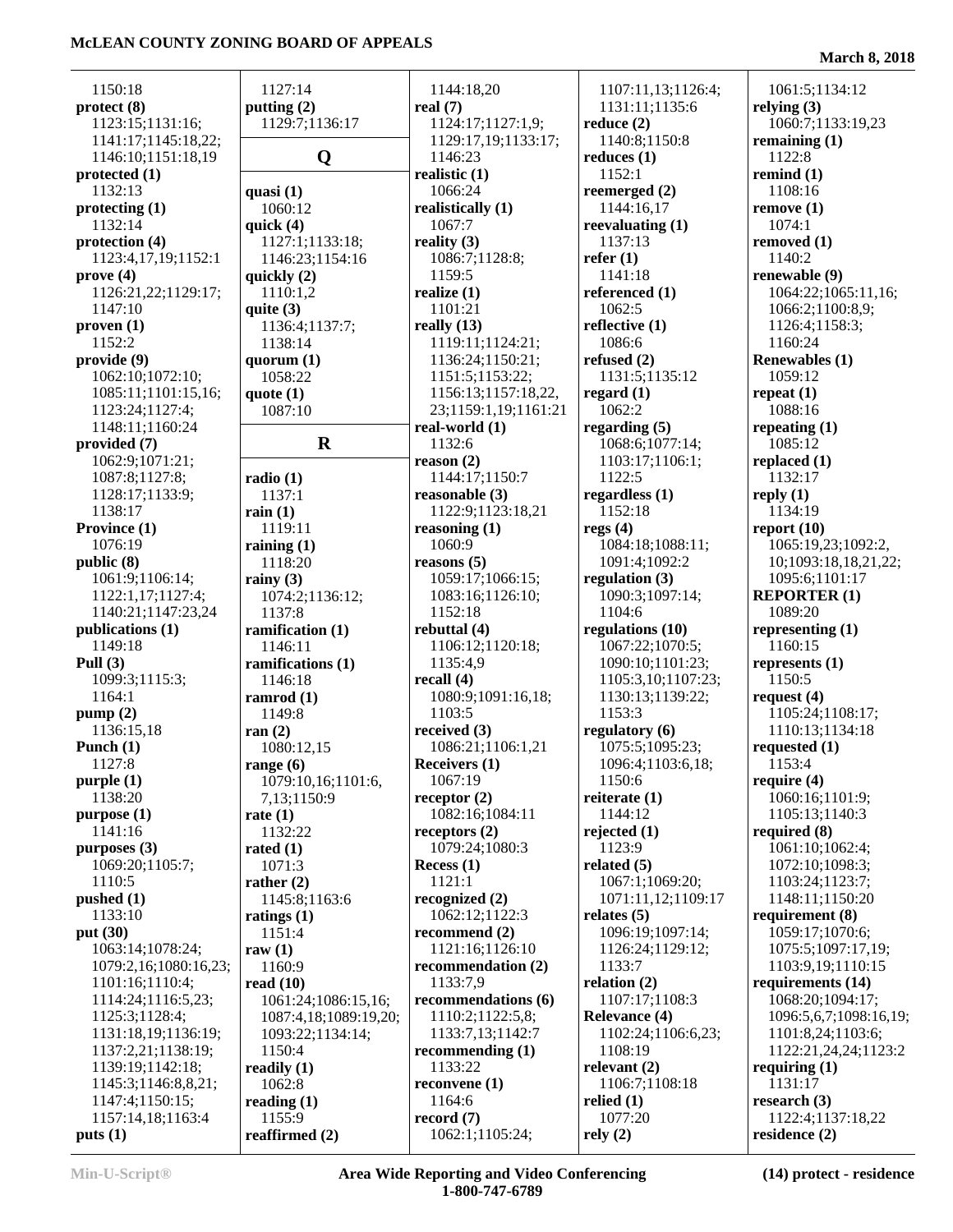1150:18
**protect (8)**
1123:15;1131:16;
1141:17;1145:18,22;
1146:10;1151:18,19
**protected (1)**
1132:13
**protecting (1)**
1132:14
**protection (4)**
1123:4,17,19;1152:1
**prove (4)**
1126:21,22;1129:17;
1147:10
**proven (1)**
1152:2
**provide (9)**
1062:10;1072:10;
1085:11;1101:15,16;
1123:24;1127:4;
1148:11;1160:24
**provided (7)**
1062:9;1071:21;
1087:8;1127:8;
1128:17;1133:9;
1138:17
**Province (1)**
1076:19
**public (8)**
1061:9;1106:14;
1122:1,17;1127:4;
1140:21;1147:23,24
**publications (1)**
1149:18
**Pull (3)**
1099:3;1115:3;
1164:1
**pump (2)**
1136:15,18
**Punch (1)**
1127:8
**purple (1)**
1138:20
**purpose (1)**
1141:16
**purposes (3)**
1069:20;1105:7;
1110:5
**pushed (1)**
1133:10
**put (30)**
1063:14;1078:24;
1079:2,16;1080:16,23;
1101:16;1110:4;
1114:24;1116:5,23;
1125:3;1128:4;
1131:18,19;1136:19;
1137:2,21;1138:19;
1139:19;1142:18;
1145:3;1146:8,8,21;
1147:4;1150:15;
1157:14,18;1163:4
**puts (1)**
1127:14
**putting (2)**
1129:7;1136:17

## Q

**quasi (1)**
1060:12
**quick (4)**
1127:1;1133:18;
1146:23;1154:16
**quickly (2)**
1110:1,2
**quite (3)**
1136:4;1137:7;
1138:14
**quorum (1)**
1058:22
**quote (1)**
1087:10

## R

**radio (1)**
1137:1
**rain (1)**
1119:11
**raining (1)**
1118:20
**rainy (3)**
1074:2;1136:12;
1137:8
**ramification (1)**
1146:11
**ramifications (1)**
1146:18
**ramrod (1)**
1149:8
**ran (2)**
1080:12,15
**range (6)**
1079:10,16;1101:6,
7,13;1150:9
**rate (1)**
1132:22
**rated (1)**
1071:3
**rather (2)**
1145:8;1163:6
**ratings (1)**
1151:4
**raw (1)**
1160:9
**read (10)**
1061:24;1086:15,16;
1087:4,18;1089:19,20;
1093:22;1134:14;
1150:4
**readily (1)**
1062:8
**reading (1)**
1155:9
**reaffirmed (2)**
1144:18,20
**real (7)**
1124:17;1127:1,9;
1129:17,19;1133:17;
1146:23
**realistic (1)**
1066:24
**realistically (1)**
1067:7
**reality (3)**
1086:7;1128:8;
1159:5
**realize (1)**
1101:21
**really (13)**
1119:11;1124:21;
1136:24;1150:21;
1151:5;1153:22;
1156:13;1157:18,22,
23;1159:1,19;1161:21
**real-world (1)**
1132:6
**reason (2)**
1144:17;1150:7
**reasonable (3)**
1122:9;1123:18,21
**reasoning (1)**
1060:9
**reasons (5)**
1059:17;1066:15;
1083:16;1126:10;
1152:18
**rebuttal (4)**
1106:12;1120:18;
1135:4,9
**recall (4)**
1080:9;1091:16,18;
1103:5
**received (3)**
1086:21;1106:1,21
**Receivers (1)**
1067:19
**receptor (2)**
1082:16;1084:11
**receptors (2)**
1079:24;1080:3
**Recess (1)**
1121:1
**recognized (2)**
1062:12;1122:3
**recommend (2)**
1121:16;1126:10
**recommendation (2)**
1133:7,9
**recommendations (6)**
1110:2;1122:5,8;
1133:7,13;1142:7
**recommending (1)**
1133:22
**reconvene (1)**
1164:6
**record (7)**
1062:1;1105:24;
1107:11,13;1126:4;
1131:11;1135:6
**reduce (2)**
1140:8;1150:8
**reduces (1)**
1152:1
**reemerged (2)**
1144:16,17
**reevaluating (1)**
1137:13
**refer (1)**
1141:18
**referenced (1)**
1062:5
**reflective (1)**
1086:6
**refused (2)**
1131:5;1135:12
**regard (1)**
1062:2
**regarding (5)**
1068:6;1077:14;
1103:17;1106:1;
1122:5
**regardless (1)**
1152:18
**regs (4)**
1084:18;1088:11;
1091:4;1092:2
**regulation (3)**
1090:3;1097:14;
1104:6
**regulations (10)**
1067:22;1070:5;
1090:10;1101:23;
1105:3,10;1107:23;
1130:13;1139:22;
1153:3
**regulatory (6)**
1075:5;1095:23;
1096:4;1103:6,18;
1150:6
**reiterate (1)**
1144:12
**rejected (1)**
1123:9
**related (5)**
1067:1;1069:20;
1071:11,12;1109:17
**relates (5)**
1096:19;1097:14;
1126:24;1129:12;
1133:7
**relation (2)**
1107:17;1108:3
**Relevance (4)**
1102:24;1106:6,23;
1108:19
**relevant (2)**
1106:7;1108:18
**relied (1)**
1077:20
**rely (2)**
1061:5;1134:12
**relying (3)**
1060:7;1133:19,23
**remaining (1)**
1122:8
**remind (1)**
1108:16
**remove (1)**
1074:1
**removed (1)**
1140:2
**renewable (9)**
1064:22;1065:11,16;
1066:2;1100:8,9;
1126:4;1158:3;
1160:24
**Renewables (1)**
1059:12
**repeat (1)**
1088:16
**repeating (1)**
1085:12
**replaced (1)**
1132:17
**reply (1)**
1134:19
**report (10)**
1065:19,23;1092:2,
10;1093:18,18,21,22;
1095:6;1101:17
**REPORTER (1)**
1089:20
**representing (1)**
1160:15
**represents (1)**
1150:5
**request (4)**
1105:24;1108:17;
1110:13;1134:18
**requested (1)**
1153:4
**require (4)**
1060:16;1101:9;
1105:13;1140:3
**required (8)**
1061:10;1062:4;
1072:10;1098:3;
1103:24;1123:7;
1148:11;1150:20
**requirement (8)**
1059:17;1070:6;
1075:5;1097:17,19;
1103:9,19;1110:15
**requirements (14)**
1068:20;1094:17;
1096:5,6,7;1098:16,19;
1101:8,24;1103:6;
1122:21,24,24;1123:2
**requiring (1)**
1131:17
**research (3)**
1122:4;1137:18,22
**residence (2)**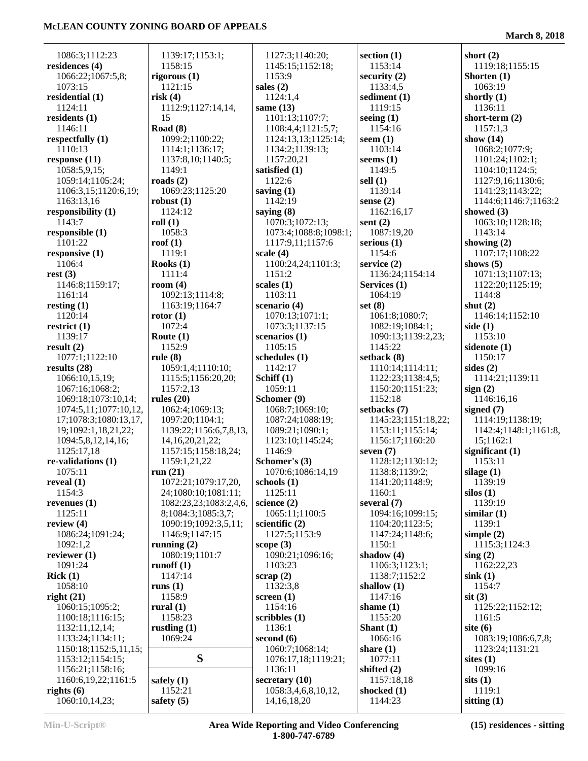1086:3;1112:23
**residences (4)**
1066:22;1067:5,8;
1073:15
**residential (1)**
1124:11
**residents (1)**
1146:11
**respectfully (1)**
1110:13
**response (11)**
1058:5,9,15;
1059:14;1105:24;
1106:3,15;1120:6,19;
1163:13,16
**responsibility (1)**
1143:7
**responsible (1)**
1101:22
**responsive (1)**
1106:4
**rest (3)**
1146:8;1159:17;
1161:14
**resting (1)**
1120:14
**restrict (1)**
1139:17
**result (2)**
1077:1;1122:10
**results (28)**
1066:10,15,19;
1067:16;1068:2;
1069:18;1073:10,14;
1074:5,11;1077:10,12,
17;1078:3;1080:13,17,
19;1092:1,18,21,22;
1094:5,8,12,14,16;
1125:17,18
**re-validations (1)**
1075:11
**reveal (1)**
1154:3
**revenues (1)**
1125:11
**review (4)**
1086:24;1091:24;
1092:1,2
**reviewer (1)**
1091:24
**Rick (1)**
1058:10
**right (21)**
1060:15;1095:2;
1100:18;1116:15;
1132:11,12,14;
1133:24;1134:11;
1150:18;1152:5,11,15;
1153:12;1154:15;
1156:21;1158:16;
1160:6,19,22;1161:5
**rights (6)**
1060:10,14,23;
1139:17;1153:1;
1158:15
**rigorous (1)**
1121:15
**risk (4)**
1112:9;1127:14,14,
15
**Road (8)**
1099:2;1100:22;
1114:1;1136:17;
1137:8,10;1140:5;
1149:1
**roads (2)**
1069:23;1125:20
**robust (1)**
1124:12
**roll (1)**
1058:3
**roof (1)**
1119:1
**Rooks (1)**
1111:4
**room (4)**
1092:13;1114:8;
1163:19;1164:7
**rotor (1)**
1072:4
**Route (1)**
1152:9
**rule (8)**
1059:1,4;1110:10;
1115:5;1156:20,20;
1157:2,13
**rules (20)**
1062:4;1069:13;
1097:20;1104:1;
1139:22;1156:6,7,8,13,
14,16,20,21,22;
1157:15;1158:18,24;
1159:1,21,22
**run (21)**
1072:21;1079:17,20,
24;1080:10;1081:11;
1082:23,23;1083:2,4,6,
8;1084:3;1085:3,7;
1090:19;1092:3,5,11;
1146:9;1147:15
**running (2)**
1080:19;1101:7
**runoff (1)**
1147:14
**runs (1)**
1158:9
**rural (1)**
1158:23
**rustling (1)**
1069:24

## S

**safely (1)**
1152:21
**safety (5)**
1127:3;1140:20;
1145:15;1152:18;
1153:9
**sales (2)**
1124:1,4
**same (13)**
1101:13;1107:7;
1108:4,4;1121:5,7;
1124:13,13;1125:14;
1134:2;1139:13;
1157:20,21
**satisfied (1)**
1122:6
**saving (1)**
1142:19
**saying (8)**
1070:3;1072:13;
1073:4;1088:8;1098:1;
1117:9,11;1157:6
**scale (4)**
1100:24,24;1101:3;
1151:2
**scales (1)**
1103:11
**scenario (4)**
1070:13;1071:1;
1073:3;1137:15
**scenarios (1)**
1105:15
**schedules (1)**
1142:17
**Schiff (1)**
1059:11
**Schomer (9)**
1068:7;1069:10;
1087:24;1088:19;
1089:21;1090:1;
1123:10;1145:24;
1146:9
**Schomer's (3)**
1070:6;1086:14,19
**schools (1)**
1125:11
**science (2)**
1065:11;1100:5
**scientific (2)**
1127:5;1153:9
**scope (3)**
1090:21;1096:16;
1103:23
**scrap (2)**
1132:3,8
**screen (1)**
1154:16
**scribbles (1)**
1136:1
**second (6)**
1060:7;1068:14;
1076:17,18;1119:21;
1136:11
**secretary (10)**
1058:3,4,6,8,10,12,
14,16,18,20
**section (1)**
1153:14
**security (2)**
1133:4,5
**sediment (1)**
1119:15
**seeing (1)**
1154:16
**seem (1)**
1103:14
**seems (1)**
1149:5
**sell (1)**
1139:14
**sense (2)**
1162:16,17
**sent (2)**
1087:19,20
**serious (1)**
1154:6
**service (2)**
1136:24;1154:14
**Services (1)**
1064:19
**set (8)**
1061:8;1080:7;
1082:19;1084:1;
1090:13;1139:2,23;
1145:22
**setback (8)**
1110:14;1114:11;
1122:23;1138:4,5;
1150:20;1151:23;
1152:18
**setbacks (7)**
1145:23;1151:18,22;
1153:11;1155:14;
1156:17;1160:20
**seven (7)**
1128:12;1130:12;
1138:8;1139:2;
1141:20;1148:9;
1160:1
**several (7)**
1094:16;1099:15;
1104:20;1123:5;
1147:24;1148:6;
1150:1
**shadow (4)**
1106:3;1123:1;
1138:7;1152:2
**shallow (1)**
1147:16
**shame (1)**
1155:20
**Shant (1)**
1066:16
**share (1)**
1077:11
**shifted (2)**
1157:18,18
**shocked (1)**
1144:23
**short (2)**
1119:18;1155:15
**Shorten (1)**
1063:19
**shortly (1)**
1136:11
**short-term (2)**
1157:1,3
**show (14)**
1068:2;1077:9;
1101:24;1102:1;
1104:10;1124:5;
1127:9,16;1130:6;
1141:23;1143:22;
1144:6;1146:7;1163:2
**showed (3)**
1063:10;1128:18;
1143:14
**showing (2)**
1107:17;1108:22
**shows (5)**
1071:13;1107:13;
1122:20;1125:19;
1144:8
**shut (2)**
1146:14;1152:10
**side (1)**
1153:10
**sidenote (1)**
1150:17
**sides (2)**
1114:21;1139:11
**sign (2)**
1146:16,16
**signed (7)**
1114:19;1138:19;
1142:4;1148:1;1161:8,
15;1162:1
**significant (1)**
1153:11
**silage (1)**
1139:19
**silos (1)**
1139:19
**similar (1)**
1139:1
**simple (2)**
1115:3;1124:3
**sing (2)**
1162:22,23
**sink (1)**
1154:7
**sit (3)**
1125:22;1152:12;
1161:5
**site (6)**
1083:19;1086:6,7,8;
1123:24;1131:21
**sites (1)**
1099:16
**sits (1)**
1119:1
**sitting (1)**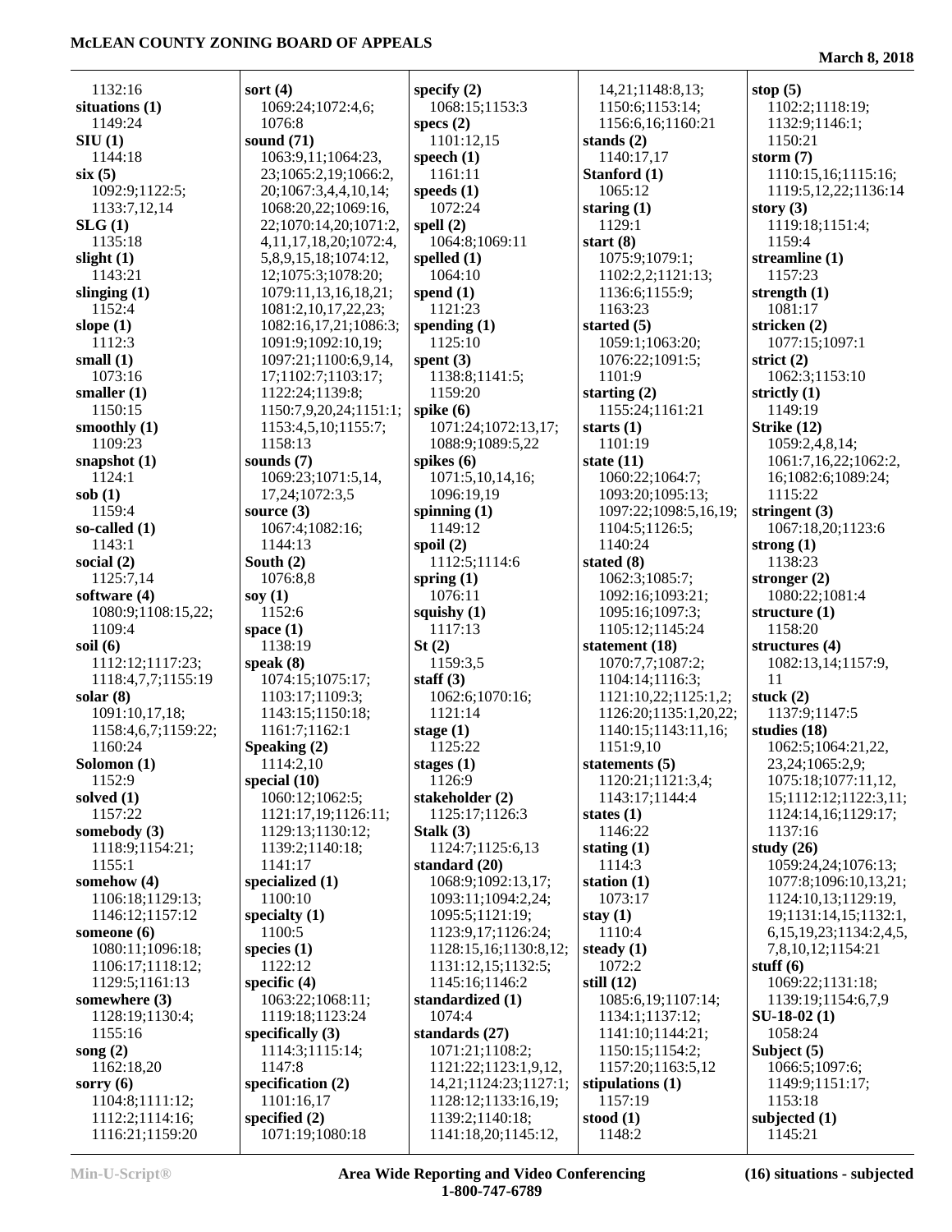1132:16
**situations (1)**
1149:24
**SIU (1)**
1144:18
**six (5)**
1092:9;1122:5;
1133:7,12,14
**SLG (1)**
1135:18
**slight (1)**
1143:21
**slinging (1)**
1152:4
**slope (1)**
1112:3
**small (1)**
1073:16
**smaller (1)**
1150:15
**smoothly (1)**
1109:23
**snapshot (1)**
1124:1
**sob (1)**
1159:4
**so-called (1)**
1143:1
**social (2)**
1125:7,14
**software (4)**
1080:9;1108:15,22;
1109:4
**soil (6)**
1112:12;1117:23;
1118:4,7,7;1155:19
**solar (8)**
1091:10,17,18;
1158:4,6,7;1159:22;
1160:24
**Solomon (1)**
1152:9
**solved (1)**
1157:22
**somebody (3)**
1118:9;1154:21;
1155:1
**somehow (4)**
1106:18;1129:13;
1146:12;1157:12
**someone (6)**
1080:11;1096:18;
1106:17;1118:12;
1129:5;1161:13
**somewhere (3)**
1128:19;1130:4;
1155:16
**song (2)**
1162:18,20
**sorry (6)**
1104:8;1111:12;
1112:2;1114:16;
1116:21;1159:20
**sort (4)**
1069:24;1072:4,6;
1076:8
**sound (71)**
1063:9,11;1064:23,
23;1065:2,19;1066:2,
20;1067:3,4,4,10,14;
1068:20,22;1069:16,
22;1070:14,20;1071:2,
4,11,17,18,20;1072:4,
5,8,9,15,18;1074:12,
12;1075:3;1078:20;
1079:11,13,16,18,21;
1081:2,10,17,22,23;
1082:16,17,21;1086:3;
1091:9;1092:10,19;
1097:21;1100:6,9,14,
17;1102:7;1103:17;
1122:24;1139:8;
1150:7,9,20,24;1151:1;
1153:4,5,10;1155:7;
1158:13
**sounds (7)**
1069:23;1071:5,14,
17,24;1072:3,5
**source (3)**
1067:4;1082:16;
1144:13
**South (2)**
1076:8,8
**soy (1)**
1152:6
**space (1)**
1138:19
**speak (8)**
1074:15;1075:17;
1103:17;1109:3;
1143:15;1150:18;
1161:7;1162:1
**Speaking (2)**
1114:2,10
**special (10)**
1060:12;1062:5;
1121:17,19;1126:11;
1129:13;1130:12;
1139:2;1140:18;
1141:17
**specialized (1)**
1100:10
**specialty (1)**
1100:5
**species (1)**
1122:12
**specific (4)**
1063:22;1068:11;
1119:18;1123:24
**specifically (3)**
1114:3;1115:14;
1147:8
**specification (2)**
1101:16,17
**specified (2)**
1071:19;1080:18
**specify (2)**
1068:15;1153:3
**specs (2)**
1101:12,15
**speech (1)**
1161:11
**speeds (1)**
1072:24
**spell (2)**
1064:8;1069:11
**spelled (1)**
1064:10
**spend (1)**
1121:23
**spending (1)**
1125:10
**spent (3)**
1138:8;1141:5;
1159:20
**spike (6)**
1071:24;1072:13,17;
1088:9;1089:5,22
**spikes (6)**
1071:5,10,14,16;
1096:19,19
**spinning (1)**
1149:12
**spoil (2)**
1112:5;1114:6
**spring (1)**
1076:11
**squishy (1)**
1117:13
**St (2)**
1159:3,5
**staff (3)**
1062:6;1070:16;
1121:14
**stage (1)**
1125:22
**stages (1)**
1126:9
**stakeholder (2)**
1125:17;1126:3
**Stalk (3)**
1124:7;1125:6,13
**standard (20)**
1068:9;1092:13,17;
1093:11;1094:2,24;
1095:5;1121:19;
1123:9,17;1126:24;
1128:15,16;1130:8,12;
1131:12,15;1132:5;
1145:16;1146:2
**standardized (1)**
1074:4
**standards (27)**
1071:21;1108:2;
1121:22;1123:1,9,12,
14,21;1124:23;1127:1;
1128:12;1133:16,19;
1139:2;1140:18;
1141:18,20;1145:12,
14,21;1148:8,13;
1150:6;1153:14;
1156:6,16;1160:21
**stands (2)**
1140:17,17
**Stanford (1)**
1065:12
**staring (1)**
1129:1
**start (8)**
1075:9;1079:1;
1102:2,2;1121:13;
1136:6;1155:9;
1163:23
**started (5)**
1059:1;1063:20;
1076:22;1091:5;
1101:9
**starting (2)**
1155:24;1161:21
**starts (1)**
1101:19
**state (11)**
1060:22;1064:7;
1093:20;1095:13;
1097:22;1098:5,16,19;
1104:5;1126:5;
1140:24
**stated (8)**
1062:3;1085:7;
1092:16;1093:21;
1095:16;1097:3;
1105:12;1145:24
**statement (18)**
1070:7,7;1087:2;
1104:14;1116:3;
1121:10,22;1125:1,2;
1126:20;1135:1,20,22;
1140:15;1143:11,16;
1151:9,10
**statements (5)**
1120:21;1121:3,4;
1143:17;1144:4
**states (1)**
1146:22
**stating (1)**
1114:3
**station (1)**
1073:17
**stay (1)**
1110:4
**steady (1)**
1072:2
**still (12)**
1085:6,19;1107:14;
1134:1;1137:12;
1141:10;1144:21;
1150:15;1154:2;
1157:20;1163:5,12
**stipulations (1)**
1157:19
**stood (1)**
1148:2
**stop (5)**
1102:2;1118:19;
1132:9;1146:1;
1150:21
**storm (7)**
1110:15,16;1115:16;
1119:5,12,22;1136:14
**story (3)**
1119:18;1151:4;
1159:4
**streamline (1)**
1157:23
**strength (1)**
1081:17
**stricken (2)**
1077:15;1097:1
**strict (2)**
1062:3;1153:10
**strictly (1)**
1149:19
**Strike (12)**
1059:2,4,8,14;
1061:7,16,22;1062:2,
16;1082:6;1089:24;
1115:22
**stringent (3)**
1067:18,20;1123:6
**strong (1)**
1138:23
**stronger (2)**
1080:22;1081:4
**structure (1)**
1158:20
**structures (4)**
1082:13,14;1157:9,
11
**stuck (2)**
1137:9;1147:5
**studies (18)**
1062:5;1064:21,22,
23,24;1065:2,9;
1075:18;1077:11,12,
15;1112:12;1122:3,11;
1124:14,16;1129:17;
1137:16
**study (26)**
1059:24,24;1076:13;
1077:8;1096:10,13,21;
1124:10,13;1129:19,
19;1131:14,15;1132:1,
6,15,19,23;1134:2,4,5,
7,8,10,12;1154:21
**stuff (6)**
1069:22;1131:18;
1139:19;1154:6,7,9
**SU-18-02 (1)**
1058:24
**Subject (5)**
1066:5;1097:6;
1149:9;1151:17;
1153:18
**subjected (1)**
1145:21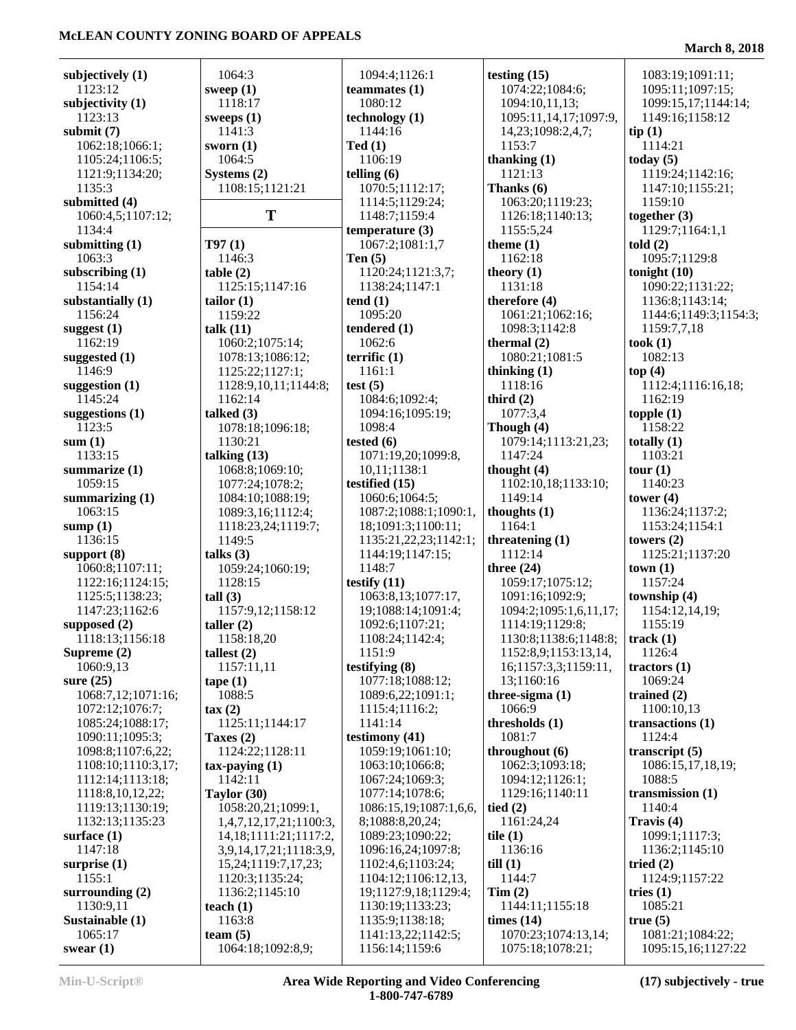**subjectively (1)**
1123:12
**subjectivity (1)**
1123:13
**submit (7)**
1062:18;1066:1;
1105:24;1106:5;
1121:9;1134:20;
1135:3
**submitted (4)**
1060:4,5;1107:12;
1134:4
**submitting (1)**
1063:3
**subscribing (1)**
1154:14
**substantially (1)**
1156:24
**suggest (1)**
1162:19
**suggested (1)**
1146:9
**suggestion (1)**
1145:24
**suggestions (1)**
1123:5
**sum (1)**
1133:15
**summarize (1)**
1059:15
**summarizing (1)**
1063:15
**sump (1)**
1136:15
**support (8)**
1060:8;1107:11;
1122:16;1124:15;
1125:5;1138:23;
1147:23;1162:6
**supposed (2)**
1118:13;1156:18
**Supreme (2)**
1060:9,13
**sure (25)**
1068:7,12;1071:16;
1072:12;1076:7;
1085:24;1088:17;
1090:11;1095:3;
1098:8;1107:6,22;
1108:10;1110:3,17;
1112:14;1113:18;
1118:8,10,12,22;
1119:13;1130:19;
1132:13;1135:23
**surface (1)**
1147:18
**surprise (1)**
1155:1
**surrounding (2)**
1130:9,11
**Sustainable (1)**
1065:17
**swear (1)**
1064:3
**sweep (1)**
1118:17
**sweeps (1)**
1141:3
**sworn (1)**
1064:5
**Systems (2)**
1108:15;1121:21

## T

**T97 (1)**
1146:3
**table (2)**
1125:15;1147:16
**tailor (1)**
1159:22
**talk (11)**
1060:2;1075:14;
1078:13;1086:12;
1125:22;1127:1;
1128:9,10,11;1144:8;
1162:14
**talked (3)**
1078:18;1096:18;
1130:21
**talking (13)**
1068:8;1069:10;
1077:24;1078:2;
1084:10;1088:19;
1089:3,16;1112:4;
1118:23,24;1119:7;
1149:5
**talks (3)**
1059:24;1060:19;
1128:15
**tall (3)**
1157:9,12;1158:12
**taller (2)**
1158:18,20
**tallest (2)**
1157:11,11
**tape (1)**
1088:5
**tax (2)**
1125:11;1144:17
**Taxes (2)**
1124:22;1128:11
**tax-paying (1)**
1142:11
**Taylor (30)**
1058:20,21;1099:1,
1,4,7,12,17,21;1100:3,
14,18;1111:21;1117:2,
3,9,14,17,21;1118:3,9,
15,24;1119:7,17,23;
1120:3;1135:24;
1136:2;1145:10
**teach (1)**
1163:8
**team (5)**
1064:18;1092:8,9;
1094:4;1126:1
**teammates (1)**
1080:12
**technology (1)**
1144:16
**Ted (1)**
1106:19
**telling (6)**
1070:5;1112:17;
1114:5;1129:24;
1148:7;1159:4
**temperature (3)**
1067:2;1081:1,7
**Ten (5)**
1120:24;1121:3,7;
1138:24;1147:1
**tend (1)**
1095:20
**tendered (1)**
1062:6
**terrific (1)**
1161:1
**test (5)**
1084:6;1092:4;
1094:16;1095:19;
1098:4
**tested (6)**
1071:19,20;1099:8,
10,11;1138:1
**testified (15)**
1060:6;1064:5;
1087:2;1088:1;1090:1,
18;1091:3;1100:11;
1135:21,22,23;1142:1;
1144:19;1147:15;
1148:7
**testify (11)**
1063:8,13;1077:17,
19;1088:14;1091:4;
1092:6;1107:21;
1108:24;1142:4;
1151:9
**testifying (8)**
1077:18;1088:12;
1089:6,22;1091:1;
1115:4;1116:2;
1141:14
**testimony (41)**
1059:19;1061:10;
1063:10;1066:8;
1067:24;1069:3;
1077:14;1078:6;
1086:15,19;1087:1,6,6,
8;1088:8,20,24;
1089:23;1090:22;
1096:16,24;1097:8;
1102:4,6;1103:24;
1104:12;1106:12,13,
19;1127:9,18;1129:4;
1130:19;1133:23;
1135:9;1138:18;
1141:13,22;1142:5;
1156:14;1159:6
**testing (15)**
1074:22;1084:6;
1094:10,11,13;
1095:11,14,17;1097:9,
14,23;1098:2,4,7;
1153:7
**thanking (1)**
1121:13
**Thanks (6)**
1063:20;1119:23;
1126:18;1140:13;
1155:5,24
**theme (1)**
1162:18
**theory (1)**
1131:18
**therefore (4)**
1061:21;1062:16;
1098:3;1142:8
**thermal (2)**
1080:21;1081:5
**thinking (1)**
1118:16
**third (2)**
1077:3,4
**Though (4)**
1079:14;1113:21,23;
1147:24
**thought (4)**
1102:10,18;1133:10;
1149:14
**thoughts (1)**
1164:1
**threatening (1)**
1112:14
**three (24)**
1059:17;1075:12;
1091:16;1092:9;
1094:2;1095:1,6,11,17;
1114:19;1129:8;
1130:8;1138:6;1148:8;
1152:8,9;1153:13,14,
16;1157:3,3;1159:11,
13;1160:16
**three-sigma (1)**
1066:9
**thresholds (1)**
1081:7
**throughout (6)**
1062:3;1093:18;
1094:12;1126:1;
1129:16;1140:11
**tied (2)**
1161:24,24
**tile (1)**
1136:16
**till (1)**
1144:7
**Tim (2)**
1144:11;1155:18
**times (14)**
1070:23;1074:13,14;
1075:18;1078:21;
1083:19;1091:11;
1095:11;1097:15;
1099:15,17;1144:14;
1149:16;1158:12
**tip (1)**
1114:21
**today (5)**
1119:24;1142:16;
1147:10;1155:21;
1159:10
**together (3)**
1129:7;1164:1,1
**told (2)**
1095:7;1129:8
**tonight (10)**
1090:22;1131:22;
1136:8;1143:14;
1144:6;1149:3;1154:3;
1159:7,7,18
**took (1)**
1082:13
**top (4)**
1112:4;1116:16,18;
1162:19
**topple (1)**
1158:22
**totally (1)**
1103:21
**tour (1)**
1140:23
**tower (4)**
1136:24;1137:2;
1153:24;1154:1
**towers (2)**
1125:21;1137:20
**town (1)**
1157:24
**township (4)**
1154:12,14,19;
1155:19
**track (1)**
1126:4
**tractors (1)**
1069:24
**trained (2)**
1100:10,13
**transactions (1)**
1124:4
**transcript (5)**
1086:15,17,18,19;
1088:5
**transmission (1)**
1140:4
**Travis (4)**
1099:1;1117:3;
1136:2;1145:10
**tried (2)**
1124:9;1157:22
**tries (1)**
1085:21
**true (5)**
1081:21;1084:22;
1095:15,16;1127:22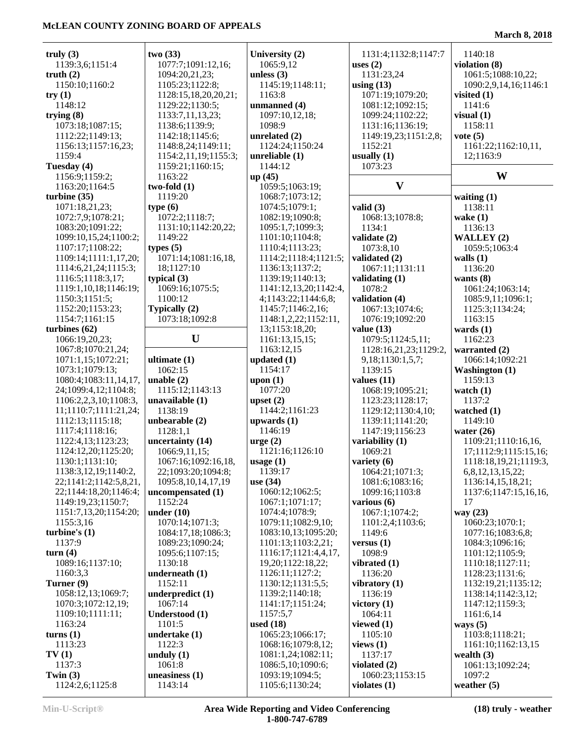**truly (3)**
1139:3,6;1151:4
**truth (2)**
1150:10;1160:2
**try (1)**
1148:12
**trying (8)**
1073:18;1087:15;
1112:22;1149:13;
1156:13;1157:16,23;
1159:4
**Tuesday (4)**
1156:9;1159:2;
1163:20;1164:5
**turbine (35)**
1071:18,21,23;
1072:7,9;1078:21;
1083:20;1091:22;
1099:10,15,24;1100:2;
1107:17;1108:22;
1109:14;1111:1,17,20;
1114:6,21,24;1115:3;
1116:5;1118:3,17;
1119:1,10,18;1146:19;
1150:3;1151:5;
1152:20;1153:23;
1154:7;1161:15
**turbines (62)**
1066:19,20,23;
1067:8;1070:21,24;
1071:1,15;1072:21;
1073:1;1079:13;
1080:4;1083:11,14,17,
24;1099:4,12;1104:8;
1106:2,2,3,10;1108:3,
11;1110:7;1111:21,24;
1112:13;1115:18;
1117:4;1118:16;
1122:4,13;1123:23;
1124:12,20;1125:20;
1130:1;1131:10;
1138:3,12,19;1140:2,
22;1141:2;1142:5,8,21,
22;1144:18,20;1146:4;
1149:19,23;1150:7;
1151:7,13,20;1154:20;
1155:3,16
**turbine's (1)**
1137:9
**turn (4)**
1089:16;1137:10;
1160:3,3
**Turner (9)**
1058:12,13;1069:7;
1070:3;1072:12,19;
1109:10;1111:11;
1163:24
**turns (1)**
1113:23
**TV (1)**
1137:3
**Twin (3)**
1124:2,6;1125:8
**two (33)**
1077:7;1091:12,16;
1094:20,21,23;
1105:23;1122:8;
1128:15,18,20,20,21;
1129:22;1130:5;
1133:7,11,13,23;
1138:6;1139:9;
1142:18;1145:6;
1148:8,24;1149:11;
1154:2,11,19;1155:3;
1159:21;1160:15;
1163:22
**two-fold (1)**
1119:20
**type (6)**
1072:2;1118:7;
1131:10;1142:20,22;
1149:22
**types (5)**
1071:14;1081:16,18,
18;1127:10
**typical (3)**
1069:16;1075:5;
1100:12
**Typically (2)**
1073:18;1092:8

## U

**ultimate (1)**
1062:15
**unable (2)**
1115:12;1143:13
**unavailable (1)**
1138:19
**unbearable (2)**
1128:1,1
**uncertainty (14)**
1066:9,11,15;
1067:16;1092:16,18,
22;1093:20;1094:8;
1095:8,10,14,17,19
**uncompensated (1)**
1152:24
**under (10)**
1070:14;1071:3;
1084:17,18;1086:3;
1089:23;1090:24;
1095:6;1107:15;
1130:18
**underneath (1)**
1152:11
**underpredict (1)**
1067:14
**Understood (1)**
1101:5
**undertake (1)**
1122:3
**unduly (1)**
1061:8
**uneasiness (1)**
1143:14
**University (2)**
1065:9,12
**unless (3)**
1145:19;1148:11;
1163:8
**unmanned (4)**
1097:10,12,18;
1098:9
**unrelated (2)**
1124:24;1150:24
**unreliable (1)**
1144:12
**up (45)**
1059:5;1063:19;
1068:7;1073:12;
1074:5;1079:1;
1082:19;1090:8;
1095:1,7;1099:3;
1101:10;1104:8;
1110:4;1113:23;
1114:2;1118:4;1121:5;
1136:13;1137:2;
1139:19;1140:13;
1141:12,13,20;1142:4,
4;1143:22;1144:6,8;
1145:7;1146:2,16;
1148:1,2,22;1152:11,
13;1153:18,20;
1161:13,15,15;
1163:12,15
**updated (1)**
1154:17
**upon (1)**
1077:20
**upset (2)**
1144:2;1161:23
**upwards (1)**
1146:19
**urge (2)**
1121:16;1126:10
**usage (1)**
1139:17
**use (34)**
1060:12;1062:5;
1067:1;1071:17;
1074:4;1078:9;
1079:11;1082:9,10;
1083:10,13;1095:20;
1101:13;1103:2,21;
1116:17;1121:4,4,17,
19,20;1122:18,22;
1126:11;1127:2;
1130:12;1131:5,5;
1139:2;1140:18;
1141:17;1151:24;
1157:5,7
**used (18)**
1065:23;1066:17;
1068:16;1079:8,12;
1081:1,24;1082:11;
1086:5,10;1090:6;
1093:19;1094:5;
1105:6;1130:24;
1131:4;1132:8;1147:7
**uses (2)**
1131:23,24
**using (13)**
1071:19;1079:20;
1081:12;1092:15;
1099:24;1102:22;
1131:16;1136:19;
1149:19,23;1151:2,8;
1152:21
**usually (1)**
1073:23

## V

**valid (3)**
1068:13;1078:8;
1134:1
**validate (2)**
1073:8,10
**validated (2)**
1067:11;1131:11
**validating (1)**
1078:2
**validation (4)**
1067:13;1074:6;
1076:19;1092:20
**value (13)**
1079:5;1124:5,11;
1128:16,21,23;1129:2,
9,18;1130:1,5,7;
1139:15
**values (11)**
1068:19;1095:21;
1123:23;1128:17;
1129:12;1130:4,10;
1139:11;1141:20;
1147:19;1156:23
**variability (1)**
1069:21
**variety (6)**
1064:21;1071:3;
1081:6;1083:16;
1099:16;1103:8
**various (6)**
1067:1;1074:2;
1101:2,4;1103:6;
1149:6
**versus (1)**
1098:9
**vibrated (1)**
1136:20
**vibratory (1)**
1136:19
**victory (1)**
1064:11
**viewed (1)**
1105:10
**views (1)**
1137:17
**violated (2)**
1060:23;1153:15
**violates (1)**
1140:18
**violation (8)**
1061:5;1088:10,22;
1090:2,9,14,16;1146:1
**visited (1)**
1141:6
**visual (1)**
1158:11
**vote (5)**
1161:22;1162:10,11,
12;1163:9

## W

**waiting (1)**
1138:11
**wake (1)**
1136:13
**WALLEY (2)**
1059:5;1063:4
**walls (1)**
1136:20
**wants (8)**
1061:24;1063:14;
1085:9,11;1096:1;
1125:3;1134:24;
1163:15
**wards (1)**
1162:23
**warranted (2)**
1066:14;1092:21
**Washington (1)**
1159:13
**watch (1)**
1137:2
**watched (1)**
1149:10
**water (26)**
1109:21;1110:16,16,
17;1112:9;1115:15,16;
1118:18,19,21;1119:3,
6,8,12,13,15,22;
1136:14,15,18,21;
1137:6;1147:15,16,16,
17
**way (23)**
1060:23;1070:1;
1077:16;1083:6,8;
1084:3;1096:16;
1101:12;1105:9;
1110:18;1127:11;
1128:23;1131:6;
1132:19,21;1135:12;
1138:14;1142:3,12;
1147:12;1159:3;
1161:6,14
**ways (5)**
1103:8;1118:21;
1161:10;1162:13,15
**wealth (3)**
1061:13;1092:24;
1097:2
**weather (5)**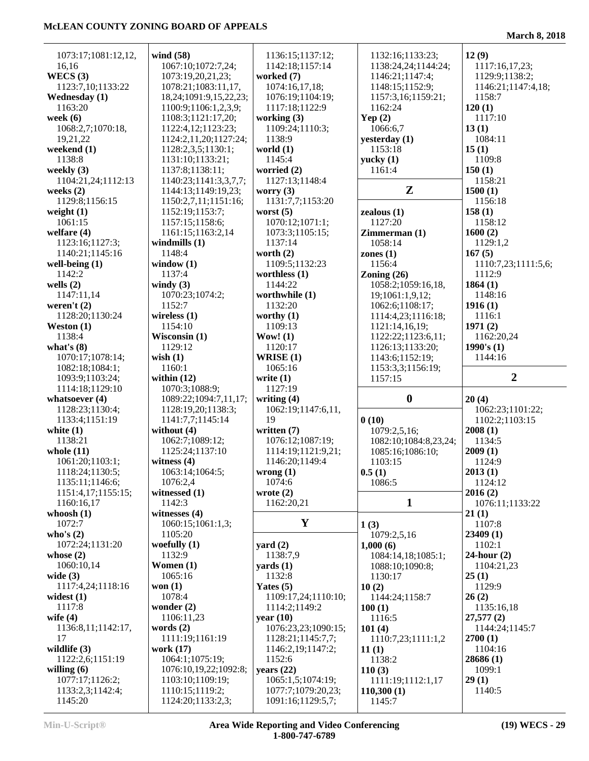1073:17;1081:12,12,
16,16
**WECS (3)**
1123:7,10;1133:22
**Wednesday (1)**
1163:20
**week (6)**
1068:2,7;1070:18,
19,21,22
**weekend (1)**
1138:8
**weekly (3)**
1104:21,24;1112:13
**weeks (2)**
1129:8;1156:15
**weight (1)**
1061:15
**welfare (4)**
1123:16;1127:3;
1140:21;1145:16
**well-being (1)**
1142:2
**wells (2)**
1147:11,14
**weren't (2)**
1128:20;1130:24
**Weston (1)**
1138:4
**what's (8)**
1070:17;1078:14;
1082:18;1084:1;
1093:9;1103:24;
1114:18;1129:10
**whatsoever (4)**
1128:23;1130:4;
1133:4;1151:19
**white (1)**
1138:21
**whole (11)**
1061:20;1103:1;
1118:24;1130:5;
1135:11;1146:6;
1151:4,17;1155:15;
1160:16,17
**whoosh (1)**
1072:7
**who's (2)**
1072:24;1131:20
**whose (2)**
1060:10,14
**wide (3)**
1117:4,24;1118:16
**widest (1)**
1117:8
**wife (4)**
1136:8,11;1142:17,
17
**wildlife (3)**
1122:2,6;1151:19
**willing (6)**
1077:17;1126:2;
1133:2,3;1142:4;
1145:20

**wind (58)**
1067:10;1072:7,24;
1073:19,20,21,23;
1078:21;1083:11,17,
18,24;1091:9,15,22,23;
1100:9;1106:1,2,3,9;
1108:3;1121:17,20;
1122:4,12;1123:23;
1124:2,11,20;1127:24;
1128:2,3,5;1130:1;
1131:10;1133:21;
1137:8;1138:11;
1140:23;1141:3,3,7,7;
1144:13;1149:19,23;
1150:2,7,11;1151:16;
1152:19;1153:7;
1157:15;1158:6;
1161:15;1163:2,14
**windmills (1)**
1148:4
**window (1)**
1137:4
**windy (3)**
1070:23;1074:2;
1152:7
**wireless (1)**
1154:10
**Wisconsin (1)**
1129:12
**wish (1)**
1160:1
**within (12)**
1070:3;1088:9;
1089:22;1094:7,11,17;
1128:19,20;1138:3;
1141:7,7;1145:14
**without (4)**
1062:7;1089:12;
1125:24;1137:10
**witness (4)**
1063:14;1064:5;
1076:2,4
**witnessed (1)**
1142:3
**witnesses (4)**
1060:15;1061:1,3;
1105:20
**woefully (1)**
1132:9
**Women (1)**
1065:16
**won (1)**
1078:4
**wonder (2)**
1106:11,23
**words (2)**
1111:19;1161:19
**work (17)**
1064:1;1075:19;
1076:10,19,22;1092:8;
1103:10;1109:19;
1110:15;1119:2;
1124:20;1133:2,3;

1136:15;1137:12;
1142:18;1157:14
**worked (7)**
1074:16,17,18;
1076:19;1104:19;
1117:18;1122:9
**working (3)**
1109:24;1110:3;
1138:9
**world (1)**
1145:4
**worried (2)**
1127:13;1148:4
**worry (3)**
1131:7,7;1153:20
**worst (5)**
1070:12;1071:1;
1073:3;1105:15;
1137:14
**worth (2)**
1109:5;1132:23
**worthless (1)**
1144:22
**worthwhile (1)**
1132:20
**worthy (1)**
1109:13
**Wow! (1)**
1120:17
**WRISE (1)**
1065:16
**write (1)**
1127:19
**writing (4)**
1062:19;1147:6,11,
19
**written (7)**
1076:12;1087:19;
1114:19;1121:9,21;
1146:20;1149:4
**wrong (1)**
1074:6
**wrote (2)**
1162:20,21

## Y

**yard (2)**
1138:7,9
**yards (1)**
1132:8
**Yates (5)**
1109:17,24;1110:10;
1114:2;1149:2
**year (10)**
1076:23,23;1090:15;
1128:21;1145:7,7;
1146:2,19;1147:2;
1152:6
**years (22)**
1065:1,5;1074:19;
1077:7;1079:20,23;
1091:16;1129:5,7;

1132:16;1133:23;
1138:24,24;1144:24;
1146:21;1147:4;
1148:15;1152:9;
1157:3,16;1159:21;
1162:24
**Yep (2)**
1066:6,7
**yesterday (1)**
1153:18
**yucky (1)**
1161:4

## Z

**zealous (1)**
1127:20
**Zimmerman (1)**
1058:14
**zones (1)**
1156:4
**Zoning (26)**
1058:2;1059:16,18,
19;1061:1,9,12;
1062:6;1108:17;
1114:4,23;1116:18;
1121:14,16,19;
1122:22;1123:6,11;
1126:13;1133:20;
1143:6;1152:19;
1153:3,3;1156:19;
1157:15

## 0

**0 (10)**
1079:2,5,16;
1082:10;1084:8,23,24;
1085:16;1086:10;
1103:15
**0.5 (1)**
1086:5

## 1

**1 (3)**
1079:2,5,16
**1,000 (6)**
1084:14,18;1085:1;
1088:10;1090:8;
1130:17
**10 (2)**
1144:24;1158:7
**100 (1)**
1116:5
**101 (4)**
1110:7,23;1111:1,2
**11 (1)**
1138:2
**110 (3)**
1111:19;1112:1,17
**110,300 (1)**
1145:7

**12 (9)**
1117:16,17,23;
1129:9;1138:2;
1146:21;1147:4,18;
1158:7
**120 (1)**
1117:10
**13 (1)**
1084:11
**15 (1)**
1109:8
**150 (1)**
1158:21
**1500 (1)**
1156:18
**158 (1)**
1158:12
**1600 (2)**
1129:1,2
**167 (5)**
1110:7,23;1111:5,6;
1112:9
**1864 (1)**
1148:16
**1916 (1)**
1116:1
**1971 (2)**
1162:20,24
**1990's (1)**
1144:16

## 2

**20 (4)**
1062:23;1101:22;
1102:2;1103:15
**2008 (1)**
1134:5
**2009 (1)**
1124:9
**2013 (1)**
1124:12
**2016 (2)**
1076:11;1133:22
**21 (1)**
1107:8
**23409 (1)**
1102:1
**24-hour (2)**
1104:21,23
**25 (1)**
1129:9
**26 (2)**
1135:16,18
**27,577 (2)**
1144:24;1145:7
**2700 (1)**
1104:16
**28686 (1)**
1099:1
**29 (1)**
1140:5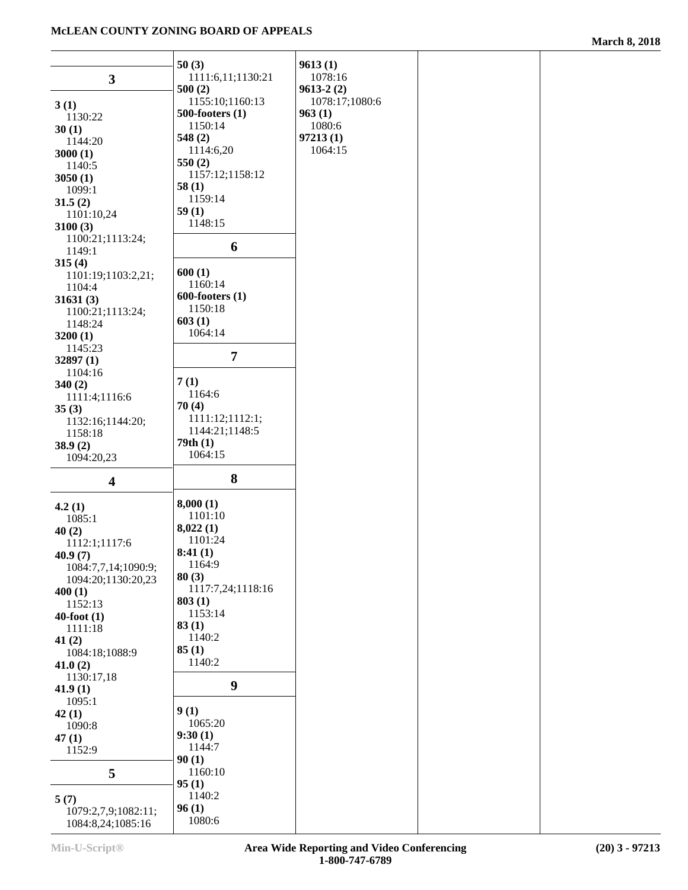## 3

**3 (1)**
1130:22
**30 (1)**
1144:20
**3000 (1)**
1140:5
**3050 (1)**
1099:1
**31.5 (2)**
1101:10,24
**3100 (3)**
1100:21;1113:24;
1149:1
**315 (4)**
1101:19;1103:2,21;
1104:4
**31631 (3)**
1100:21;1113:24;
1148:24
**3200 (1)**
1145:23
**32897 (1)**
1104:16
**340 (2)**
1111:4;1116:6
**35 (3)**
1132:16;1144:20;
1158:18
**38.9 (2)**
1094:20,23

## 4

**4.2 (1)**
1085:1
**40 (2)**
1112:1;1117:6
**40.9 (7)**
1084:7,7,14;1090:9;
1094:20;1130:20,23
**400 (1)**
1152:13
**40-foot (1)**
1111:18
**41 (2)**
1084:18;1088:9
**41.0 (2)**
1130:17,18
**41.9 (1)**
1095:1
**42 (1)**
1090:8
**47 (1)**
1152:9

## 5

**5 (7)**
1079:2,7,9;1082:11;
1084:8,24;1085:16
**50 (3)**
1111:6,11;1130:21
**500 (2)**
1155:10;1160:13
**500-footers (1)**
1150:14
**548 (2)**
1114:6,20
**550 (2)**
1157:12;1158:12
**58 (1)**
1159:14
**59 (1)**
1148:15

## 6

**600 (1)**
1160:14
**600-footers (1)**
1150:18
**603 (1)**
1064:14

## 7

**7 (1)**
1164:6
**70 (4)**
1111:12;1112:1;
1144:21;1148:5
**79th (1)**
1064:15

## 8

**8,000 (1)**
1101:10
**8,022 (1)**
1101:24
**8:41 (1)**
1164:9
**80 (3)**
1117:7,24;1118:16
**803 (1)**
1153:14
**83 (1)**
1140:2
**85 (1)**
1140:2

## 9

**9 (1)**
1065:20
**9:30 (1)**
1144:7
**90 (1)**
1160:10
**95 (1)**
1140:2
**96 (1)**
1080:6
**9613 (1)**
1078:16
**9613-2 (2)**
1078:17;1080:6
**963 (1)**
1080:6
**97213 (1)**
1064:15